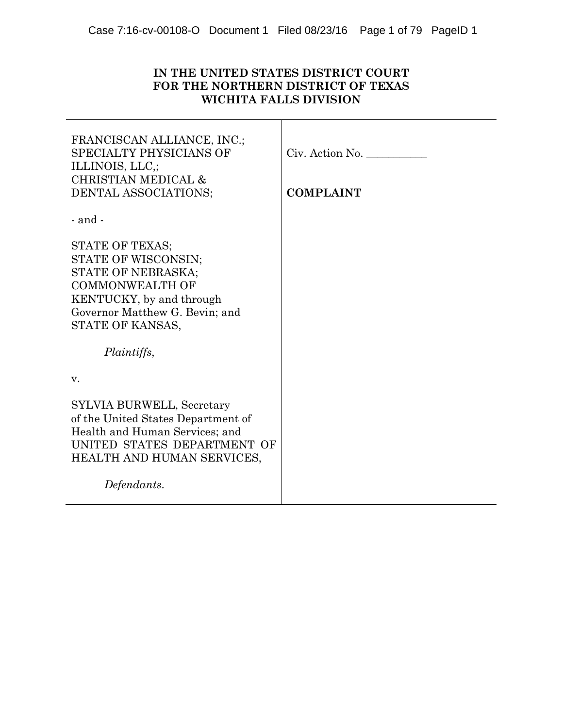**IN THE UNITED STATES DISTRICT COURT**
**FOR THE NORTHERN DISTRICT OF TEXAS**
**WICHITA FALLS DIVISION**

| | |
|---|---|
| FRANCISCAN ALLIANCE, INC.; SPECIALTY PHYSICIANS OF ILLINOIS, LLC,; CHRISTIAN MEDICAL & DENTAL ASSOCIATIONS; | Civ. Action No. \_\_\_\_\_\_\_\_\_\_\_ |
| - and - | **COMPLAINT** |
| STATE OF TEXAS; STATE OF WISCONSIN; STATE OF NEBRASKA; COMMONWEALTH OF KENTUCKY, by and through Governor Matthew G. Bevin; and STATE OF KANSAS, | |
| *Plaintiffs*, | |
| v. | |
| SYLVIA BURWELL, Secretary of the United States Department of Health and Human Services; and UNITED STATES DEPARTMENT OF HEALTH AND HUMAN SERVICES, | |
| *Defendants*. | |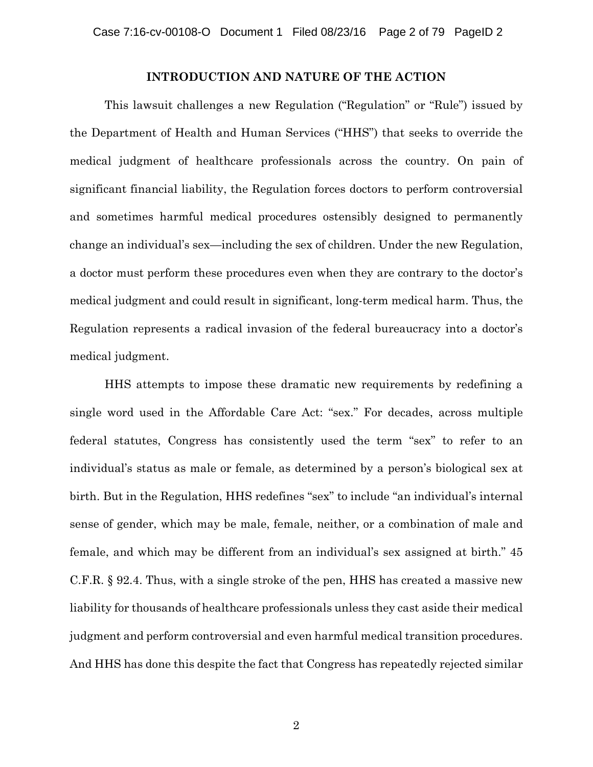## INTRODUCTION AND NATURE OF THE ACTION

This lawsuit challenges a new Regulation ("Regulation" or "Rule") issued by the Department of Health and Human Services ("HHS") that seeks to override the medical judgment of healthcare professionals across the country. On pain of significant financial liability, the Regulation forces doctors to perform controversial and sometimes harmful medical procedures ostensibly designed to permanently change an individual's sex—including the sex of children. Under the new Regulation, a doctor must perform these procedures even when they are contrary to the doctor's medical judgment and could result in significant, long-term medical harm. Thus, the Regulation represents a radical invasion of the federal bureaucracy into a doctor's medical judgment.

HHS attempts to impose these dramatic new requirements by redefining a single word used in the Affordable Care Act: "sex." For decades, across multiple federal statutes, Congress has consistently used the term "sex" to refer to an individual's status as male or female, as determined by a person's biological sex at birth. But in the Regulation, HHS redefines "sex" to include "an individual's internal sense of gender, which may be male, female, neither, or a combination of male and female, and which may be different from an individual's sex assigned at birth." 45 C.F.R. § 92.4. Thus, with a single stroke of the pen, HHS has created a massive new liability for thousands of healthcare professionals unless they cast aside their medical judgment and perform controversial and even harmful medical transition procedures. And HHS has done this despite the fact that Congress has repeatedly rejected similar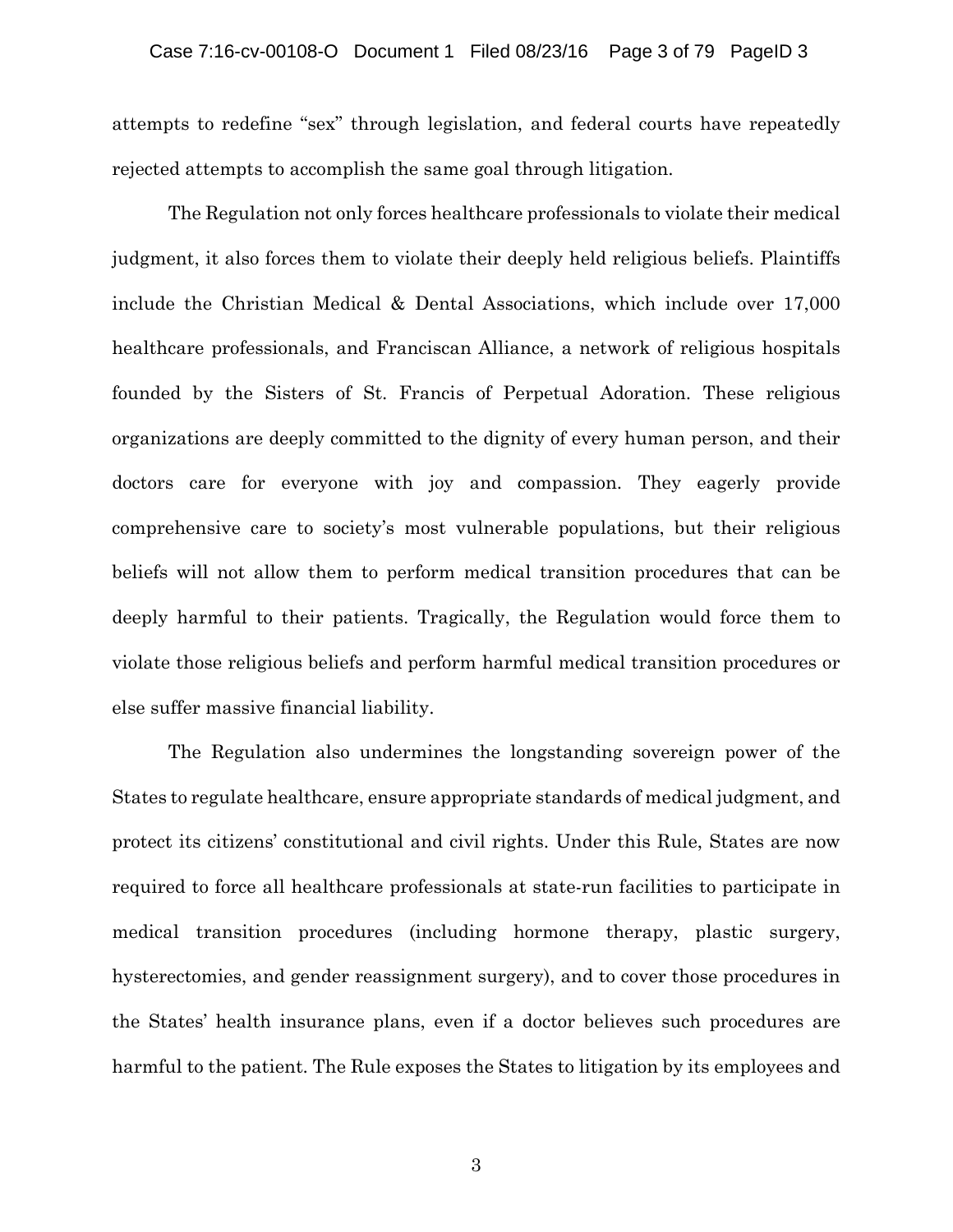attempts to redefine "sex" through legislation, and federal courts have repeatedly rejected attempts to accomplish the same goal through litigation.

The Regulation not only forces healthcare professionals to violate their medical judgment, it also forces them to violate their deeply held religious beliefs. Plaintiffs include the Christian Medical & Dental Associations, which include over 17,000 healthcare professionals, and Franciscan Alliance, a network of religious hospitals founded by the Sisters of St. Francis of Perpetual Adoration. These religious organizations are deeply committed to the dignity of every human person, and their doctors care for everyone with joy and compassion. They eagerly provide comprehensive care to society's most vulnerable populations, but their religious beliefs will not allow them to perform medical transition procedures that can be deeply harmful to their patients. Tragically, the Regulation would force them to violate those religious beliefs and perform harmful medical transition procedures or else suffer massive financial liability.

The Regulation also undermines the longstanding sovereign power of the States to regulate healthcare, ensure appropriate standards of medical judgment, and protect its citizens' constitutional and civil rights. Under this Rule, States are now required to force all healthcare professionals at state-run facilities to participate in medical transition procedures (including hormone therapy, plastic surgery, hysterectomies, and gender reassignment surgery), and to cover those procedures in the States' health insurance plans, even if a doctor believes such procedures are harmful to the patient. The Rule exposes the States to litigation by its employees and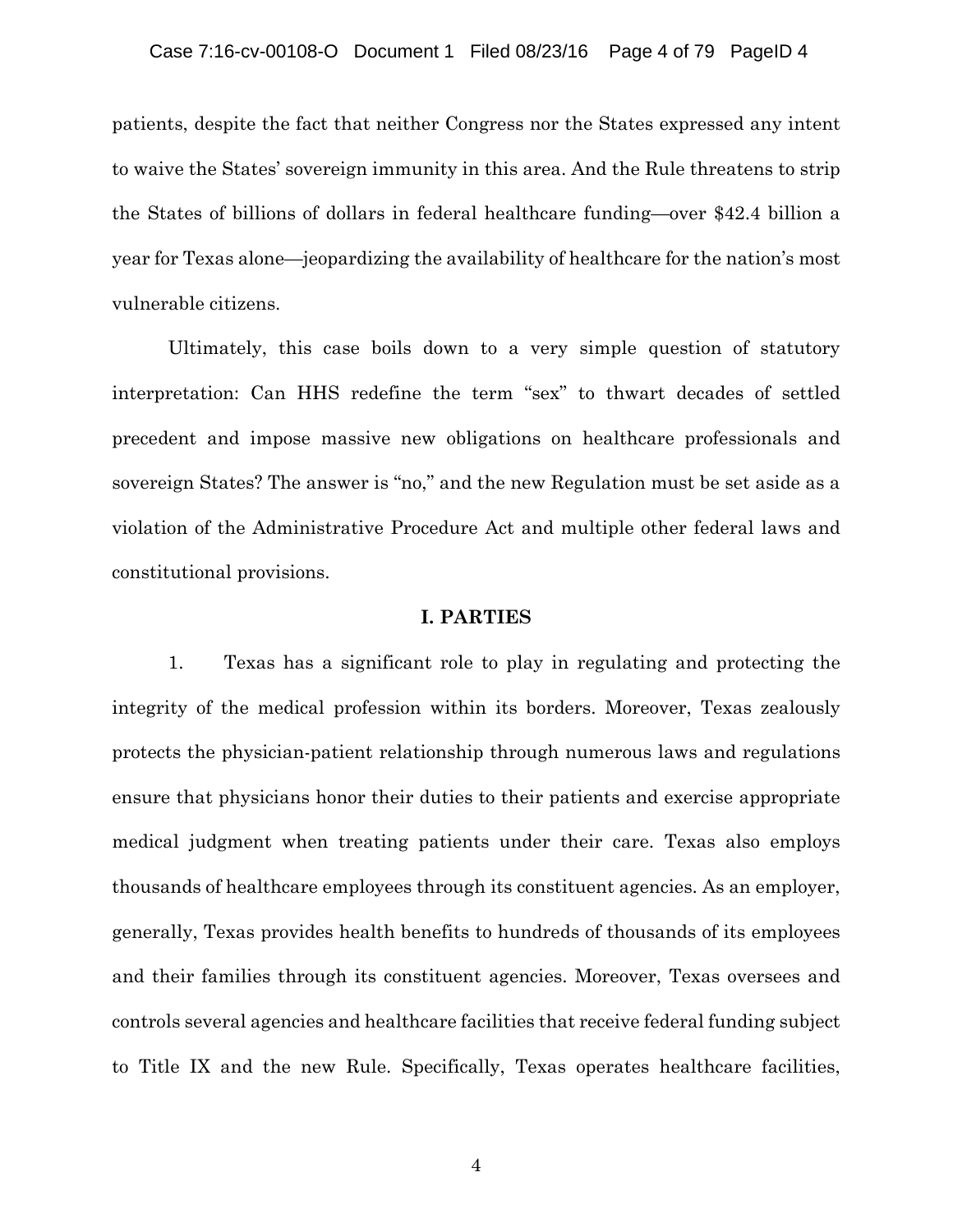patients, despite the fact that neither Congress nor the States expressed any intent to waive the States' sovereign immunity in this area. And the Rule threatens to strip the States of billions of dollars in federal healthcare funding—over $42.4 billion a year for Texas alone—jeopardizing the availability of healthcare for the nation's most vulnerable citizens.

Ultimately, this case boils down to a very simple question of statutory interpretation: Can HHS redefine the term "sex" to thwart decades of settled precedent and impose massive new obligations on healthcare professionals and sovereign States? The answer is "no," and the new Regulation must be set aside as a violation of the Administrative Procedure Act and multiple other federal laws and constitutional provisions.

## I. PARTIES

1. Texas has a significant role to play in regulating and protecting the integrity of the medical profession within its borders. Moreover, Texas zealously protects the physician-patient relationship through numerous laws and regulations ensure that physicians honor their duties to their patients and exercise appropriate medical judgment when treating patients under their care. Texas also employs thousands of healthcare employees through its constituent agencies. As an employer, generally, Texas provides health benefits to hundreds of thousands of its employees and their families through its constituent agencies. Moreover, Texas oversees and controls several agencies and healthcare facilities that receive federal funding subject to Title IX and the new Rule. Specifically, Texas operates healthcare facilities,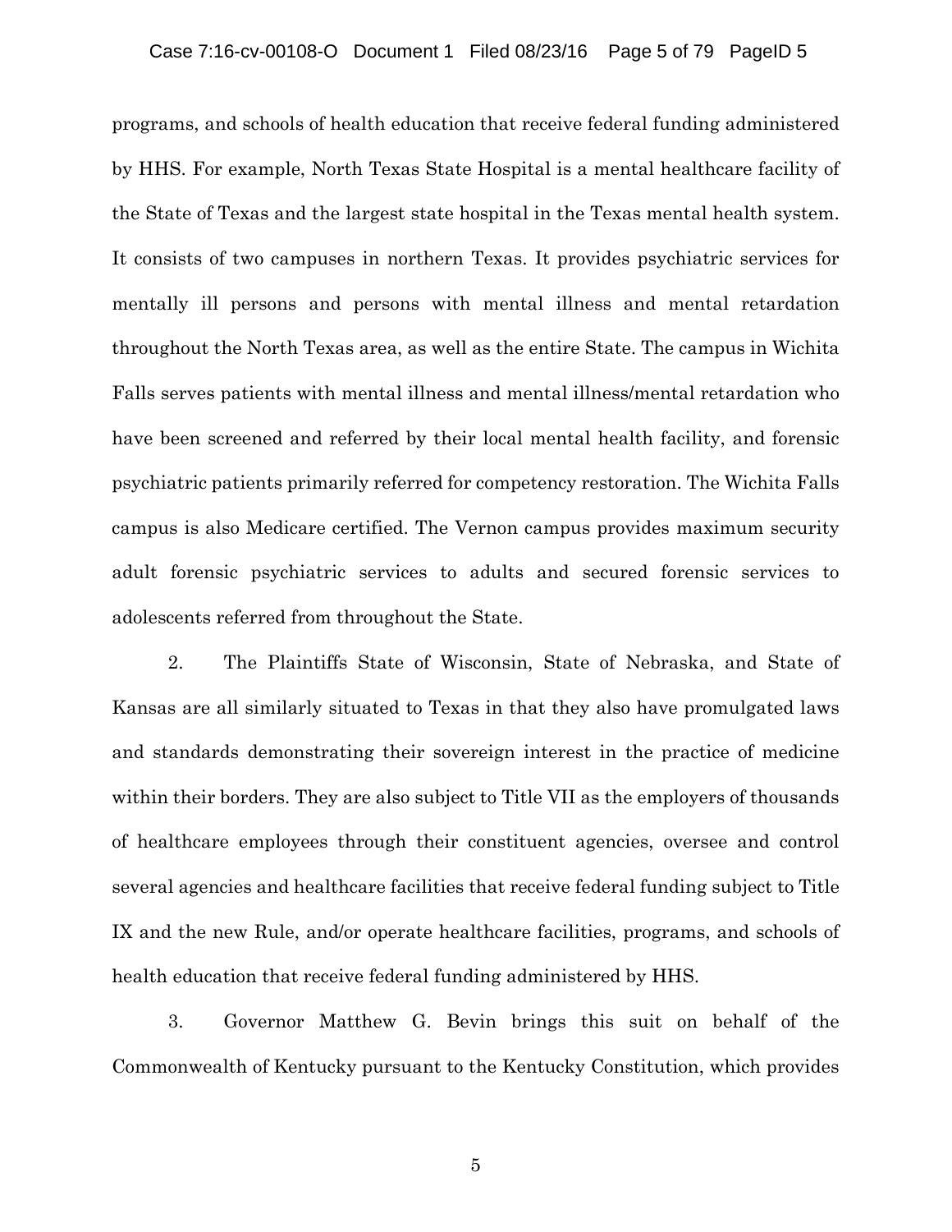programs, and schools of health education that receive federal funding administered by HHS. For example, North Texas State Hospital is a mental healthcare facility of the State of Texas and the largest state hospital in the Texas mental health system. It consists of two campuses in northern Texas. It provides psychiatric services for mentally ill persons and persons with mental illness and mental retardation throughout the North Texas area, as well as the entire State. The campus in Wichita Falls serves patients with mental illness and mental illness/mental retardation who have been screened and referred by their local mental health facility, and forensic psychiatric patients primarily referred for competency restoration. The Wichita Falls campus is also Medicare certified. The Vernon campus provides maximum security adult forensic psychiatric services to adults and secured forensic services to adolescents referred from throughout the State.

2. The Plaintiffs State of Wisconsin, State of Nebraska, and State of Kansas are all similarly situated to Texas in that they also have promulgated laws and standards demonstrating their sovereign interest in the practice of medicine within their borders. They are also subject to Title VII as the employers of thousands of healthcare employees through their constituent agencies, oversee and control several agencies and healthcare facilities that receive federal funding subject to Title IX and the new Rule, and/or operate healthcare facilities, programs, and schools of health education that receive federal funding administered by HHS.

3. Governor Matthew G. Bevin brings this suit on behalf of the Commonwealth of Kentucky pursuant to the Kentucky Constitution, which provides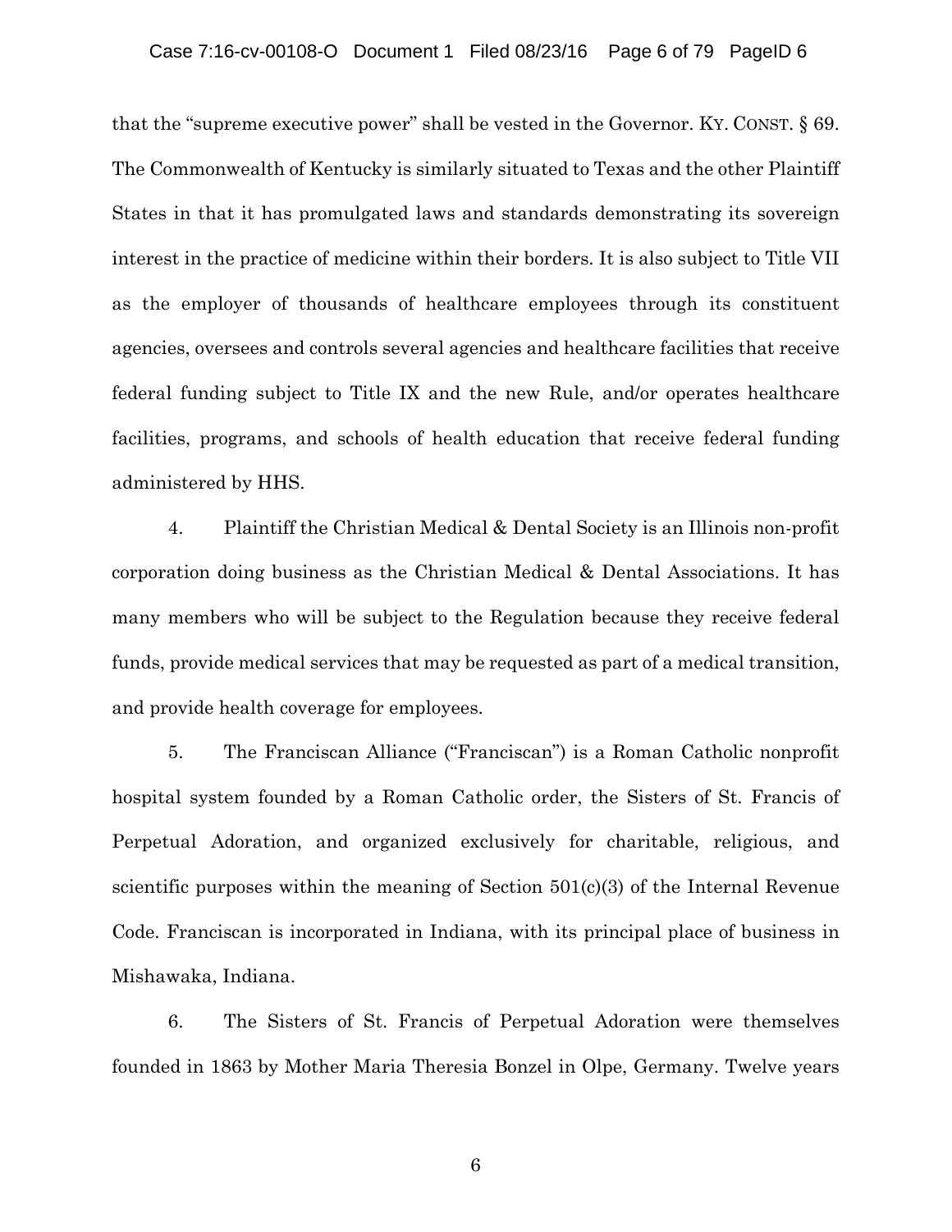that the "supreme executive power" shall be vested in the Governor. KY. CONST. § 69. The Commonwealth of Kentucky is similarly situated to Texas and the other Plaintiff States in that it has promulgated laws and standards demonstrating its sovereign interest in the practice of medicine within their borders. It is also subject to Title VII as the employer of thousands of healthcare employees through its constituent agencies, oversees and controls several agencies and healthcare facilities that receive federal funding subject to Title IX and the new Rule, and/or operates healthcare facilities, programs, and schools of health education that receive federal funding administered by HHS.

4. Plaintiff the Christian Medical & Dental Society is an Illinois non-profit corporation doing business as the Christian Medical & Dental Associations. It has many members who will be subject to the Regulation because they receive federal funds, provide medical services that may be requested as part of a medical transition, and provide health coverage for employees.

5. The Franciscan Alliance ("Franciscan") is a Roman Catholic nonprofit hospital system founded by a Roman Catholic order, the Sisters of St. Francis of Perpetual Adoration, and organized exclusively for charitable, religious, and scientific purposes within the meaning of Section 501(c)(3) of the Internal Revenue Code. Franciscan is incorporated in Indiana, with its principal place of business in Mishawaka, Indiana.

6. The Sisters of St. Francis of Perpetual Adoration were themselves founded in 1863 by Mother Maria Theresia Bonzel in Olpe, Germany. Twelve years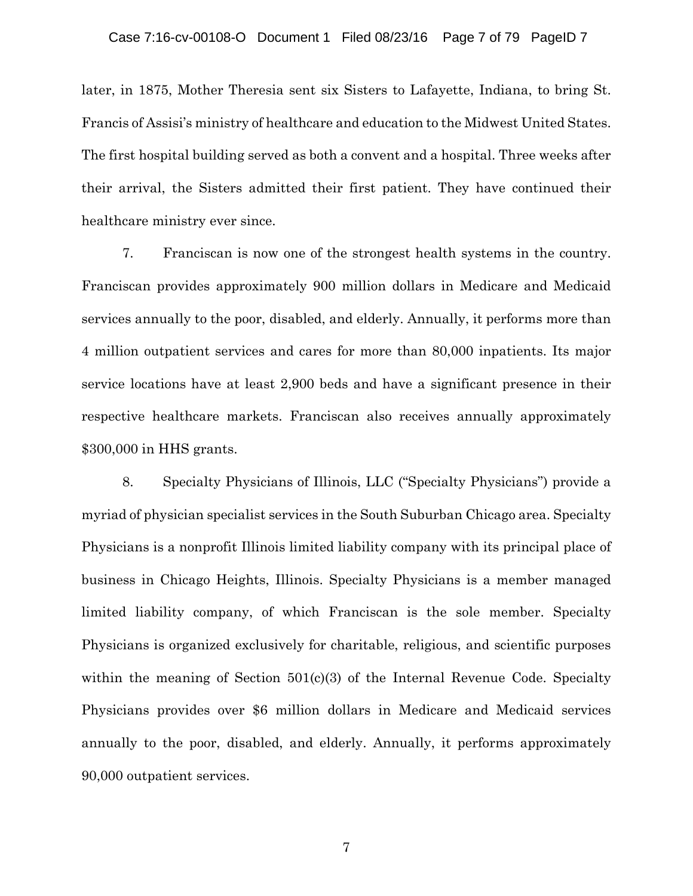later, in 1875, Mother Theresia sent six Sisters to Lafayette, Indiana, to bring St. Francis of Assisi's ministry of healthcare and education to the Midwest United States. The first hospital building served as both a convent and a hospital. Three weeks after their arrival, the Sisters admitted their first patient. They have continued their healthcare ministry ever since.

7. Franciscan is now one of the strongest health systems in the country. Franciscan provides approximately 900 million dollars in Medicare and Medicaid services annually to the poor, disabled, and elderly. Annually, it performs more than 4 million outpatient services and cares for more than 80,000 inpatients. Its major service locations have at least 2,900 beds and have a significant presence in their respective healthcare markets. Franciscan also receives annually approximately $300,000 in HHS grants.

8. Specialty Physicians of Illinois, LLC ("Specialty Physicians") provide a myriad of physician specialist services in the South Suburban Chicago area. Specialty Physicians is a nonprofit Illinois limited liability company with its principal place of business in Chicago Heights, Illinois. Specialty Physicians is a member managed limited liability company, of which Franciscan is the sole member. Specialty Physicians is organized exclusively for charitable, religious, and scientific purposes within the meaning of Section 501(c)(3) of the Internal Revenue Code. Specialty Physicians provides over $6 million dollars in Medicare and Medicaid services annually to the poor, disabled, and elderly. Annually, it performs approximately 90,000 outpatient services.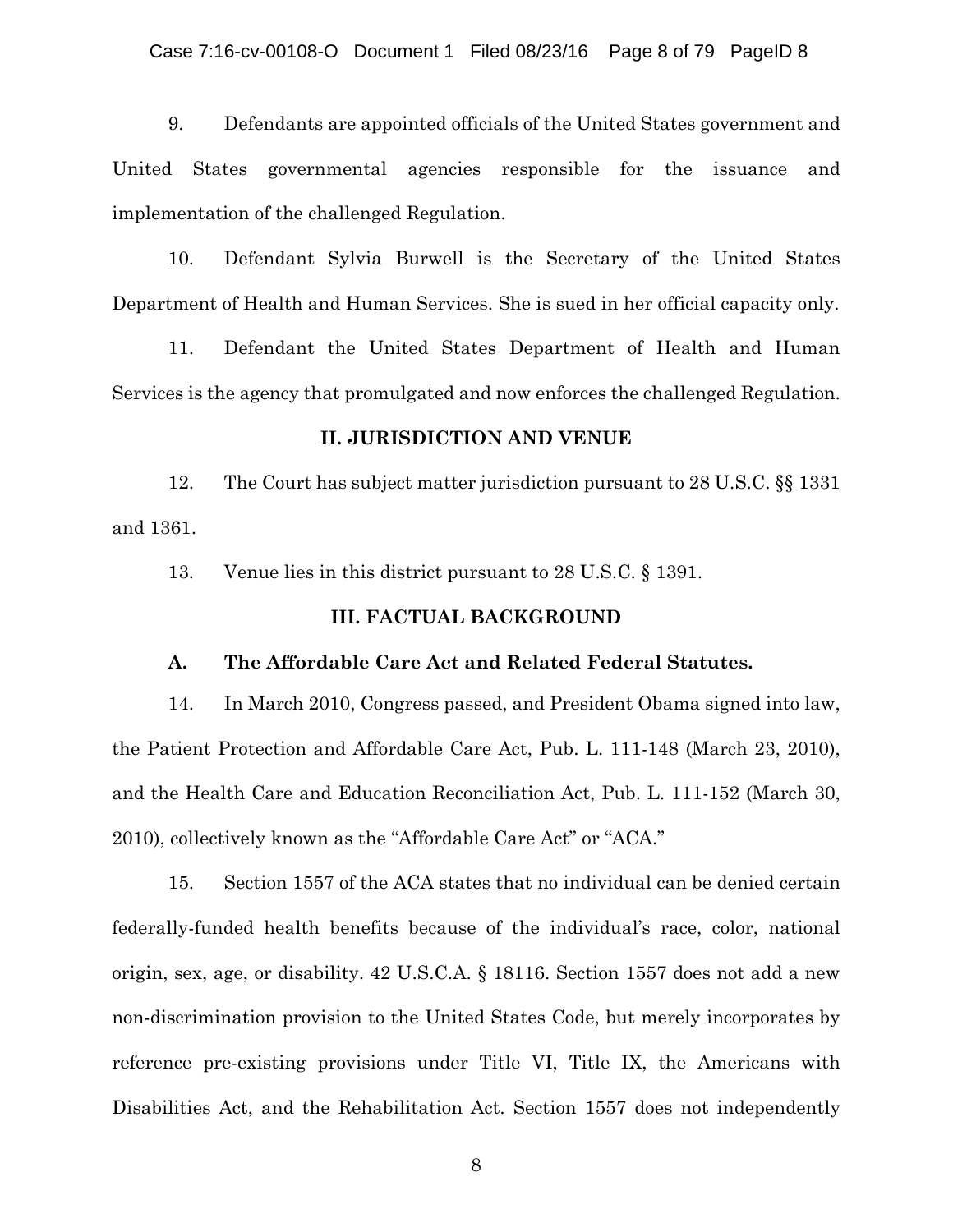9. Defendants are appointed officials of the United States government and United States governmental agencies responsible for the issuance and implementation of the challenged Regulation.

10. Defendant Sylvia Burwell is the Secretary of the United States Department of Health and Human Services. She is sued in her official capacity only.

11. Defendant the United States Department of Health and Human Services is the agency that promulgated and now enforces the challenged Regulation.

## II. JURISDICTION AND VENUE

12. The Court has subject matter jurisdiction pursuant to 28 U.S.C. §§ 1331 and 1361.

13. Venue lies in this district pursuant to 28 U.S.C. § 1391.

## III. FACTUAL BACKGROUND

### A. The Affordable Care Act and Related Federal Statutes.

14. In March 2010, Congress passed, and President Obama signed into law, the Patient Protection and Affordable Care Act, Pub. L. 111-148 (March 23, 2010), and the Health Care and Education Reconciliation Act, Pub. L. 111-152 (March 30, 2010), collectively known as the "Affordable Care Act" or "ACA."

15. Section 1557 of the ACA states that no individual can be denied certain federally-funded health benefits because of the individual's race, color, national origin, sex, age, or disability. 42 U.S.C.A. § 18116. Section 1557 does not add a new non-discrimination provision to the United States Code, but merely incorporates by reference pre-existing provisions under Title VI, Title IX, the Americans with Disabilities Act, and the Rehabilitation Act. Section 1557 does not independently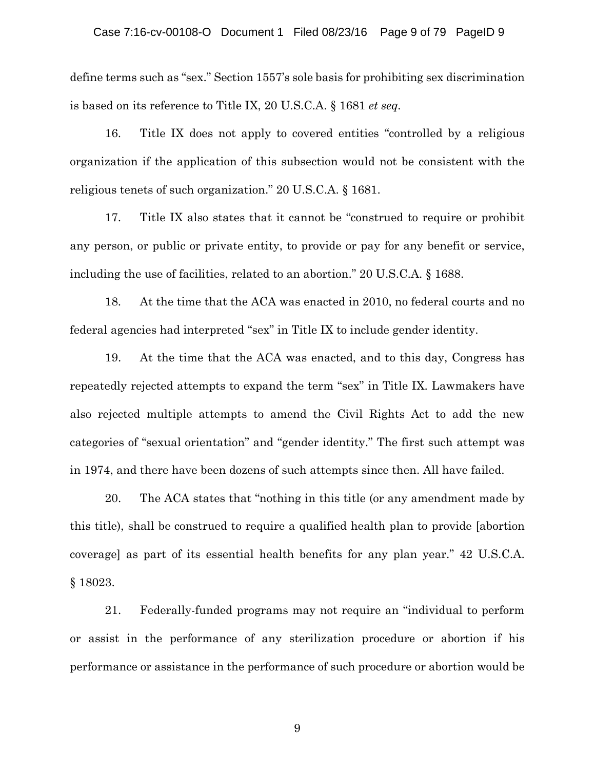define terms such as "sex." Section 1557's sole basis for prohibiting sex discrimination is based on its reference to Title IX, 20 U.S.C.A. § 1681 *et seq*.

16. Title IX does not apply to covered entities "controlled by a religious organization if the application of this subsection would not be consistent with the religious tenets of such organization." 20 U.S.C.A. § 1681.

17. Title IX also states that it cannot be "construed to require or prohibit any person, or public or private entity, to provide or pay for any benefit or service, including the use of facilities, related to an abortion." 20 U.S.C.A. § 1688.

18. At the time that the ACA was enacted in 2010, no federal courts and no federal agencies had interpreted "sex" in Title IX to include gender identity.

19. At the time that the ACA was enacted, and to this day, Congress has repeatedly rejected attempts to expand the term "sex" in Title IX. Lawmakers have also rejected multiple attempts to amend the Civil Rights Act to add the new categories of "sexual orientation" and "gender identity." The first such attempt was in 1974, and there have been dozens of such attempts since then. All have failed.

20. The ACA states that "nothing in this title (or any amendment made by this title), shall be construed to require a qualified health plan to provide [abortion coverage] as part of its essential health benefits for any plan year." 42 U.S.C.A. § 18023.

21. Federally-funded programs may not require an "individual to perform or assist in the performance of any sterilization procedure or abortion if his performance or assistance in the performance of such procedure or abortion would be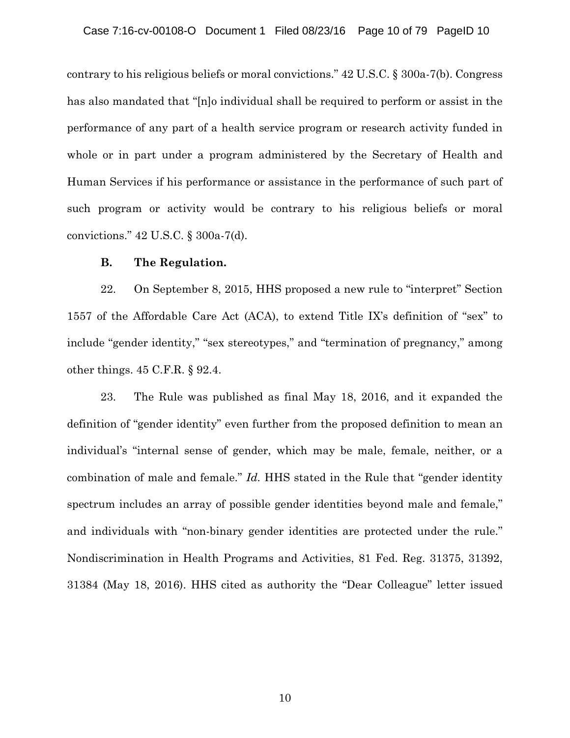contrary to his religious beliefs or moral convictions." 42 U.S.C. § 300a-7(b). Congress has also mandated that "[n]o individual shall be required to perform or assist in the performance of any part of a health service program or research activity funded in whole or in part under a program administered by the Secretary of Health and Human Services if his performance or assistance in the performance of such part of such program or activity would be contrary to his religious beliefs or moral convictions." 42 U.S.C. § 300a-7(d).

**B. The Regulation.**

22. On September 8, 2015, HHS proposed a new rule to "interpret" Section 1557 of the Affordable Care Act (ACA), to extend Title IX's definition of "sex" to include "gender identity," "sex stereotypes," and "termination of pregnancy," among other things. 45 C.F.R. § 92.4.

23. The Rule was published as final May 18, 2016, and it expanded the definition of "gender identity" even further from the proposed definition to mean an individual's "internal sense of gender, which may be male, female, neither, or a combination of male and female." *Id.* HHS stated in the Rule that "gender identity spectrum includes an array of possible gender identities beyond male and female," and individuals with "non-binary gender identities are protected under the rule." Nondiscrimination in Health Programs and Activities, 81 Fed. Reg. 31375, 31392, 31384 (May 18, 2016). HHS cited as authority the "Dear Colleague" letter issued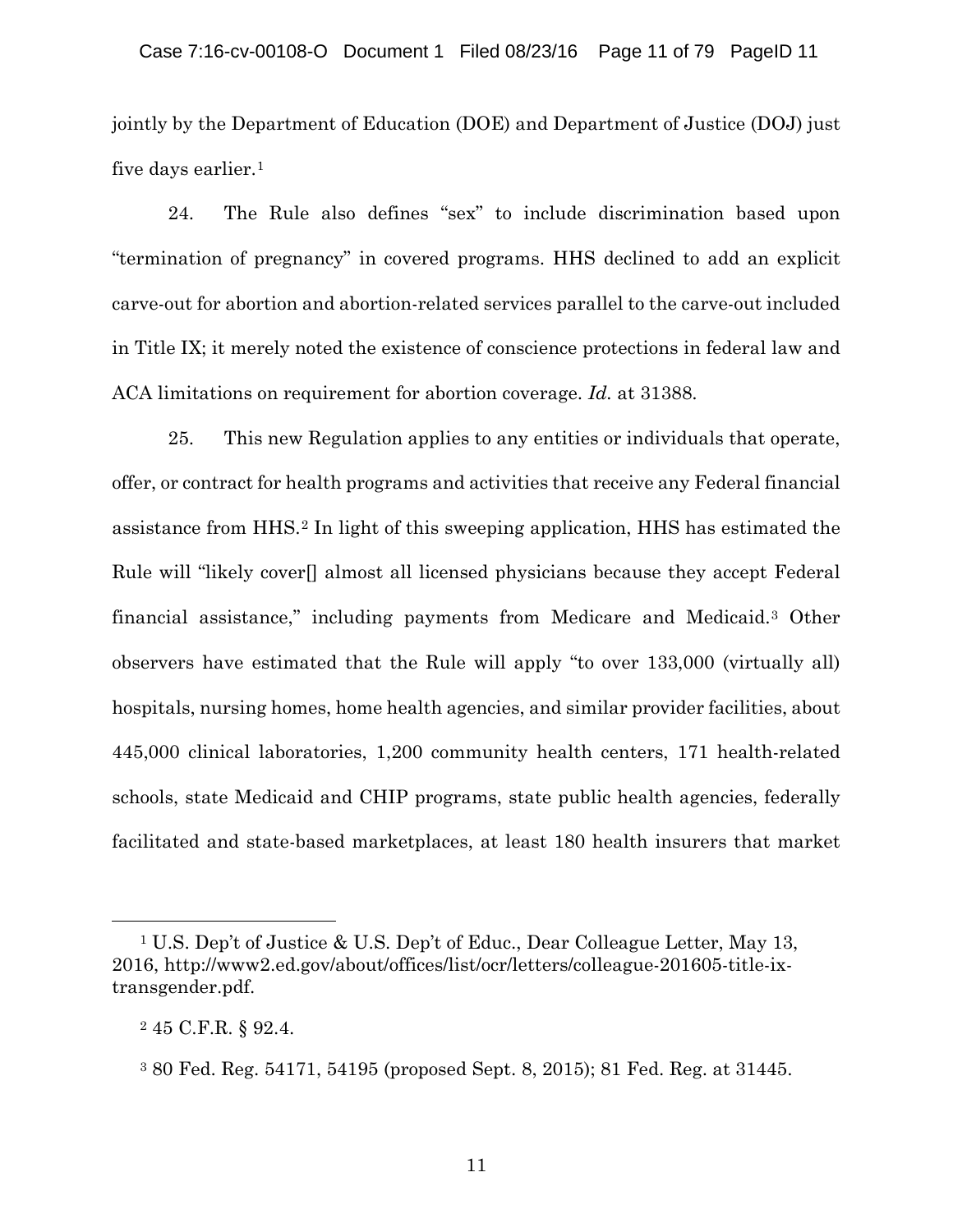jointly by the Department of Education (DOE) and Department of Justice (DOJ) just five days earlier.[1]

24. The Rule also defines "sex" to include discrimination based upon "termination of pregnancy" in covered programs. HHS declined to add an explicit carve-out for abortion and abortion-related services parallel to the carve-out included in Title IX; it merely noted the existence of conscience protections in federal law and ACA limitations on requirement for abortion coverage. *Id.* at 31388.

25. This new Regulation applies to any entities or individuals that operate, offer, or contract for health programs and activities that receive any Federal financial assistance from HHS.[2] In light of this sweeping application, HHS has estimated the Rule will "likely cover[] almost all licensed physicians because they accept Federal financial assistance," including payments from Medicare and Medicaid.[3] Other observers have estimated that the Rule will apply "to over 133,000 (virtually all) hospitals, nursing homes, home health agencies, and similar provider facilities, about 445,000 clinical laboratories, 1,200 community health centers, 171 health-related schools, state Medicaid and CHIP programs, state public health agencies, federally facilitated and state-based marketplaces, at least 180 health insurers that market

---

[1] U.S. Dep't of Justice & U.S. Dep't of Educ., Dear Colleague Letter, May 13, 2016, http://www2.ed.gov/about/offices/list/ocr/letters/colleague-201605-title-ix-transgender.pdf.

[2] 45 C.F.R. § 92.4.

[3] 80 Fed. Reg. 54171, 54195 (proposed Sept. 8, 2015); 81 Fed. Reg. at 31445.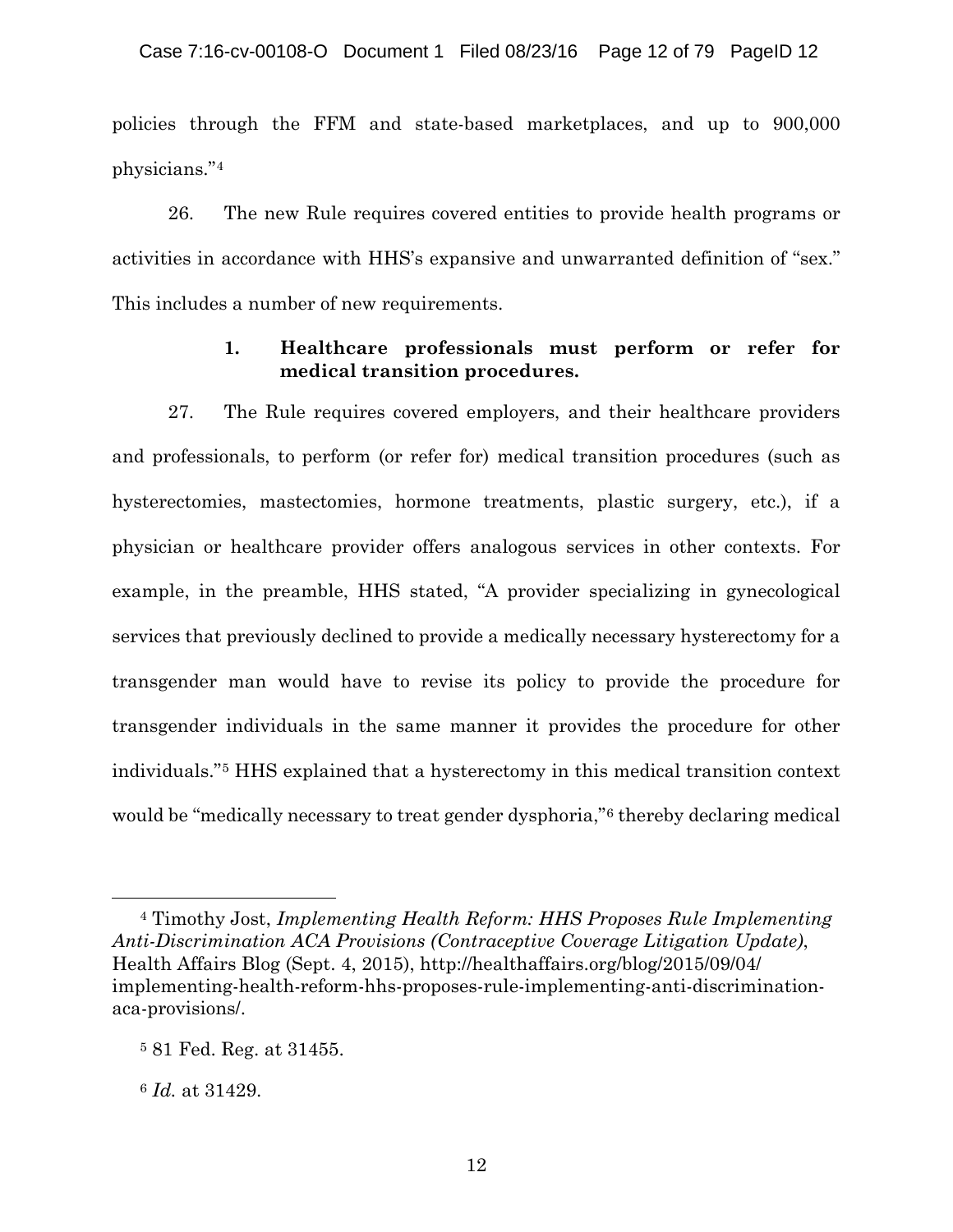policies through the FFM and state-based marketplaces, and up to 900,000 physicians."[4]

26. The new Rule requires covered entities to provide health programs or activities in accordance with HHS's expansive and unwarranted definition of "sex." This includes a number of new requirements.

### 1. Healthcare professionals must perform or refer for medical transition procedures.

27. The Rule requires covered employers, and their healthcare providers and professionals, to perform (or refer for) medical transition procedures (such as hysterectomies, mastectomies, hormone treatments, plastic surgery, etc.), if a physician or healthcare provider offers analogous services in other contexts. For example, in the preamble, HHS stated, "A provider specializing in gynecological services that previously declined to provide a medically necessary hysterectomy for a transgender man would have to revise its policy to provide the procedure for transgender individuals in the same manner it provides the procedure for other individuals."[5] HHS explained that a hysterectomy in this medical transition context would be "medically necessary to treat gender dysphoria,"[6] thereby declaring medical

---

[4] Timothy Jost, *Implementing Health Reform: HHS Proposes Rule Implementing Anti-Discrimination ACA Provisions (Contraceptive Coverage Litigation Update)*, Health Affairs Blog (Sept. 4, 2015), http://healthaffairs.org/blog/2015/09/04/implementing-health-reform-hhs-proposes-rule-implementing-anti-discrimination-aca-provisions/.

[5] 81 Fed. Reg. at 31455.

[6] *Id.* at 31429.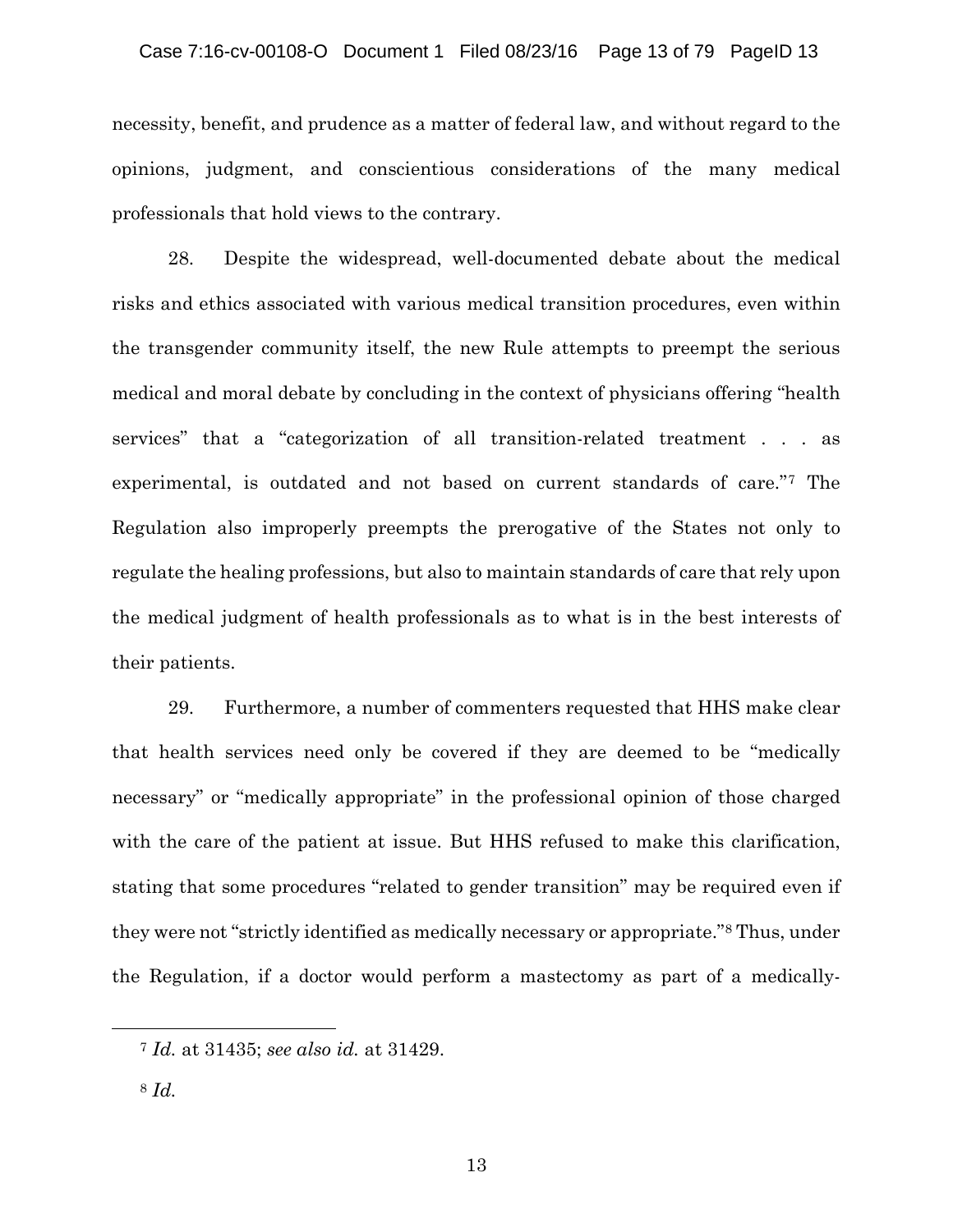necessity, benefit, and prudence as a matter of federal law, and without regard to the opinions, judgment, and conscientious considerations of the many medical professionals that hold views to the contrary.

28. Despite the widespread, well-documented debate about the medical risks and ethics associated with various medical transition procedures, even within the transgender community itself, the new Rule attempts to preempt the serious medical and moral debate by concluding in the context of physicians offering "health services" that a "categorization of all transition-related treatment . . . as experimental, is outdated and not based on current standards of care."[7] The Regulation also improperly preempts the prerogative of the States not only to regulate the healing professions, but also to maintain standards of care that rely upon the medical judgment of health professionals as to what is in the best interests of their patients.

29. Furthermore, a number of commenters requested that HHS make clear that health services need only be covered if they are deemed to be "medically necessary" or "medically appropriate" in the professional opinion of those charged with the care of the patient at issue. But HHS refused to make this clarification, stating that some procedures "related to gender transition" may be required even if they were not "strictly identified as medically necessary or appropriate."[8] Thus, under the Regulation, if a doctor would perform a mastectomy as part of a medically-

---

[7] *Id.* at 31435; *see also id.* at 31429.

[8] *Id.*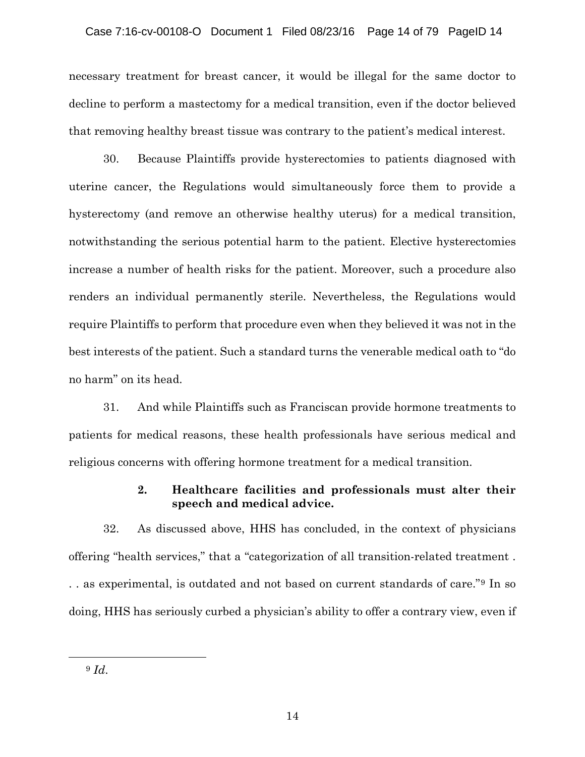necessary treatment for breast cancer, it would be illegal for the same doctor to decline to perform a mastectomy for a medical transition, even if the doctor believed that removing healthy breast tissue was contrary to the patient's medical interest.

30. Because Plaintiffs provide hysterectomies to patients diagnosed with uterine cancer, the Regulations would simultaneously force them to provide a hysterectomy (and remove an otherwise healthy uterus) for a medical transition, notwithstanding the serious potential harm to the patient. Elective hysterectomies increase a number of health risks for the patient. Moreover, such a procedure also renders an individual permanently sterile. Nevertheless, the Regulations would require Plaintiffs to perform that procedure even when they believed it was not in the best interests of the patient. Such a standard turns the venerable medical oath to "do no harm" on its head.

31. And while Plaintiffs such as Franciscan provide hormone treatments to patients for medical reasons, these health professionals have serious medical and religious concerns with offering hormone treatment for a medical transition.

### 2. Healthcare facilities and professionals must alter their speech and medical advice.

32. As discussed above, HHS has concluded, in the context of physicians offering "health services," that a "categorization of all transition-related treatment . . . as experimental, is outdated and not based on current standards of care."[9] In so doing, HHS has seriously curbed a physician's ability to offer a contrary view, even if

[9] *Id.*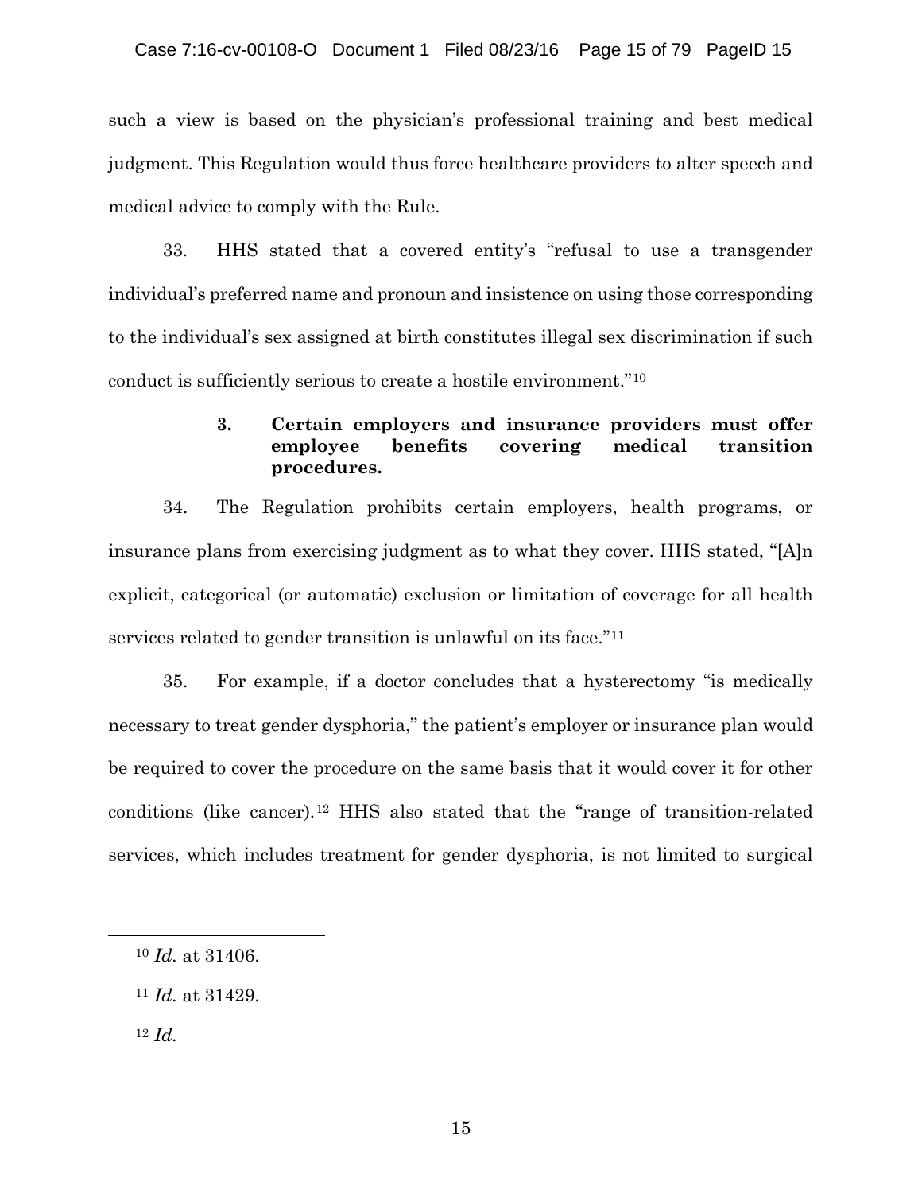such a view is based on the physician's professional training and best medical judgment. This Regulation would thus force healthcare providers to alter speech and medical advice to comply with the Rule.

33. HHS stated that a covered entity's "refusal to use a transgender individual's preferred name and pronoun and insistence on using those corresponding to the individual's sex assigned at birth constitutes illegal sex discrimination if such conduct is sufficiently serious to create a hostile environment."[10]

**3. Certain employers and insurance providers must offer employee benefits covering medical transition procedures.**

34. The Regulation prohibits certain employers, health programs, or insurance plans from exercising judgment as to what they cover. HHS stated, "[A]n explicit, categorical (or automatic) exclusion or limitation of coverage for all health services related to gender transition is unlawful on its face."[11]

35. For example, if a doctor concludes that a hysterectomy "is medically necessary to treat gender dysphoria," the patient's employer or insurance plan would be required to cover the procedure on the same basis that it would cover it for other conditions (like cancer).[12] HHS also stated that the "range of transition-related services, which includes treatment for gender dysphoria, is not limited to surgical

---

[10] *Id.* at 31406.

[11] *Id.* at 31429.

[12] *Id.*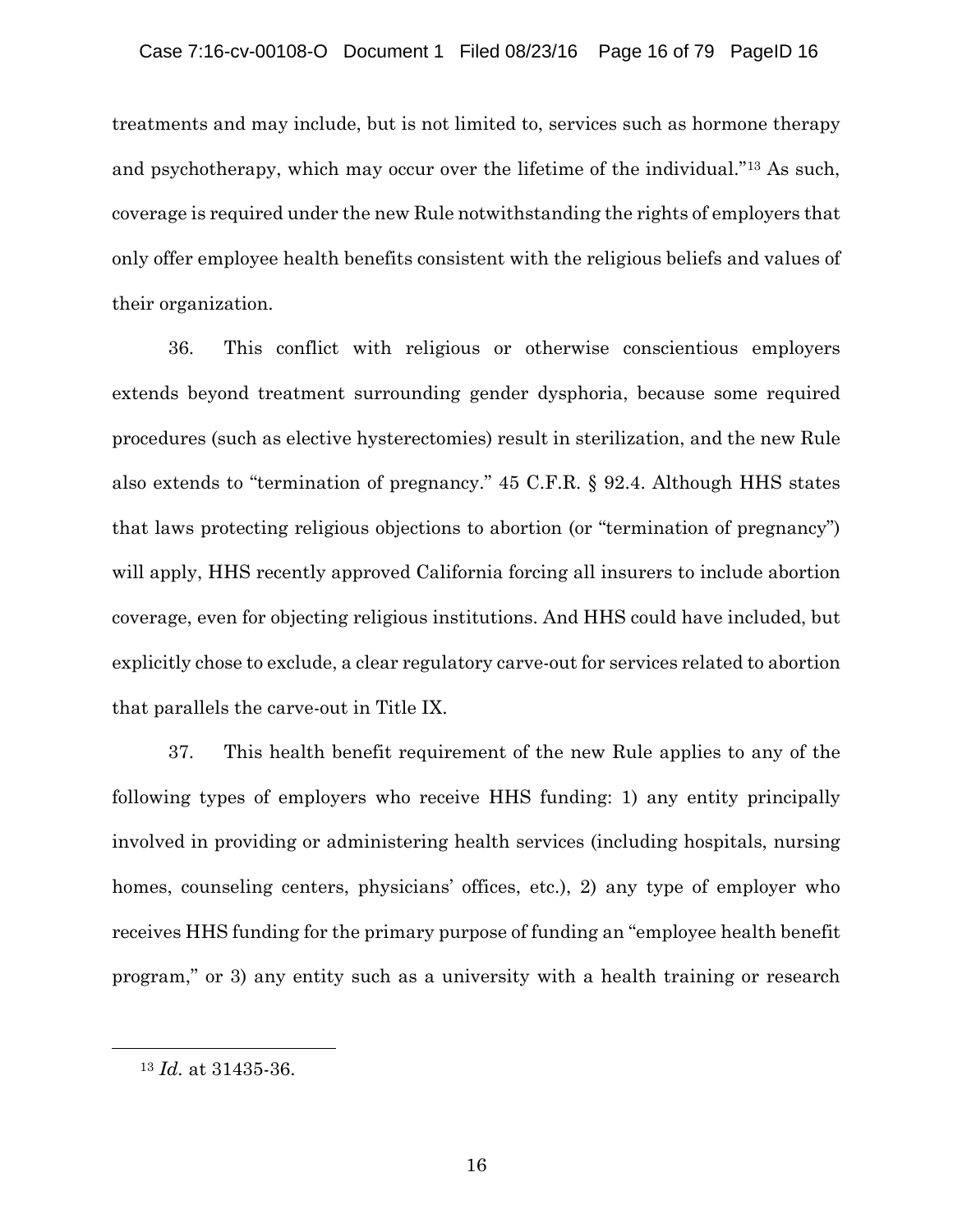treatments and may include, but is not limited to, services such as hormone therapy and psychotherapy, which may occur over the lifetime of the individual."[13] As such, coverage is required under the new Rule notwithstanding the rights of employers that only offer employee health benefits consistent with the religious beliefs and values of their organization.

36. This conflict with religious or otherwise conscientious employers extends beyond treatment surrounding gender dysphoria, because some required procedures (such as elective hysterectomies) result in sterilization, and the new Rule also extends to "termination of pregnancy." 45 C.F.R. § 92.4. Although HHS states that laws protecting religious objections to abortion (or "termination of pregnancy") will apply, HHS recently approved California forcing all insurers to include abortion coverage, even for objecting religious institutions. And HHS could have included, but explicitly chose to exclude, a clear regulatory carve-out for services related to abortion that parallels the carve-out in Title IX.

37. This health benefit requirement of the new Rule applies to any of the following types of employers who receive HHS funding: 1) any entity principally involved in providing or administering health services (including hospitals, nursing homes, counseling centers, physicians' offices, etc.), 2) any type of employer who receives HHS funding for the primary purpose of funding an "employee health benefit program," or 3) any entity such as a university with a health training or research

---

[13] *Id.* at 31435-36.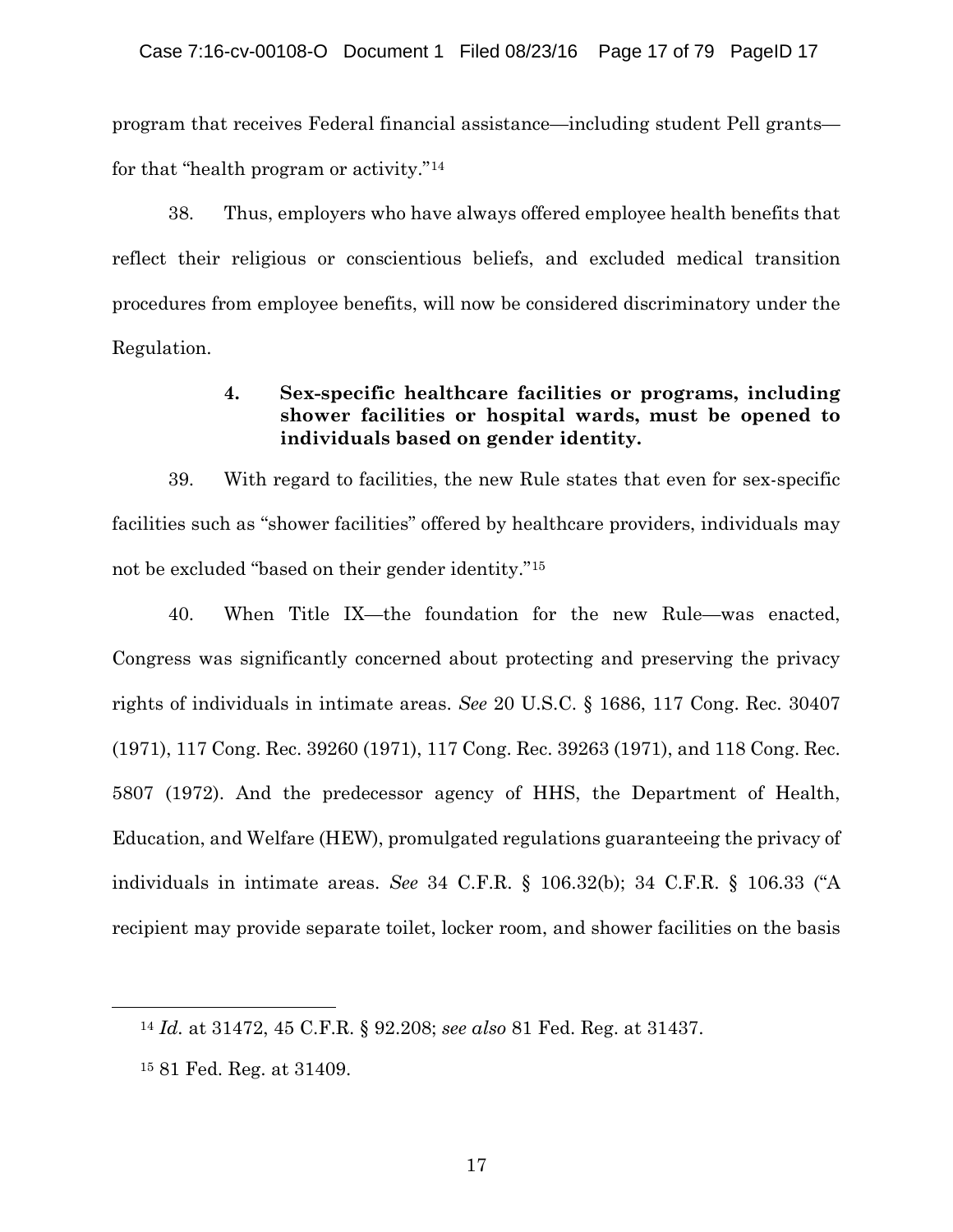program that receives Federal financial assistance—including student Pell grants—for that "health program or activity."[14]

38. Thus, employers who have always offered employee health benefits that reflect their religious or conscientious beliefs, and excluded medical transition procedures from employee benefits, will now be considered discriminatory under the Regulation.

#### 4. Sex-specific healthcare facilities or programs, including shower facilities or hospital wards, must be opened to individuals based on gender identity.

39. With regard to facilities, the new Rule states that even for sex-specific facilities such as "shower facilities" offered by healthcare providers, individuals may not be excluded "based on their gender identity."[15]

40. When Title IX—the foundation for the new Rule—was enacted, Congress was significantly concerned about protecting and preserving the privacy rights of individuals in intimate areas. *See* 20 U.S.C. § 1686, 117 Cong. Rec. 30407 (1971), 117 Cong. Rec. 39260 (1971), 117 Cong. Rec. 39263 (1971), and 118 Cong. Rec. 5807 (1972). And the predecessor agency of HHS, the Department of Health, Education, and Welfare (HEW), promulgated regulations guaranteeing the privacy of individuals in intimate areas. *See* 34 C.F.R. § 106.32(b); 34 C.F.R. § 106.33 ("A recipient may provide separate toilet, locker room, and shower facilities on the basis

---

[14] *Id.* at 31472, 45 C.F.R. § 92.208; *see also* 81 Fed. Reg. at 31437.

[15] 81 Fed. Reg. at 31409.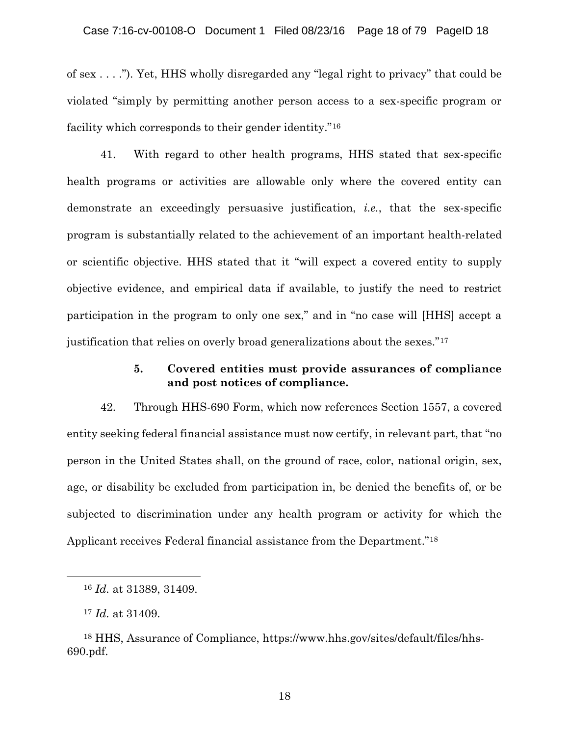of sex . . . ."). Yet, HHS wholly disregarded any "legal right to privacy" that could be violated "simply by permitting another person access to a sex-specific program or facility which corresponds to their gender identity."[16]

41. With regard to other health programs, HHS stated that sex-specific health programs or activities are allowable only where the covered entity can demonstrate an exceedingly persuasive justification, *i.e.*, that the sex-specific program is substantially related to the achievement of an important health-related or scientific objective. HHS stated that it "will expect a covered entity to supply objective evidence, and empirical data if available, to justify the need to restrict participation in the program to only one sex," and in "no case will [HHS] accept a justification that relies on overly broad generalizations about the sexes."[17]

### 5. Covered entities must provide assurances of compliance and post notices of compliance.

42. Through HHS-690 Form, which now references Section 1557, a covered entity seeking federal financial assistance must now certify, in relevant part, that "no person in the United States shall, on the ground of race, color, national origin, sex, age, or disability be excluded from participation in, be denied the benefits of, or be subjected to discrimination under any health program or activity for which the Applicant receives Federal financial assistance from the Department."[18]

---

[16] *Id.* at 31389, 31409.

[17] *Id.* at 31409.

[18] HHS, Assurance of Compliance, https://www.hhs.gov/sites/default/files/hhs-690.pdf.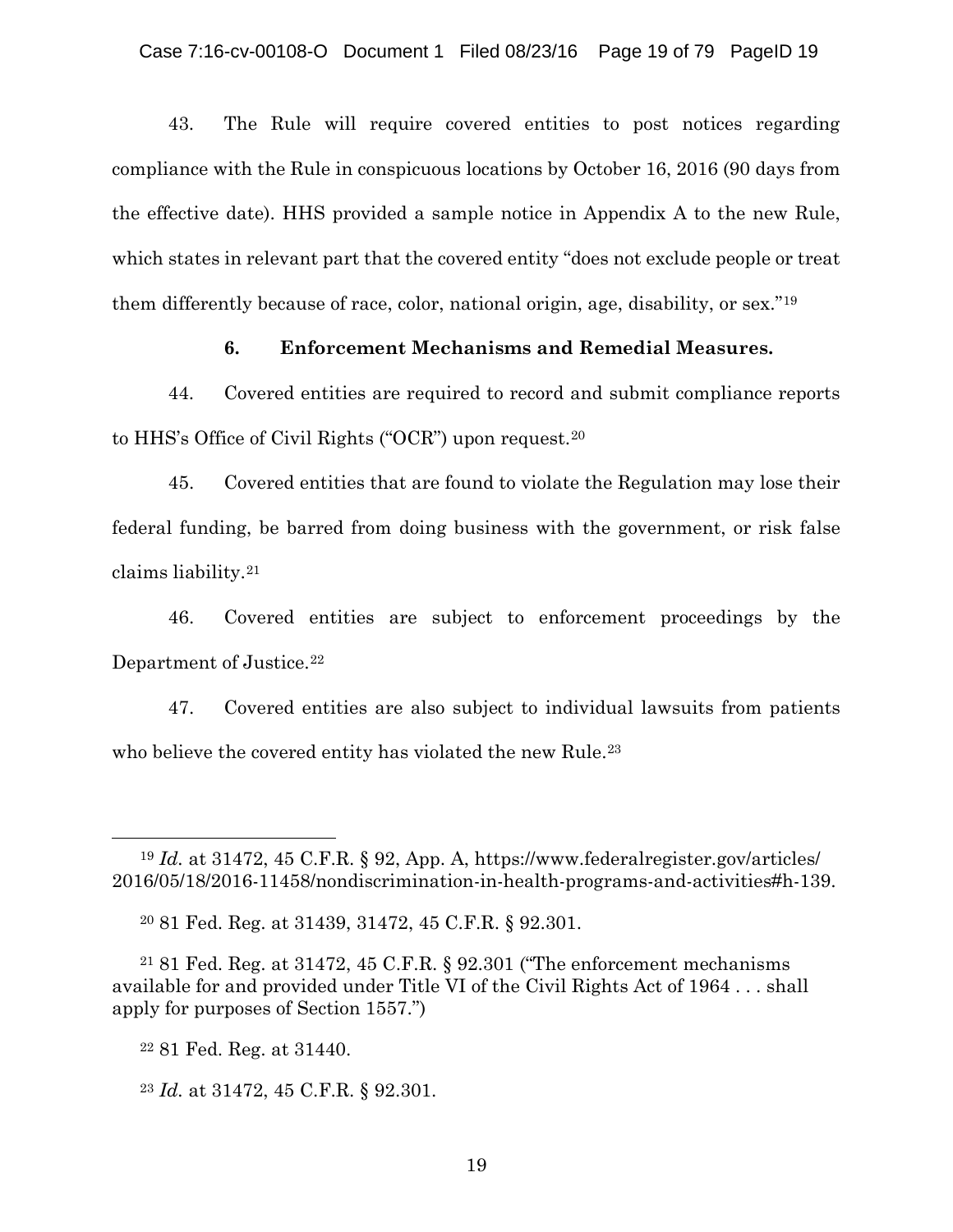43. The Rule will require covered entities to post notices regarding compliance with the Rule in conspicuous locations by October 16, 2016 (90 days from the effective date). HHS provided a sample notice in Appendix A to the new Rule, which states in relevant part that the covered entity "does not exclude people or treat them differently because of race, color, national origin, age, disability, or sex."[19]

**6. Enforcement Mechanisms and Remedial Measures.**

44. Covered entities are required to record and submit compliance reports to HHS's Office of Civil Rights ("OCR") upon request.[20]

45. Covered entities that are found to violate the Regulation may lose their federal funding, be barred from doing business with the government, or risk false claims liability.[21]

46. Covered entities are subject to enforcement proceedings by the Department of Justice.[22]

47. Covered entities are also subject to individual lawsuits from patients who believe the covered entity has violated the new Rule.[23]

---

[19] *Id.* at 31472, 45 C.F.R. § 92, App. A, https://www.federalregister.gov/articles/2016/05/18/2016-11458/nondiscrimination-in-health-programs-and-activities#h-139.

[20] 81 Fed. Reg. at 31439, 31472, 45 C.F.R. § 92.301.

[21] 81 Fed. Reg. at 31472, 45 C.F.R. § 92.301 ("The enforcement mechanisms available for and provided under Title VI of the Civil Rights Act of 1964 . . . shall apply for purposes of Section 1557.")

[22] 81 Fed. Reg. at 31440.

[23] *Id.* at 31472, 45 C.F.R. § 92.301.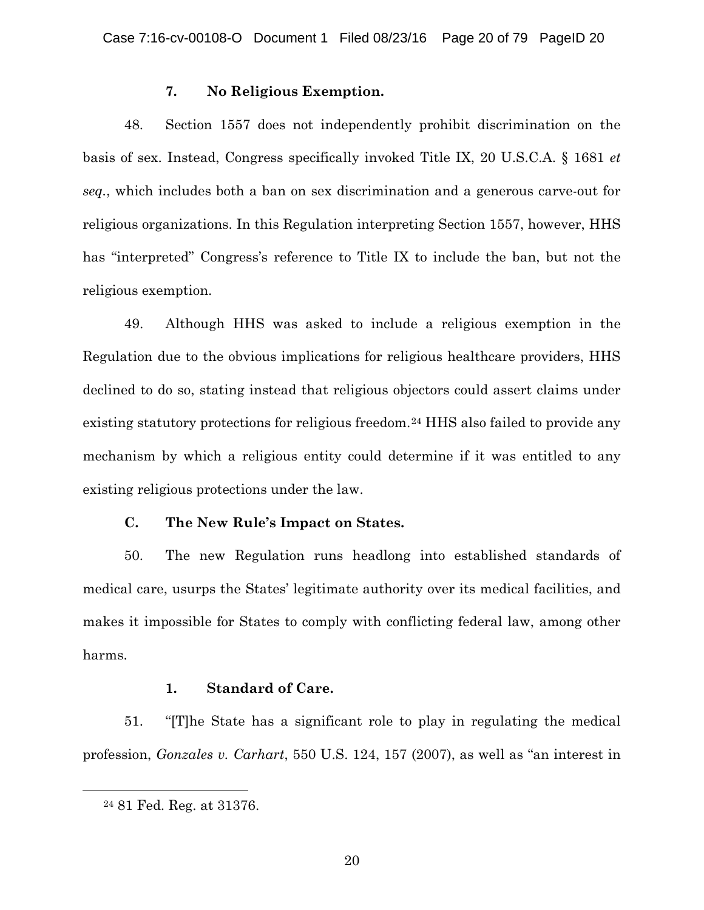### 7. No Religious Exemption.

48. Section 1557 does not independently prohibit discrimination on the basis of sex. Instead, Congress specifically invoked Title IX, 20 U.S.C.A. § 1681 *et seq.*, which includes both a ban on sex discrimination and a generous carve-out for religious organizations. In this Regulation interpreting Section 1557, however, HHS has "interpreted" Congress's reference to Title IX to include the ban, but not the religious exemption.

49. Although HHS was asked to include a religious exemption in the Regulation due to the obvious implications for religious healthcare providers, HHS declined to do so, stating instead that religious objectors could assert claims under existing statutory protections for religious freedom.[24] HHS also failed to provide any mechanism by which a religious entity could determine if it was entitled to any existing religious protections under the law.

## C. The New Rule's Impact on States.

50. The new Regulation runs headlong into established standards of medical care, usurps the States' legitimate authority over its medical facilities, and makes it impossible for States to comply with conflicting federal law, among other harms.

### 1. Standard of Care.

51. "[T]he State has a significant role to play in regulating the medical profession, *Gonzales v. Carhart*, 550 U.S. 124, 157 (2007), as well as "an interest in

[24] 81 Fed. Reg. at 31376.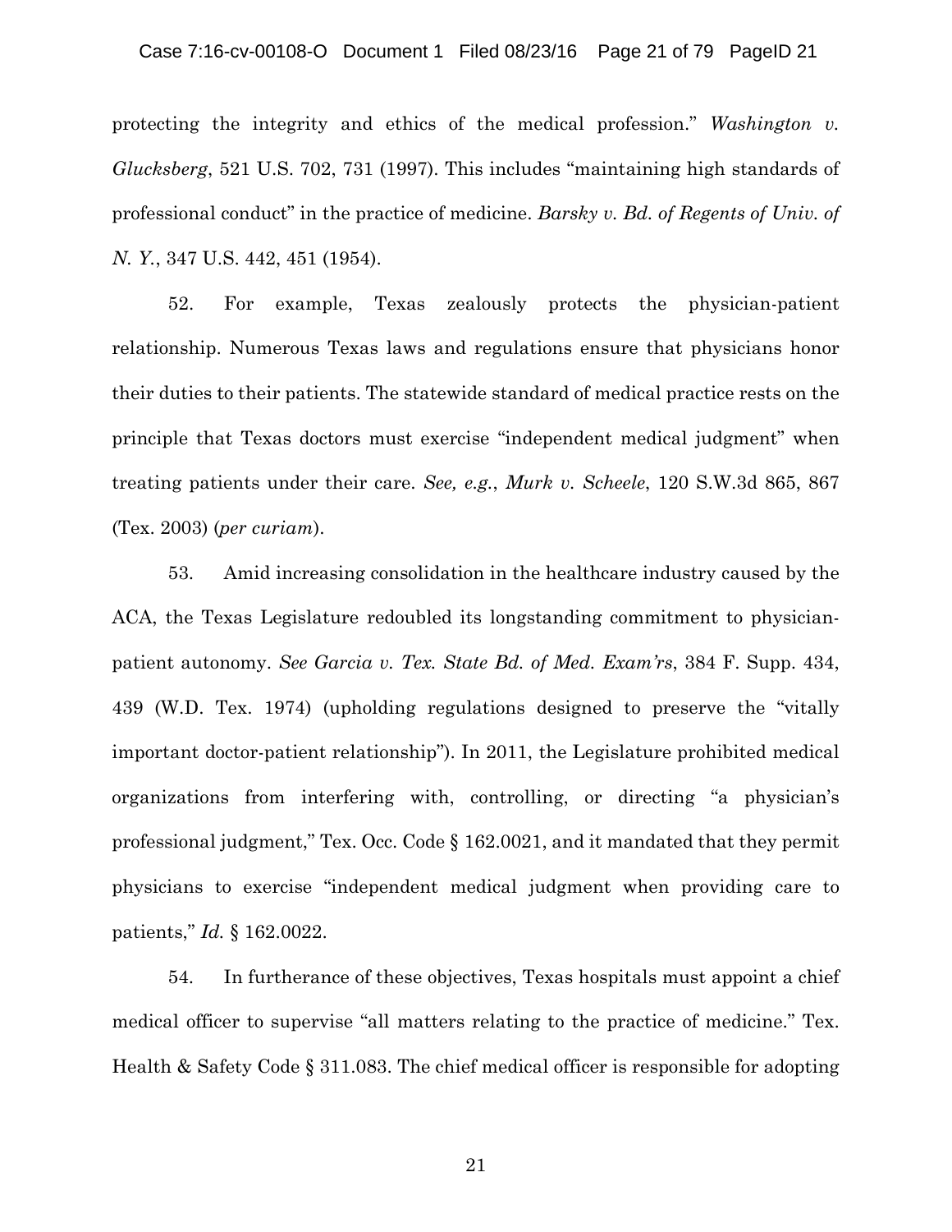protecting the integrity and ethics of the medical profession." *Washington v. Glucksberg*, 521 U.S. 702, 731 (1997). This includes "maintaining high standards of professional conduct" in the practice of medicine. *Barsky v. Bd. of Regents of Univ. of N. Y.*, 347 U.S. 442, 451 (1954).

52. For example, Texas zealously protects the physician-patient relationship. Numerous Texas laws and regulations ensure that physicians honor their duties to their patients. The statewide standard of medical practice rests on the principle that Texas doctors must exercise "independent medical judgment" when treating patients under their care. *See, e.g.*, *Murk v. Scheele*, 120 S.W.3d 865, 867 (Tex. 2003) (*per curiam*).

53. Amid increasing consolidation in the healthcare industry caused by the ACA, the Texas Legislature redoubled its longstanding commitment to physician-patient autonomy. *See Garcia v. Tex. State Bd. of Med. Exam'rs*, 384 F. Supp. 434, 439 (W.D. Tex. 1974) (upholding regulations designed to preserve the "vitally important doctor-patient relationship"). In 2011, the Legislature prohibited medical organizations from interfering with, controlling, or directing "a physician's professional judgment," Tex. Occ. Code § 162.0021, and it mandated that they permit physicians to exercise "independent medical judgment when providing care to patients," *Id.* § 162.0022.

54. In furtherance of these objectives, Texas hospitals must appoint a chief medical officer to supervise "all matters relating to the practice of medicine." Tex. Health & Safety Code § 311.083. The chief medical officer is responsible for adopting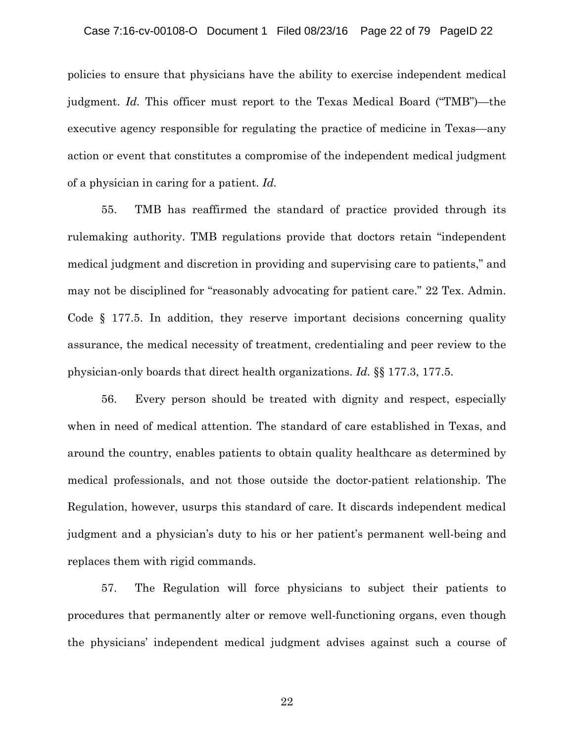policies to ensure that physicians have the ability to exercise independent medical judgment. *Id.* This officer must report to the Texas Medical Board ("TMB")—the executive agency responsible for regulating the practice of medicine in Texas—any action or event that constitutes a compromise of the independent medical judgment of a physician in caring for a patient. *Id.*

55. TMB has reaffirmed the standard of practice provided through its rulemaking authority. TMB regulations provide that doctors retain "independent medical judgment and discretion in providing and supervising care to patients," and may not be disciplined for "reasonably advocating for patient care." 22 Tex. Admin. Code § 177.5. In addition, they reserve important decisions concerning quality assurance, the medical necessity of treatment, credentialing and peer review to the physician-only boards that direct health organizations. *Id.* §§ 177.3, 177.5.

56. Every person should be treated with dignity and respect, especially when in need of medical attention. The standard of care established in Texas, and around the country, enables patients to obtain quality healthcare as determined by medical professionals, and not those outside the doctor-patient relationship. The Regulation, however, usurps this standard of care. It discards independent medical judgment and a physician's duty to his or her patient's permanent well-being and replaces them with rigid commands.

57. The Regulation will force physicians to subject their patients to procedures that permanently alter or remove well-functioning organs, even though the physicians' independent medical judgment advises against such a course of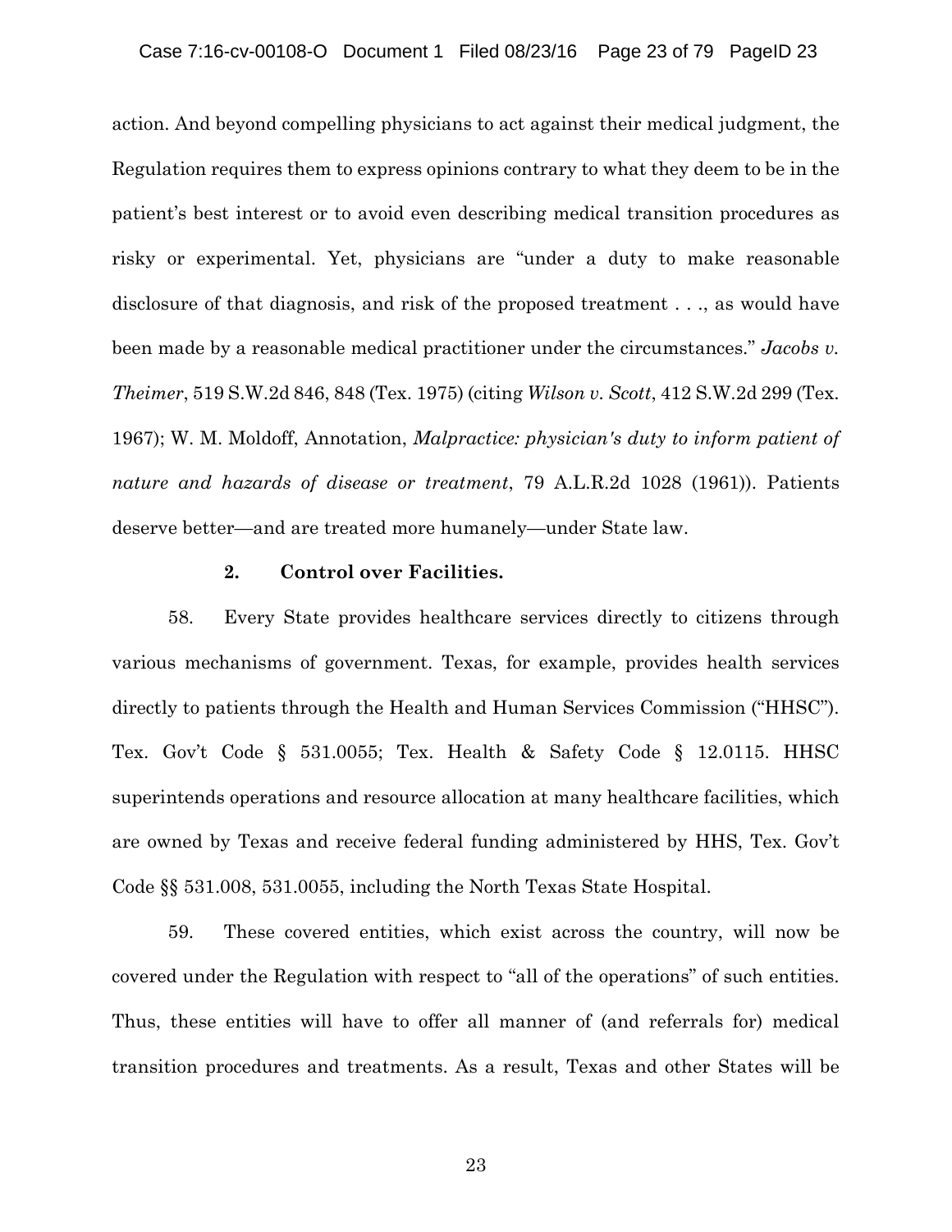action. And beyond compelling physicians to act against their medical judgment, the Regulation requires them to express opinions contrary to what they deem to be in the patient's best interest or to avoid even describing medical transition procedures as risky or experimental. Yet, physicians are "under a duty to make reasonable disclosure of that diagnosis, and risk of the proposed treatment . . ., as would have been made by a reasonable medical practitioner under the circumstances." *Jacobs v. Theimer*, 519 S.W.2d 846, 848 (Tex. 1975) (citing *Wilson v. Scott*, 412 S.W.2d 299 (Tex. 1967); W. M. Moldoff, Annotation, *Malpractice: physician's duty to inform patient of nature and hazards of disease or treatment*, 79 A.L.R.2d 1028 (1961)). Patients deserve better—and are treated more humanely—under State law.

**2. Control over Facilities.**

58. Every State provides healthcare services directly to citizens through various mechanisms of government. Texas, for example, provides health services directly to patients through the Health and Human Services Commission ("HHSC"). Tex. Gov't Code § 531.0055; Tex. Health & Safety Code § 12.0115. HHSC superintends operations and resource allocation at many healthcare facilities, which are owned by Texas and receive federal funding administered by HHS, Tex. Gov't Code §§ 531.008, 531.0055, including the North Texas State Hospital.

59. These covered entities, which exist across the country, will now be covered under the Regulation with respect to "all of the operations" of such entities. Thus, these entities will have to offer all manner of (and referrals for) medical transition procedures and treatments. As a result, Texas and other States will be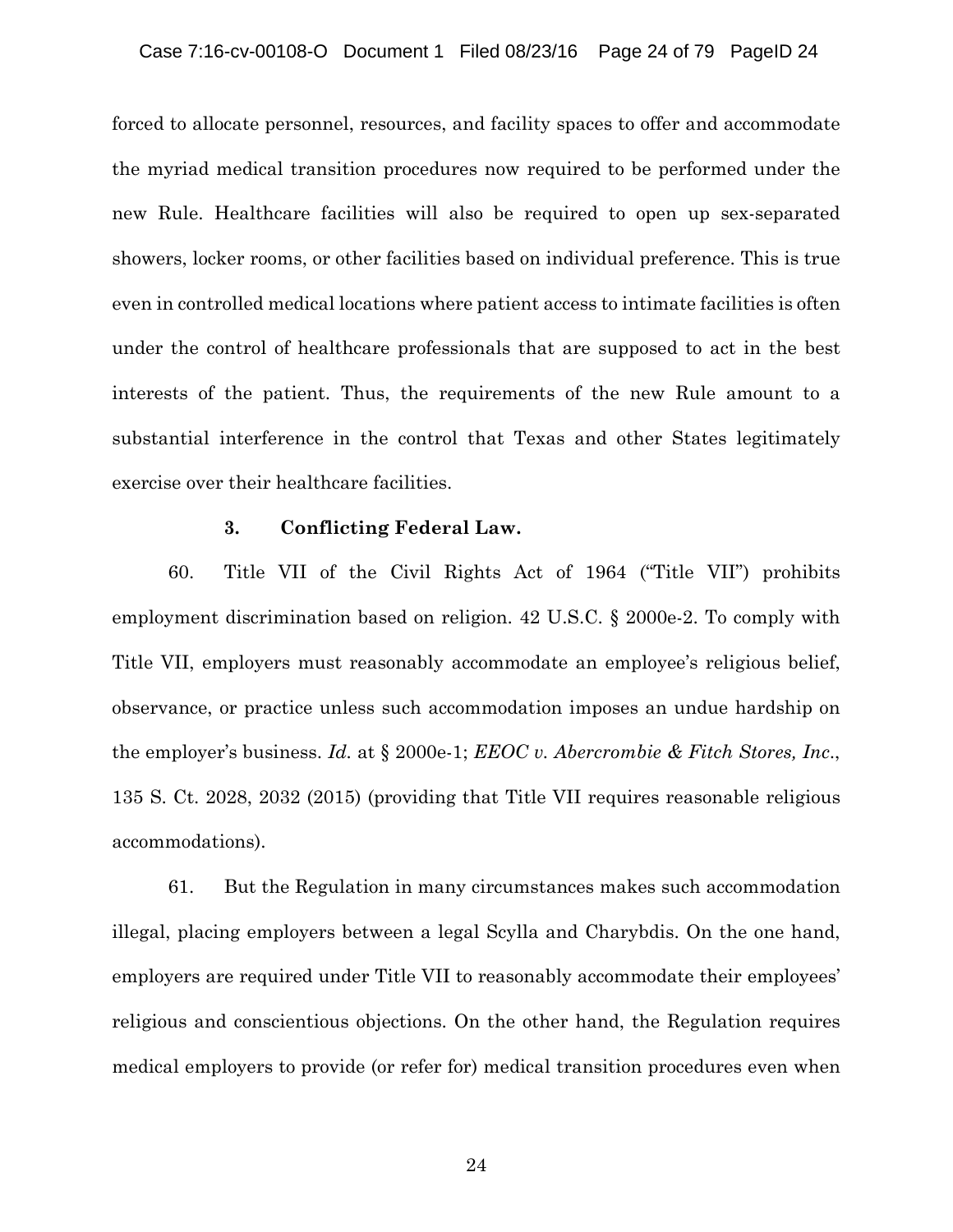forced to allocate personnel, resources, and facility spaces to offer and accommodate the myriad medical transition procedures now required to be performed under the new Rule. Healthcare facilities will also be required to open up sex-separated showers, locker rooms, or other facilities based on individual preference. This is true even in controlled medical locations where patient access to intimate facilities is often under the control of healthcare professionals that are supposed to act in the best interests of the patient. Thus, the requirements of the new Rule amount to a substantial interference in the control that Texas and other States legitimately exercise over their healthcare facilities.

### 3. Conflicting Federal Law.

60. Title VII of the Civil Rights Act of 1964 ("Title VII") prohibits employment discrimination based on religion. 42 U.S.C. § 2000e-2. To comply with Title VII, employers must reasonably accommodate an employee's religious belief, observance, or practice unless such accommodation imposes an undue hardship on the employer's business. *Id.* at § 2000e-1; *EEOC v. Abercrombie & Fitch Stores, Inc.*, 135 S. Ct. 2028, 2032 (2015) (providing that Title VII requires reasonable religious accommodations).

61. But the Regulation in many circumstances makes such accommodation illegal, placing employers between a legal Scylla and Charybdis. On the one hand, employers are required under Title VII to reasonably accommodate their employees' religious and conscientious objections. On the other hand, the Regulation requires medical employers to provide (or refer for) medical transition procedures even when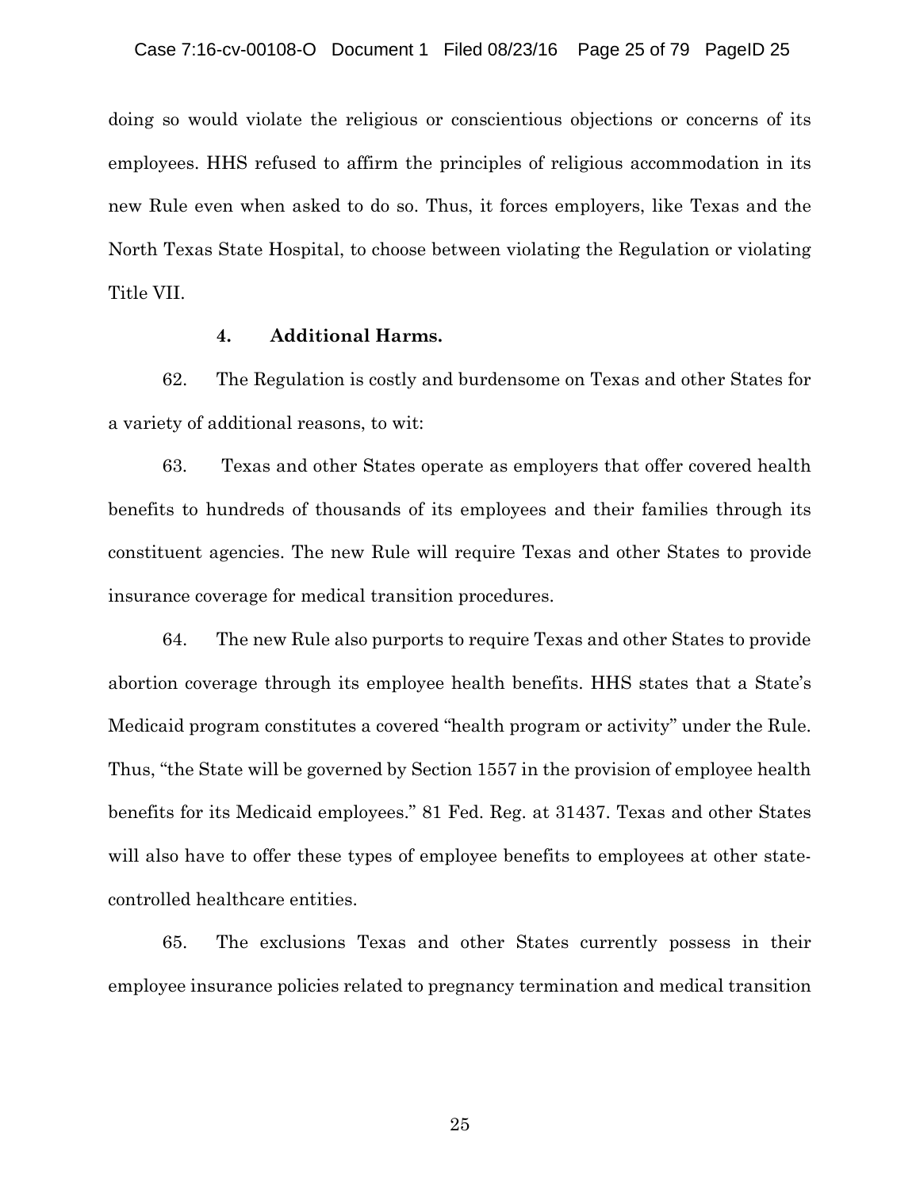doing so would violate the religious or conscientious objections or concerns of its employees. HHS refused to affirm the principles of religious accommodation in its new Rule even when asked to do so. Thus, it forces employers, like Texas and the North Texas State Hospital, to choose between violating the Regulation or violating Title VII.

#### 4. Additional Harms.

62. The Regulation is costly and burdensome on Texas and other States for a variety of additional reasons, to wit:

63. Texas and other States operate as employers that offer covered health benefits to hundreds of thousands of its employees and their families through its constituent agencies. The new Rule will require Texas and other States to provide insurance coverage for medical transition procedures.

64. The new Rule also purports to require Texas and other States to provide abortion coverage through its employee health benefits. HHS states that a State's Medicaid program constitutes a covered "health program or activity" under the Rule. Thus, "the State will be governed by Section 1557 in the provision of employee health benefits for its Medicaid employees." 81 Fed. Reg. at 31437. Texas and other States will also have to offer these types of employee benefits to employees at other state-controlled healthcare entities.

65. The exclusions Texas and other States currently possess in their employee insurance policies related to pregnancy termination and medical transition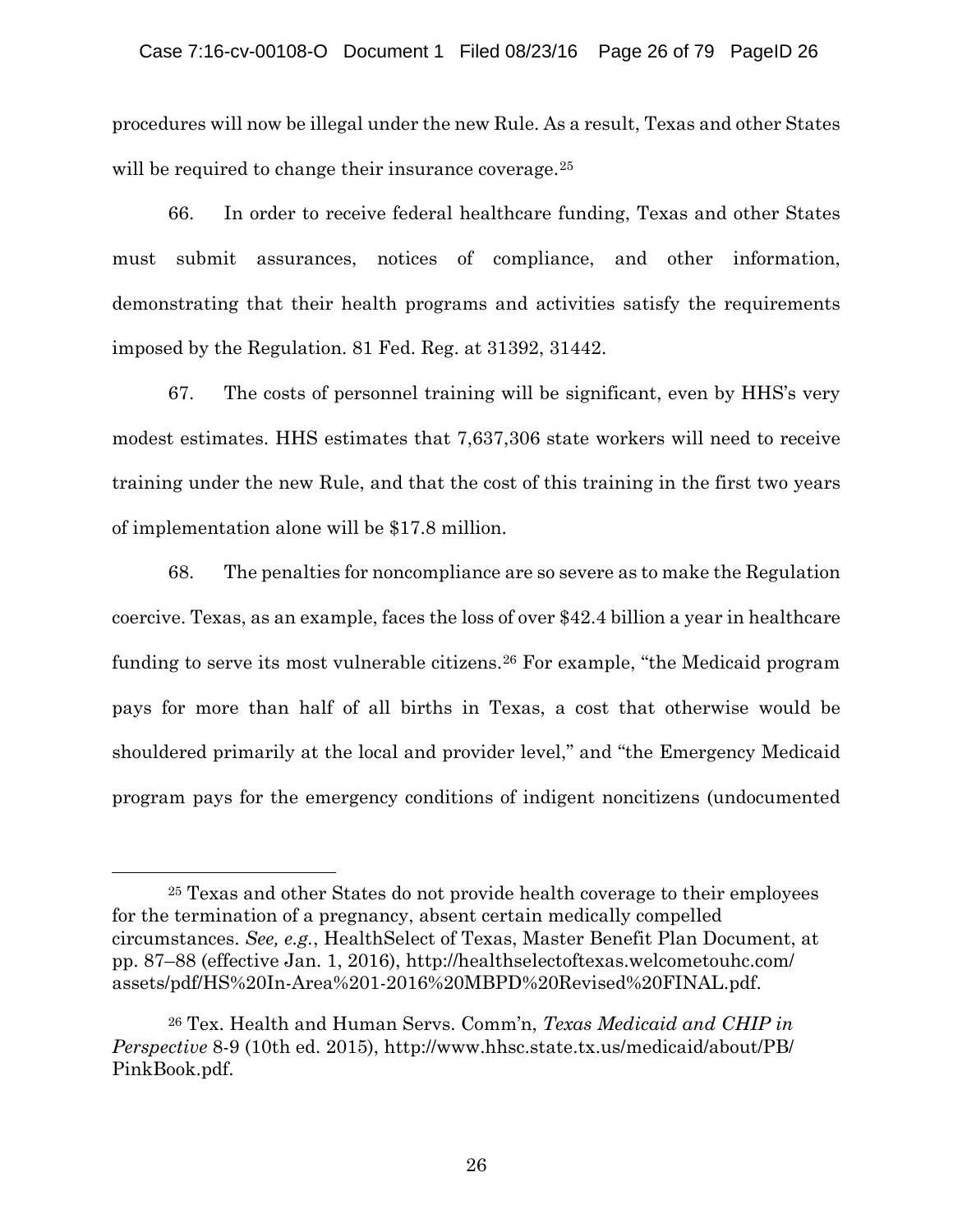procedures will now be illegal under the new Rule. As a result, Texas and other States will be required to change their insurance coverage.[25]

66. In order to receive federal healthcare funding, Texas and other States must submit assurances, notices of compliance, and other information, demonstrating that their health programs and activities satisfy the requirements imposed by the Regulation. 81 Fed. Reg. at 31392, 31442.

67. The costs of personnel training will be significant, even by HHS's very modest estimates. HHS estimates that 7,637,306 state workers will need to receive training under the new Rule, and that the cost of this training in the first two years of implementation alone will be $17.8 million.

68. The penalties for noncompliance are so severe as to make the Regulation coercive. Texas, as an example, faces the loss of over $42.4 billion a year in healthcare funding to serve its most vulnerable citizens.[26] For example, "the Medicaid program pays for more than half of all births in Texas, a cost that otherwise would be shouldered primarily at the local and provider level," and "the Emergency Medicaid program pays for the emergency conditions of indigent noncitizens (undocumented

---

[25] Texas and other States do not provide health coverage to their employees for the termination of a pregnancy, absent certain medically compelled circumstances. *See, e.g.*, HealthSelect of Texas, Master Benefit Plan Document, at pp. 87–88 (effective Jan. 1, 2016), http://healthselectoftexas.welcometouhc.com/assets/pdf/HS%20In-Area%201-2016%20MBPD%20Revised%20FINAL.pdf.

[26] Tex. Health and Human Servs. Comm'n, *Texas Medicaid and CHIP in Perspective* 8-9 (10th ed. 2015), http://www.hhsc.state.tx.us/medicaid/about/PB/PinkBook.pdf.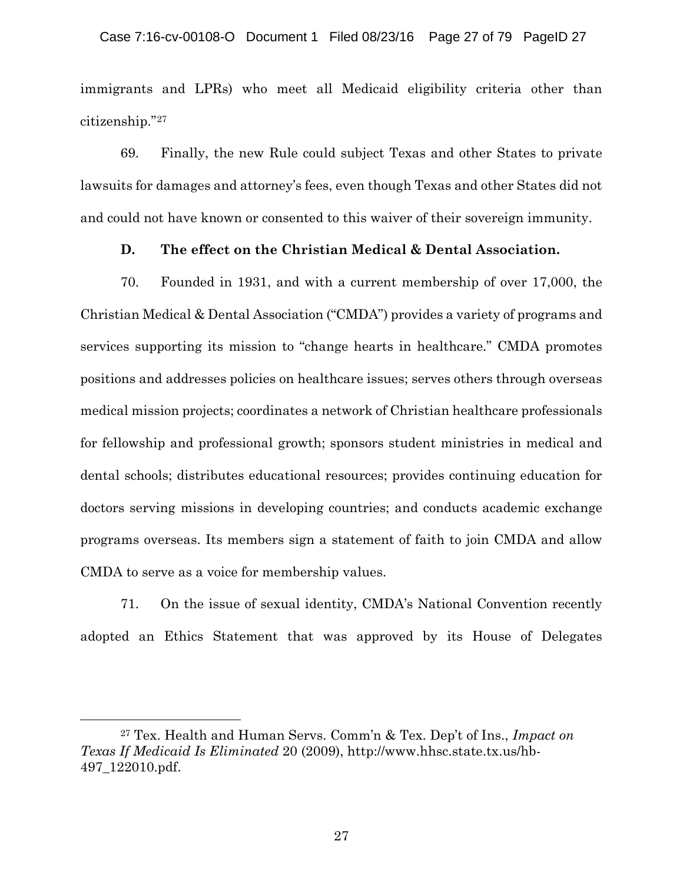immigrants and LPRs) who meet all Medicaid eligibility criteria other than citizenship."[27]

69. Finally, the new Rule could subject Texas and other States to private lawsuits for damages and attorney's fees, even though Texas and other States did not and could not have known or consented to this waiver of their sovereign immunity.

**D. The effect on the Christian Medical & Dental Association.**

70. Founded in 1931, and with a current membership of over 17,000, the Christian Medical & Dental Association ("CMDA") provides a variety of programs and services supporting its mission to "change hearts in healthcare." CMDA promotes positions and addresses policies on healthcare issues; serves others through overseas medical mission projects; coordinates a network of Christian healthcare professionals for fellowship and professional growth; sponsors student ministries in medical and dental schools; distributes educational resources; provides continuing education for doctors serving missions in developing countries; and conducts academic exchange programs overseas. Its members sign a statement of faith to join CMDA and allow CMDA to serve as a voice for membership values.

71. On the issue of sexual identity, CMDA's National Convention recently adopted an Ethics Statement that was approved by its House of Delegates

---

[27] Tex. Health and Human Servs. Comm'n & Tex. Dep't of Ins., *Impact on Texas If Medicaid Is Eliminated* 20 (2009), http://www.hhsc.state.tx.us/hb-497_122010.pdf.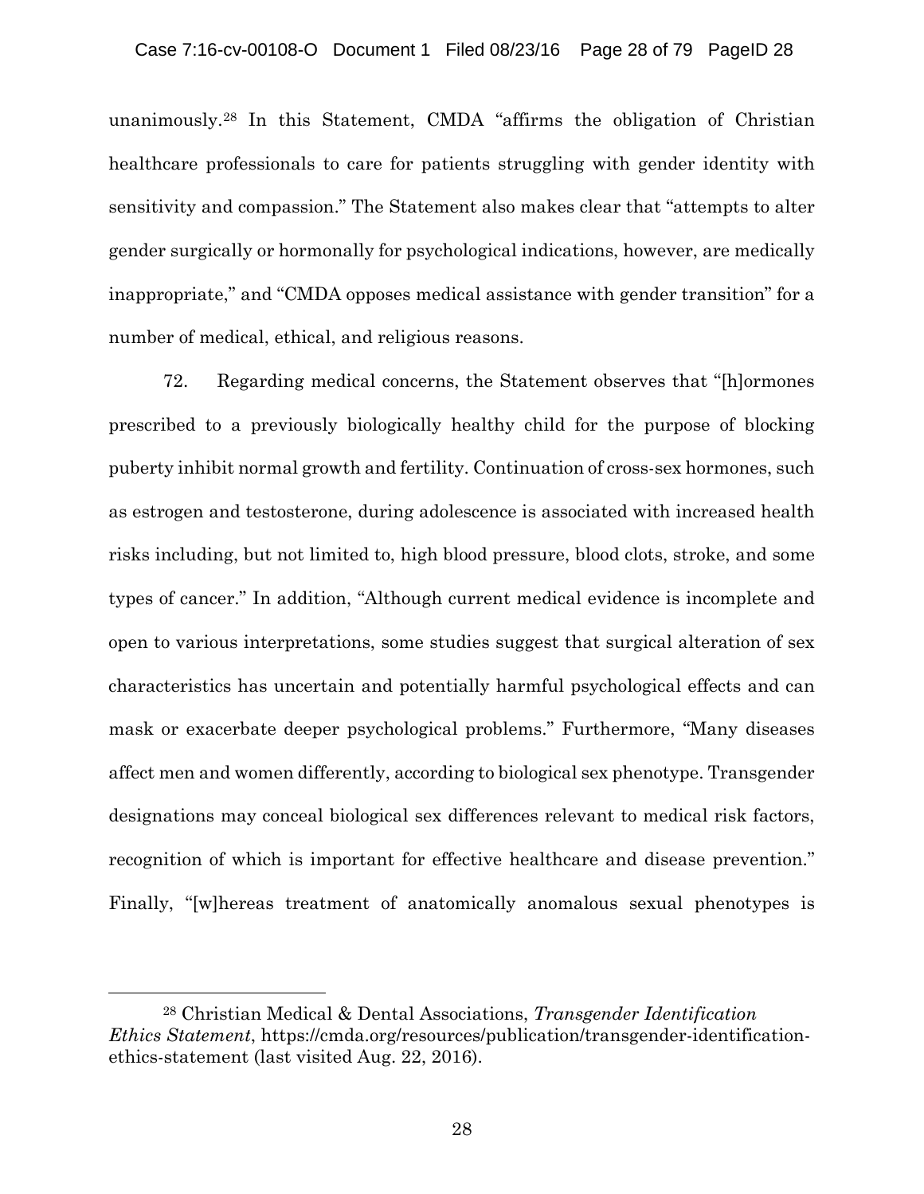unanimously.[28] In this Statement, CMDA "affirms the obligation of Christian healthcare professionals to care for patients struggling with gender identity with sensitivity and compassion." The Statement also makes clear that "attempts to alter gender surgically or hormonally for psychological indications, however, are medically inappropriate," and "CMDA opposes medical assistance with gender transition" for a number of medical, ethical, and religious reasons.

72. Regarding medical concerns, the Statement observes that "[h]ormones prescribed to a previously biologically healthy child for the purpose of blocking puberty inhibit normal growth and fertility. Continuation of cross-sex hormones, such as estrogen and testosterone, during adolescence is associated with increased health risks including, but not limited to, high blood pressure, blood clots, stroke, and some types of cancer." In addition, "Although current medical evidence is incomplete and open to various interpretations, some studies suggest that surgical alteration of sex characteristics has uncertain and potentially harmful psychological effects and can mask or exacerbate deeper psychological problems." Furthermore, "Many diseases affect men and women differently, according to biological sex phenotype. Transgender designations may conceal biological sex differences relevant to medical risk factors, recognition of which is important for effective healthcare and disease prevention." Finally, "[w]hereas treatment of anatomically anomalous sexual phenotypes is

---

[28] Christian Medical & Dental Associations, *Transgender Identification Ethics Statement*, https://cmda.org/resources/publication/transgender-identification-ethics-statement (last visited Aug. 22, 2016).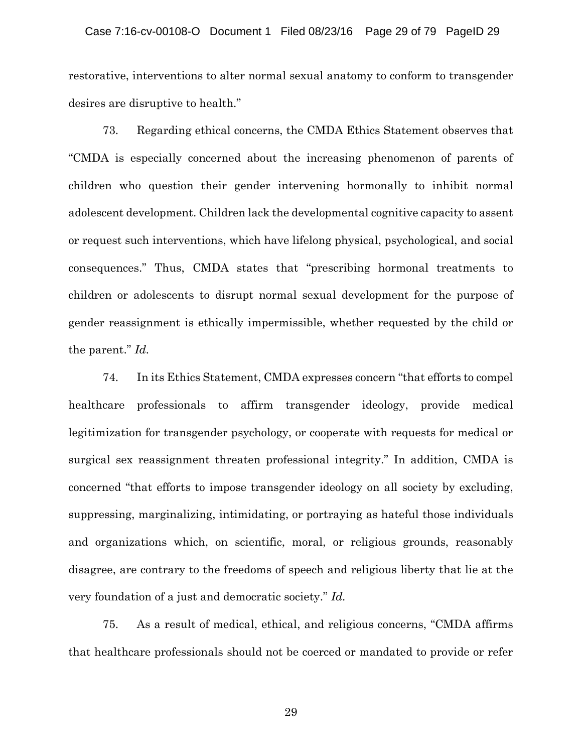restorative, interventions to alter normal sexual anatomy to conform to transgender desires are disruptive to health."

73. Regarding ethical concerns, the CMDA Ethics Statement observes that "CMDA is especially concerned about the increasing phenomenon of parents of children who question their gender intervening hormonally to inhibit normal adolescent development. Children lack the developmental cognitive capacity to assent or request such interventions, which have lifelong physical, psychological, and social consequences." Thus, CMDA states that "prescribing hormonal treatments to children or adolescents to disrupt normal sexual development for the purpose of gender reassignment is ethically impermissible, whether requested by the child or the parent." *Id.*

74. In its Ethics Statement, CMDA expresses concern "that efforts to compel healthcare professionals to affirm transgender ideology, provide medical legitimization for transgender psychology, or cooperate with requests for medical or surgical sex reassignment threaten professional integrity." In addition, CMDA is concerned "that efforts to impose transgender ideology on all society by excluding, suppressing, marginalizing, intimidating, or portraying as hateful those individuals and organizations which, on scientific, moral, or religious grounds, reasonably disagree, are contrary to the freedoms of speech and religious liberty that lie at the very foundation of a just and democratic society." *Id.*

75. As a result of medical, ethical, and religious concerns, "CMDA affirms that healthcare professionals should not be coerced or mandated to provide or refer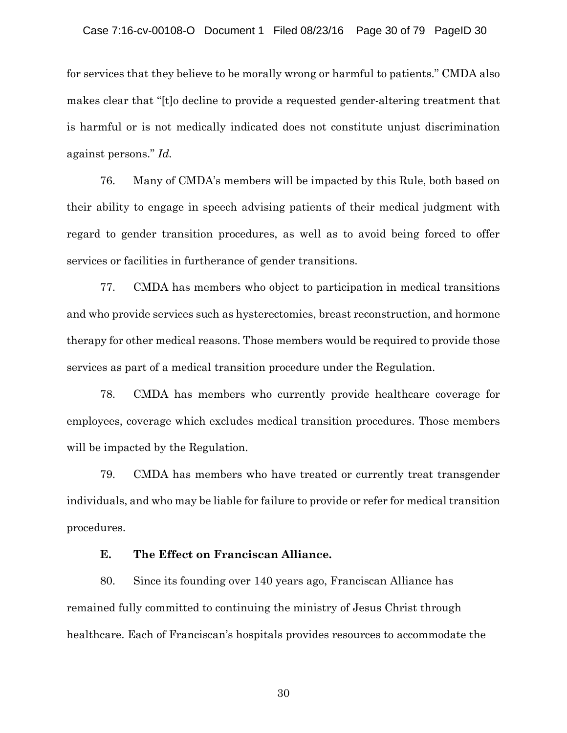for services that they believe to be morally wrong or harmful to patients." CMDA also makes clear that "[t]o decline to provide a requested gender-altering treatment that is harmful or is not medically indicated does not constitute unjust discrimination against persons." *Id.*

76. Many of CMDA's members will be impacted by this Rule, both based on their ability to engage in speech advising patients of their medical judgment with regard to gender transition procedures, as well as to avoid being forced to offer services or facilities in furtherance of gender transitions.

77. CMDA has members who object to participation in medical transitions and who provide services such as hysterectomies, breast reconstruction, and hormone therapy for other medical reasons. Those members would be required to provide those services as part of a medical transition procedure under the Regulation.

78. CMDA has members who currently provide healthcare coverage for employees, coverage which excludes medical transition procedures. Those members will be impacted by the Regulation.

79. CMDA has members who have treated or currently treat transgender individuals, and who may be liable for failure to provide or refer for medical transition procedures.

**E. The Effect on Franciscan Alliance.**

80. Since its founding over 140 years ago, Franciscan Alliance has remained fully committed to continuing the ministry of Jesus Christ through healthcare. Each of Franciscan's hospitals provides resources to accommodate the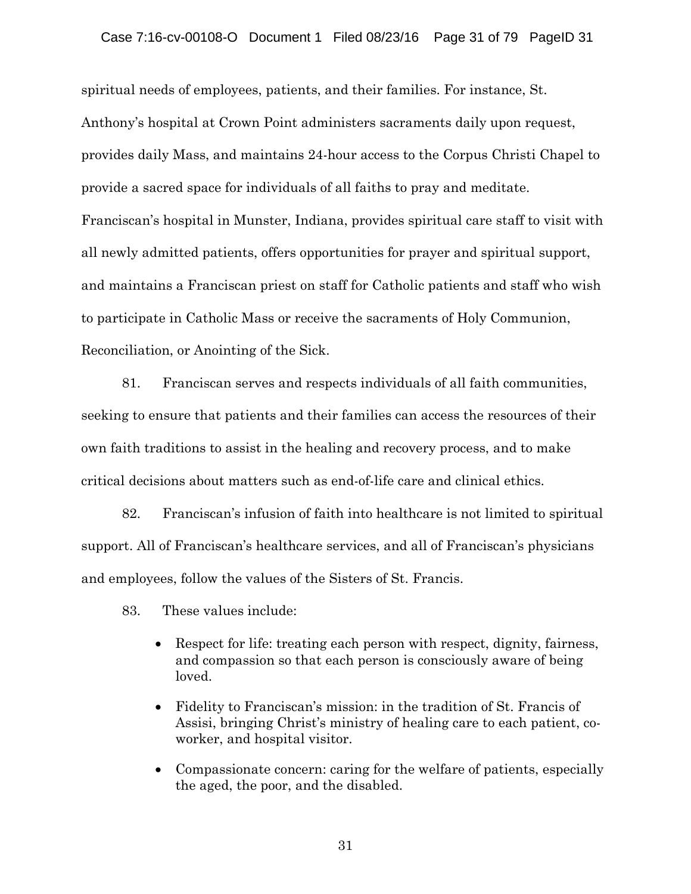spiritual needs of employees, patients, and their families. For instance, St. Anthony's hospital at Crown Point administers sacraments daily upon request, provides daily Mass, and maintains 24-hour access to the Corpus Christi Chapel to provide a sacred space for individuals of all faiths to pray and meditate. Franciscan's hospital in Munster, Indiana, provides spiritual care staff to visit with all newly admitted patients, offers opportunities for prayer and spiritual support, and maintains a Franciscan priest on staff for Catholic patients and staff who wish to participate in Catholic Mass or receive the sacraments of Holy Communion, Reconciliation, or Anointing of the Sick.

81. Franciscan serves and respects individuals of all faith communities, seeking to ensure that patients and their families can access the resources of their own faith traditions to assist in the healing and recovery process, and to make critical decisions about matters such as end-of-life care and clinical ethics.

82. Franciscan's infusion of faith into healthcare is not limited to spiritual support. All of Franciscan's healthcare services, and all of Franciscan's physicians and employees, follow the values of the Sisters of St. Francis.

83. These values include:

- Respect for life: treating each person with respect, dignity, fairness, and compassion so that each person is consciously aware of being loved.
- Fidelity to Franciscan's mission: in the tradition of St. Francis of Assisi, bringing Christ's ministry of healing care to each patient, co-worker, and hospital visitor.
- Compassionate concern: caring for the welfare of patients, especially the aged, the poor, and the disabled.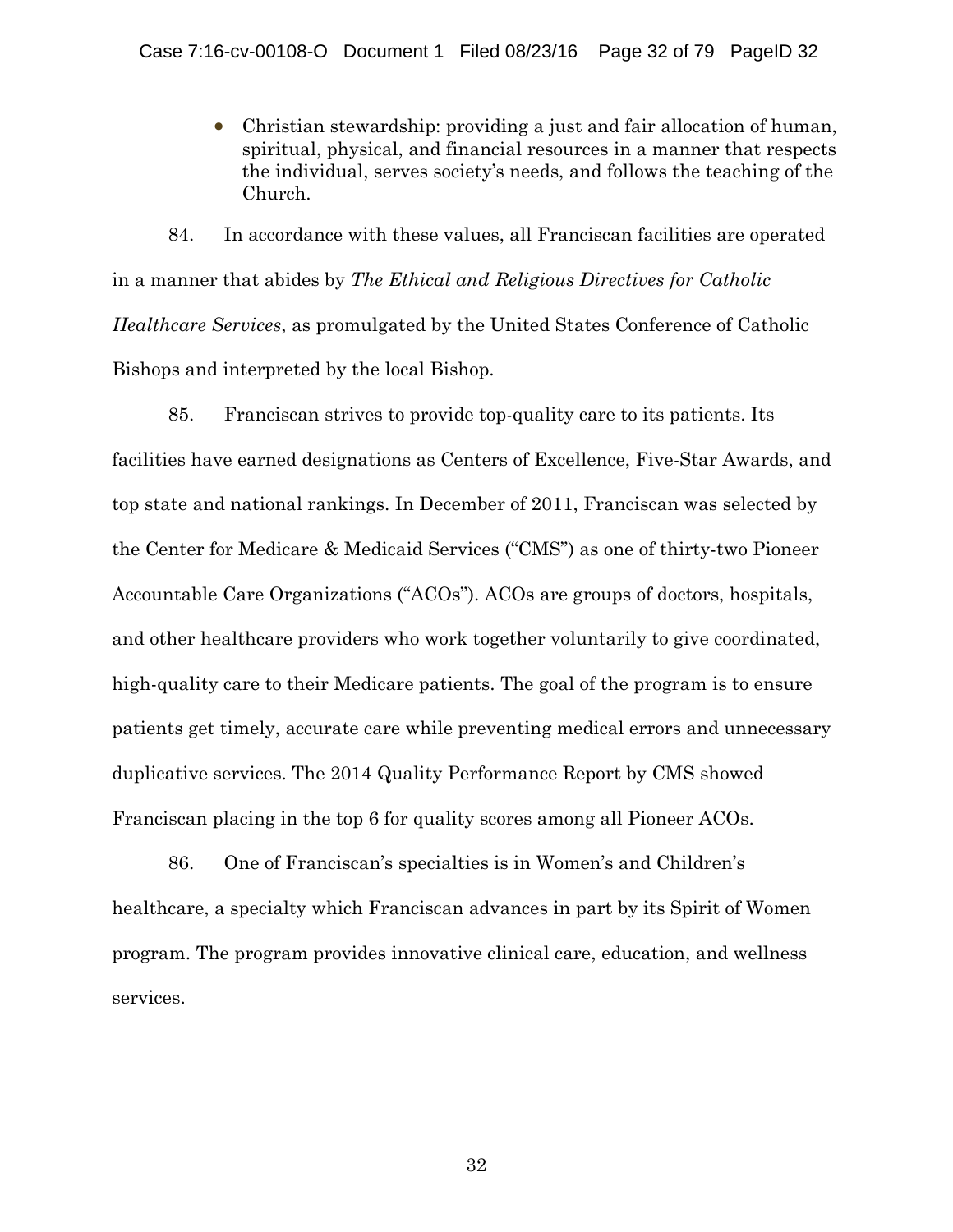- Christian stewardship: providing a just and fair allocation of human, spiritual, physical, and financial resources in a manner that respects the individual, serves society's needs, and follows the teaching of the Church.

84. In accordance with these values, all Franciscan facilities are operated in a manner that abides by *The Ethical and Religious Directives for Catholic Healthcare Services*, as promulgated by the United States Conference of Catholic Bishops and interpreted by the local Bishop.

85. Franciscan strives to provide top-quality care to its patients. Its facilities have earned designations as Centers of Excellence, Five-Star Awards, and top state and national rankings. In December of 2011, Franciscan was selected by the Center for Medicare & Medicaid Services ("CMS") as one of thirty-two Pioneer Accountable Care Organizations ("ACOs"). ACOs are groups of doctors, hospitals, and other healthcare providers who work together voluntarily to give coordinated, high-quality care to their Medicare patients. The goal of the program is to ensure patients get timely, accurate care while preventing medical errors and unnecessary duplicative services. The 2014 Quality Performance Report by CMS showed Franciscan placing in the top 6 for quality scores among all Pioneer ACOs.

86. One of Franciscan's specialties is in Women's and Children's healthcare, a specialty which Franciscan advances in part by its Spirit of Women program. The program provides innovative clinical care, education, and wellness services.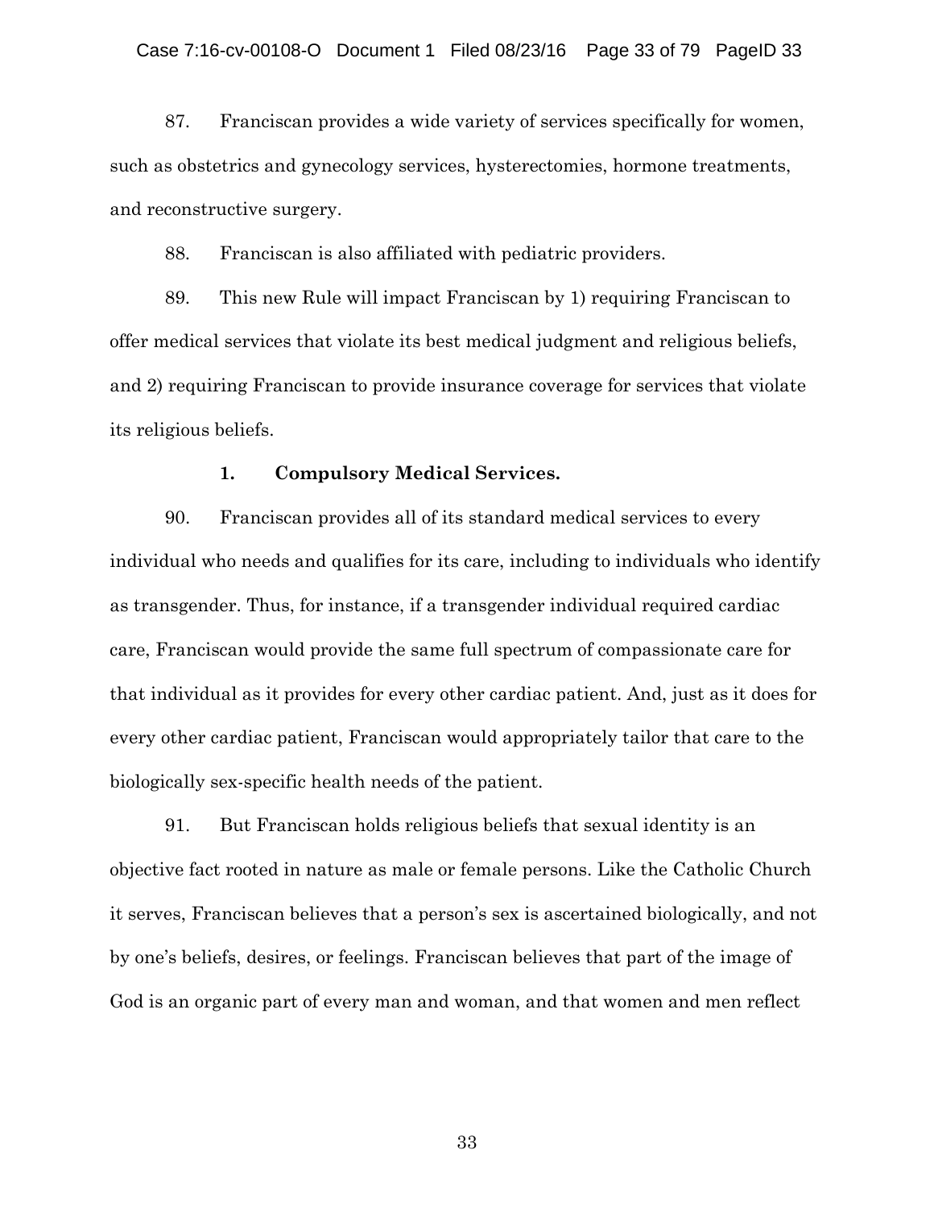87. Franciscan provides a wide variety of services specifically for women, such as obstetrics and gynecology services, hysterectomies, hormone treatments, and reconstructive surgery.

88. Franciscan is also affiliated with pediatric providers.

89. This new Rule will impact Franciscan by 1) requiring Franciscan to offer medical services that violate its best medical judgment and religious beliefs, and 2) requiring Franciscan to provide insurance coverage for services that violate its religious beliefs.

**1. Compulsory Medical Services.**

90. Franciscan provides all of its standard medical services to every individual who needs and qualifies for its care, including to individuals who identify as transgender. Thus, for instance, if a transgender individual required cardiac care, Franciscan would provide the same full spectrum of compassionate care for that individual as it provides for every other cardiac patient. And, just as it does for every other cardiac patient, Franciscan would appropriately tailor that care to the biologically sex-specific health needs of the patient.

91. But Franciscan holds religious beliefs that sexual identity is an objective fact rooted in nature as male or female persons. Like the Catholic Church it serves, Franciscan believes that a person's sex is ascertained biologically, and not by one's beliefs, desires, or feelings. Franciscan believes that part of the image of God is an organic part of every man and woman, and that women and men reflect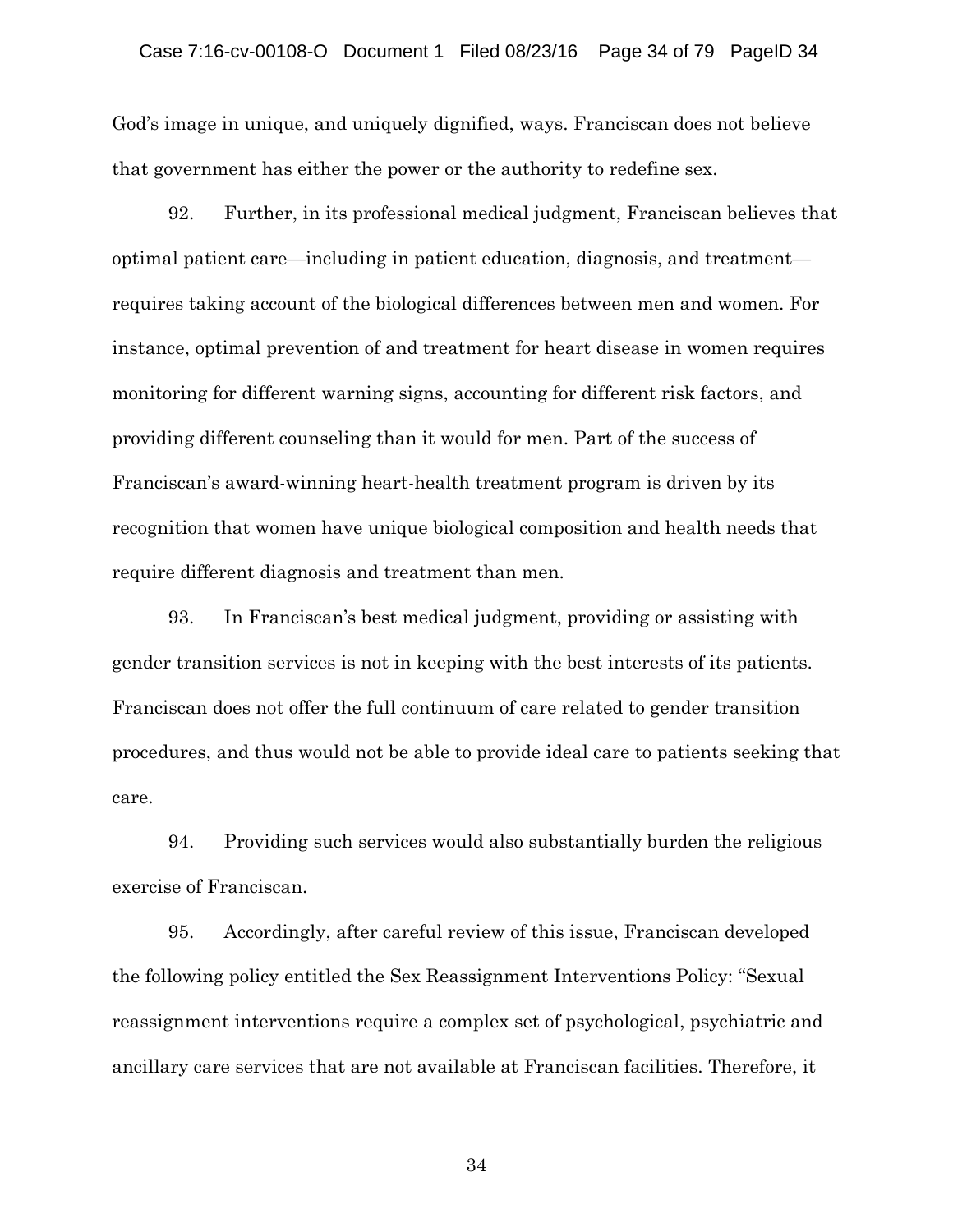God's image in unique, and uniquely dignified, ways. Franciscan does not believe that government has either the power or the authority to redefine sex.

92. Further, in its professional medical judgment, Franciscan believes that optimal patient care—including in patient education, diagnosis, and treatment—requires taking account of the biological differences between men and women. For instance, optimal prevention of and treatment for heart disease in women requires monitoring for different warning signs, accounting for different risk factors, and providing different counseling than it would for men. Part of the success of Franciscan's award-winning heart-health treatment program is driven by its recognition that women have unique biological composition and health needs that require different diagnosis and treatment than men.

93. In Franciscan's best medical judgment, providing or assisting with gender transition services is not in keeping with the best interests of its patients. Franciscan does not offer the full continuum of care related to gender transition procedures, and thus would not be able to provide ideal care to patients seeking that care.

94. Providing such services would also substantially burden the religious exercise of Franciscan.

95. Accordingly, after careful review of this issue, Franciscan developed the following policy entitled the Sex Reassignment Interventions Policy: "Sexual reassignment interventions require a complex set of psychological, psychiatric and ancillary care services that are not available at Franciscan facilities. Therefore, it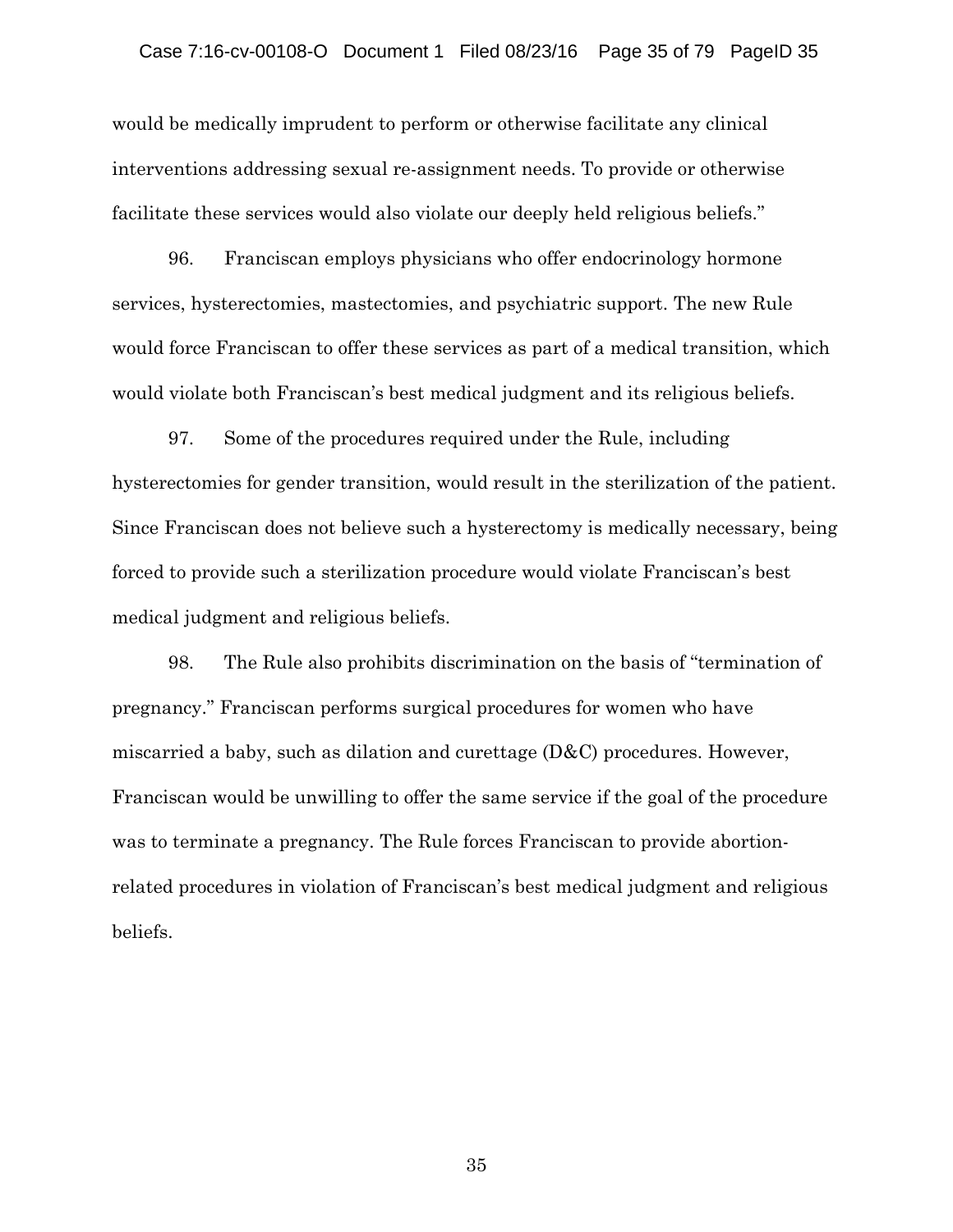would be medically imprudent to perform or otherwise facilitate any clinical interventions addressing sexual re-assignment needs. To provide or otherwise facilitate these services would also violate our deeply held religious beliefs."

96. Franciscan employs physicians who offer endocrinology hormone services, hysterectomies, mastectomies, and psychiatric support. The new Rule would force Franciscan to offer these services as part of a medical transition, which would violate both Franciscan's best medical judgment and its religious beliefs.

97. Some of the procedures required under the Rule, including hysterectomies for gender transition, would result in the sterilization of the patient. Since Franciscan does not believe such a hysterectomy is medically necessary, being forced to provide such a sterilization procedure would violate Franciscan's best medical judgment and religious beliefs.

98. The Rule also prohibits discrimination on the basis of "termination of pregnancy." Franciscan performs surgical procedures for women who have miscarried a baby, such as dilation and curettage (D&C) procedures. However, Franciscan would be unwilling to offer the same service if the goal of the procedure was to terminate a pregnancy. The Rule forces Franciscan to provide abortion-related procedures in violation of Franciscan's best medical judgment and religious beliefs.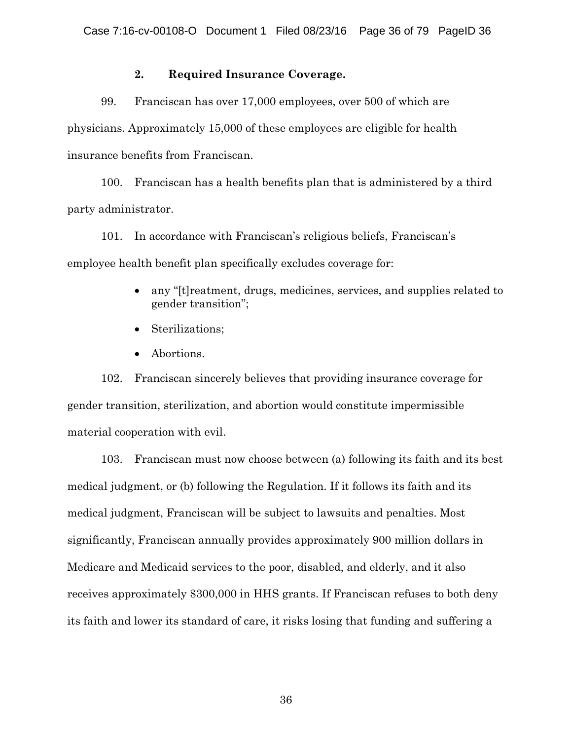### 2. Required Insurance Coverage.

99. Franciscan has over 17,000 employees, over 500 of which are physicians. Approximately 15,000 of these employees are eligible for health insurance benefits from Franciscan.

100. Franciscan has a health benefits plan that is administered by a third party administrator.

101. In accordance with Franciscan's religious beliefs, Franciscan's employee health benefit plan specifically excludes coverage for:

- any "[t]reatment, drugs, medicines, services, and supplies related to gender transition";
- Sterilizations;
- Abortions.

102. Franciscan sincerely believes that providing insurance coverage for gender transition, sterilization, and abortion would constitute impermissible material cooperation with evil.

103. Franciscan must now choose between (a) following its faith and its best medical judgment, or (b) following the Regulation. If it follows its faith and its medical judgment, Franciscan will be subject to lawsuits and penalties. Most significantly, Franciscan annually provides approximately 900 million dollars in Medicare and Medicaid services to the poor, disabled, and elderly, and it also receives approximately $300,000 in HHS grants. If Franciscan refuses to both deny its faith and lower its standard of care, it risks losing that funding and suffering a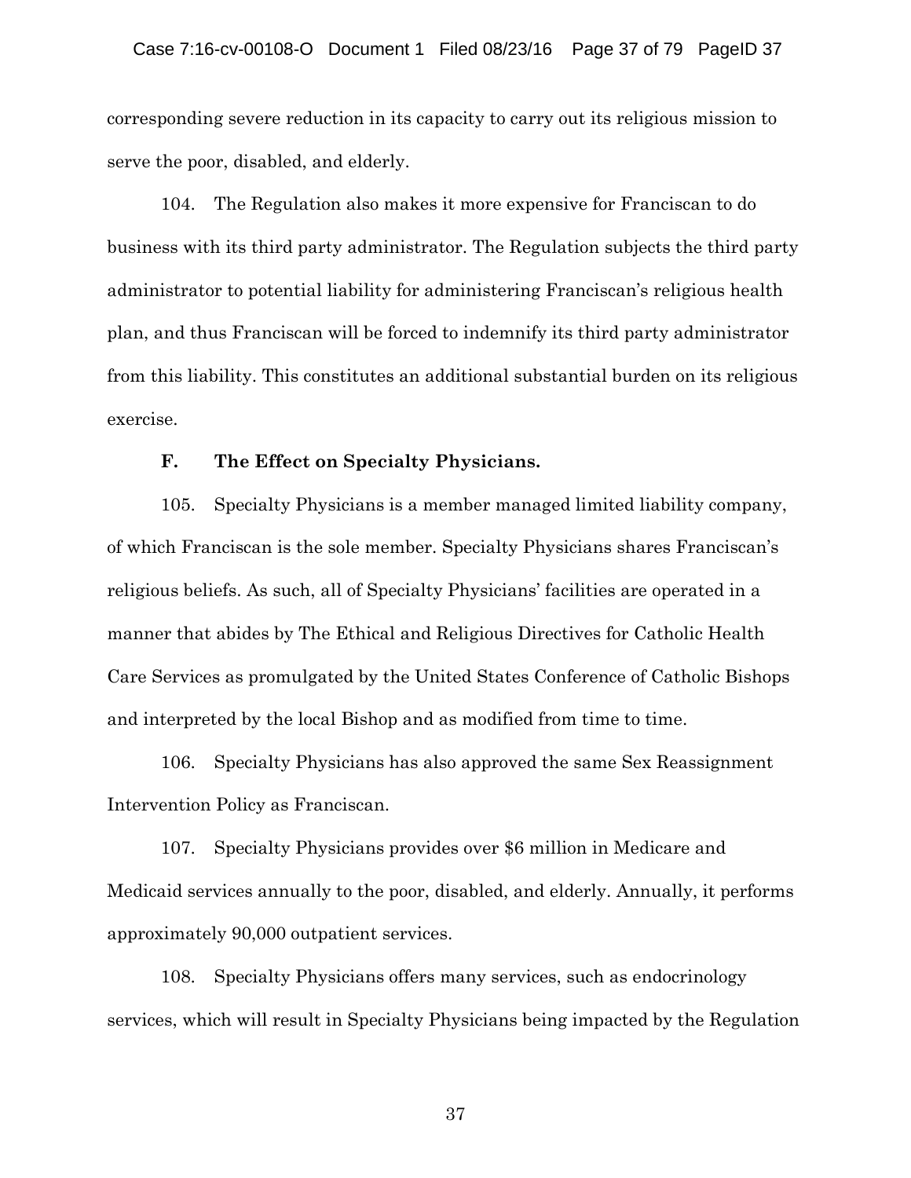corresponding severe reduction in its capacity to carry out its religious mission to serve the poor, disabled, and elderly.

104. The Regulation also makes it more expensive for Franciscan to do business with its third party administrator. The Regulation subjects the third party administrator to potential liability for administering Franciscan's religious health plan, and thus Franciscan will be forced to indemnify its third party administrator from this liability. This constitutes an additional substantial burden on its religious exercise.

**F. The Effect on Specialty Physicians.**

105. Specialty Physicians is a member managed limited liability company, of which Franciscan is the sole member. Specialty Physicians shares Franciscan's religious beliefs. As such, all of Specialty Physicians' facilities are operated in a manner that abides by The Ethical and Religious Directives for Catholic Health Care Services as promulgated by the United States Conference of Catholic Bishops and interpreted by the local Bishop and as modified from time to time.

106. Specialty Physicians has also approved the same Sex Reassignment Intervention Policy as Franciscan.

107. Specialty Physicians provides over $6 million in Medicare and Medicaid services annually to the poor, disabled, and elderly. Annually, it performs approximately 90,000 outpatient services.

108. Specialty Physicians offers many services, such as endocrinology services, which will result in Specialty Physicians being impacted by the Regulation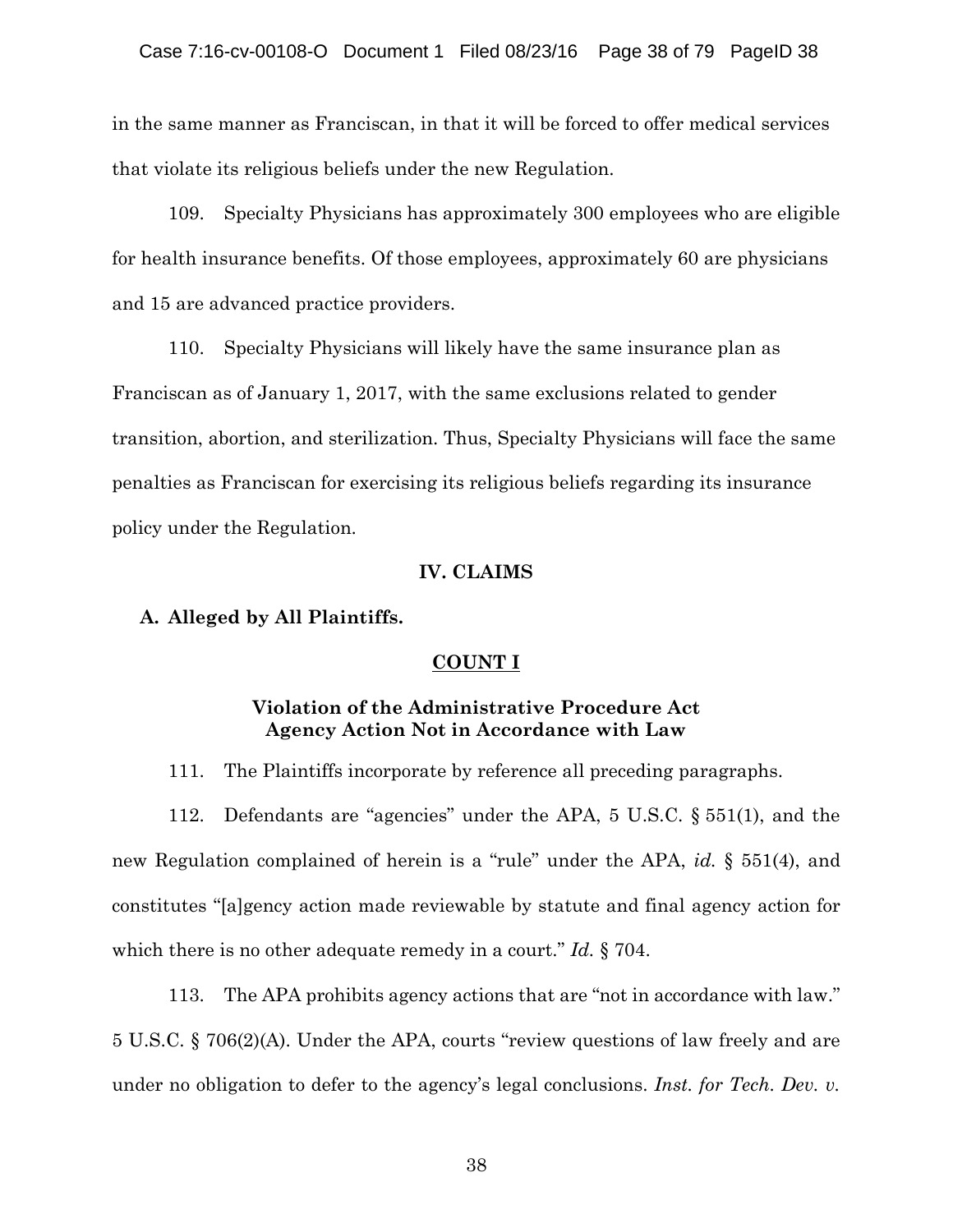in the same manner as Franciscan, in that it will be forced to offer medical services that violate its religious beliefs under the new Regulation.

109. Specialty Physicians has approximately 300 employees who are eligible for health insurance benefits. Of those employees, approximately 60 are physicians and 15 are advanced practice providers.

110. Specialty Physicians will likely have the same insurance plan as Franciscan as of January 1, 2017, with the same exclusions related to gender transition, abortion, and sterilization. Thus, Specialty Physicians will face the same penalties as Franciscan for exercising its religious beliefs regarding its insurance policy under the Regulation.

## IV. CLAIMS

### A. Alleged by All Plaintiffs.

#### COUNT I

**Violation of the Administrative Procedure Act**
**Agency Action Not in Accordance with Law**

111. The Plaintiffs incorporate by reference all preceding paragraphs.

112. Defendants are "agencies" under the APA, 5 U.S.C. § 551(1), and the new Regulation complained of herein is a "rule" under the APA, *id.* § 551(4), and constitutes "[a]gency action made reviewable by statute and final agency action for which there is no other adequate remedy in a court." *Id.* § 704.

113. The APA prohibits agency actions that are "not in accordance with law." 5 U.S.C. § 706(2)(A). Under the APA, courts "review questions of law freely and are under no obligation to defer to the agency's legal conclusions. *Inst. for Tech. Dev. v.*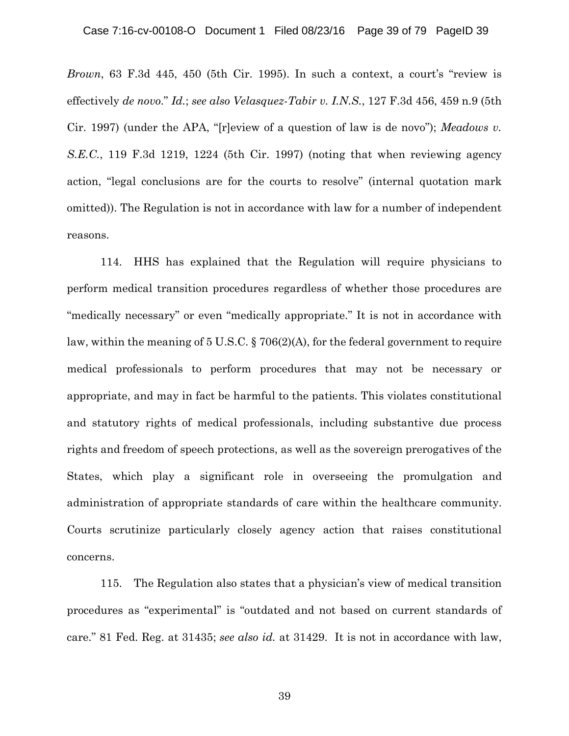*Brown*, 63 F.3d 445, 450 (5th Cir. 1995). In such a context, a court's "review is effectively *de novo*." *Id.*; *see also Velasquez-Tabir v. I.N.S.*, 127 F.3d 456, 459 n.9 (5th Cir. 1997) (under the APA, "[r]eview of a question of law is de novo"); *Meadows v. S.E.C.*, 119 F.3d 1219, 1224 (5th Cir. 1997) (noting that when reviewing agency action, "legal conclusions are for the courts to resolve" (internal quotation mark omitted)). The Regulation is not in accordance with law for a number of independent reasons.

114. HHS has explained that the Regulation will require physicians to perform medical transition procedures regardless of whether those procedures are "medically necessary" or even "medically appropriate." It is not in accordance with law, within the meaning of 5 U.S.C. § 706(2)(A), for the federal government to require medical professionals to perform procedures that may not be necessary or appropriate, and may in fact be harmful to the patients. This violates constitutional and statutory rights of medical professionals, including substantive due process rights and freedom of speech protections, as well as the sovereign prerogatives of the States, which play a significant role in overseeing the promulgation and administration of appropriate standards of care within the healthcare community. Courts scrutinize particularly closely agency action that raises constitutional concerns.

115. The Regulation also states that a physician's view of medical transition procedures as "experimental" is "outdated and not based on current standards of care." 81 Fed. Reg. at 31435; *see also id.* at 31429. It is not in accordance with law,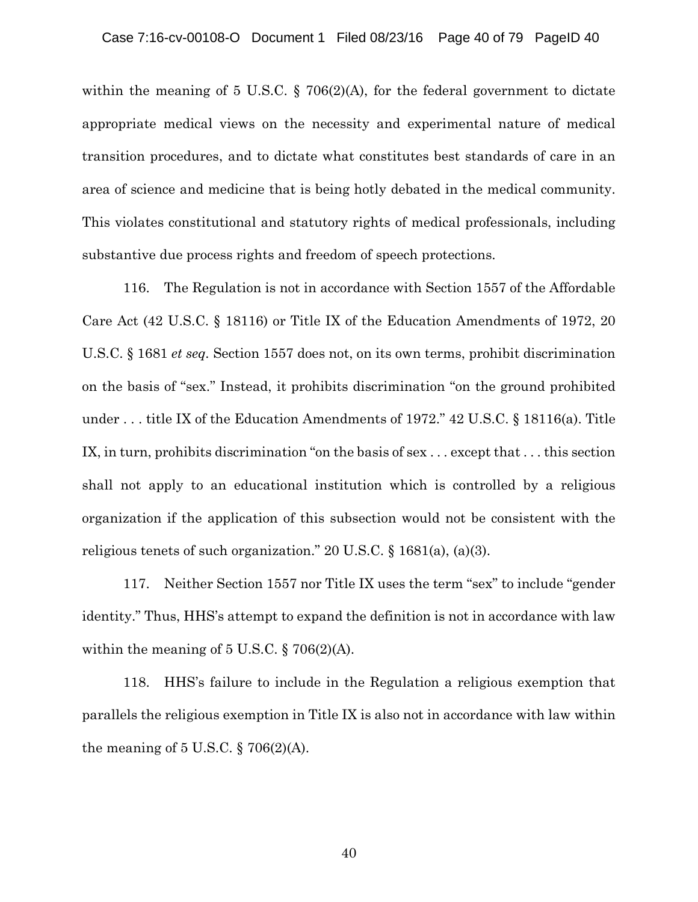within the meaning of 5 U.S.C. § 706(2)(A), for the federal government to dictate appropriate medical views on the necessity and experimental nature of medical transition procedures, and to dictate what constitutes best standards of care in an area of science and medicine that is being hotly debated in the medical community. This violates constitutional and statutory rights of medical professionals, including substantive due process rights and freedom of speech protections.

116. The Regulation is not in accordance with Section 1557 of the Affordable Care Act (42 U.S.C. § 18116) or Title IX of the Education Amendments of 1972, 20 U.S.C. § 1681 *et seq*. Section 1557 does not, on its own terms, prohibit discrimination on the basis of "sex." Instead, it prohibits discrimination "on the ground prohibited under . . . title IX of the Education Amendments of 1972." 42 U.S.C. § 18116(a). Title IX, in turn, prohibits discrimination "on the basis of sex . . . except that . . . this section shall not apply to an educational institution which is controlled by a religious organization if the application of this subsection would not be consistent with the religious tenets of such organization." 20 U.S.C. § 1681(a), (a)(3).

117. Neither Section 1557 nor Title IX uses the term "sex" to include "gender identity." Thus, HHS's attempt to expand the definition is not in accordance with law within the meaning of 5 U.S.C. § 706(2)(A).

118. HHS's failure to include in the Regulation a religious exemption that parallels the religious exemption in Title IX is also not in accordance with law within the meaning of 5 U.S.C. § 706(2)(A).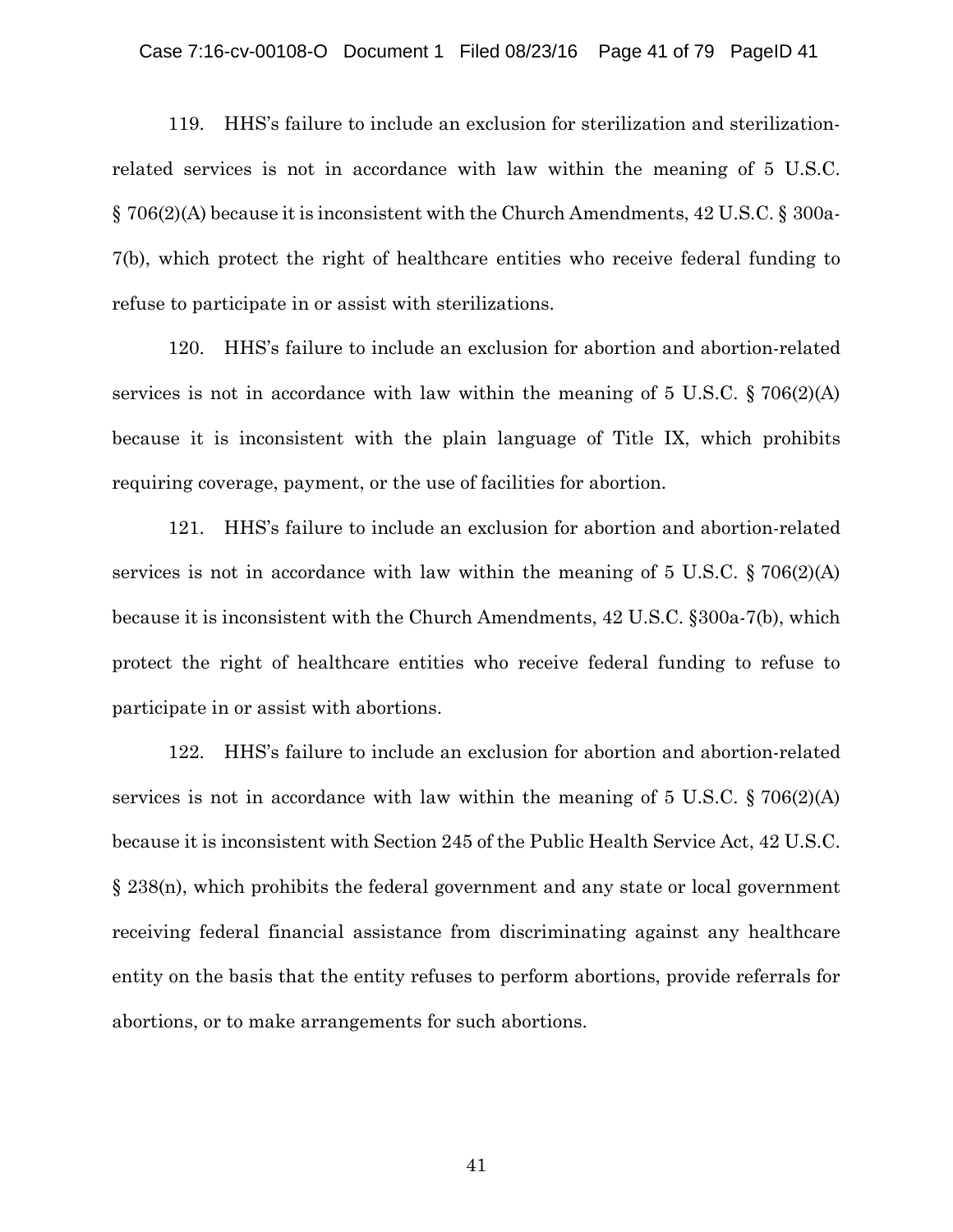119. HHS's failure to include an exclusion for sterilization and sterilization-related services is not in accordance with law within the meaning of 5 U.S.C. § 706(2)(A) because it is inconsistent with the Church Amendments, 42 U.S.C. § 300a-7(b), which protect the right of healthcare entities who receive federal funding to refuse to participate in or assist with sterilizations.

120. HHS's failure to include an exclusion for abortion and abortion-related services is not in accordance with law within the meaning of 5 U.S.C. § 706(2)(A) because it is inconsistent with the plain language of Title IX, which prohibits requiring coverage, payment, or the use of facilities for abortion.

121. HHS's failure to include an exclusion for abortion and abortion-related services is not in accordance with law within the meaning of 5 U.S.C. § 706(2)(A) because it is inconsistent with the Church Amendments, 42 U.S.C. §300a-7(b), which protect the right of healthcare entities who receive federal funding to refuse to participate in or assist with abortions.

122. HHS's failure to include an exclusion for abortion and abortion-related services is not in accordance with law within the meaning of 5 U.S.C. § 706(2)(A) because it is inconsistent with Section 245 of the Public Health Service Act, 42 U.S.C. § 238(n), which prohibits the federal government and any state or local government receiving federal financial assistance from discriminating against any healthcare entity on the basis that the entity refuses to perform abortions, provide referrals for abortions, or to make arrangements for such abortions.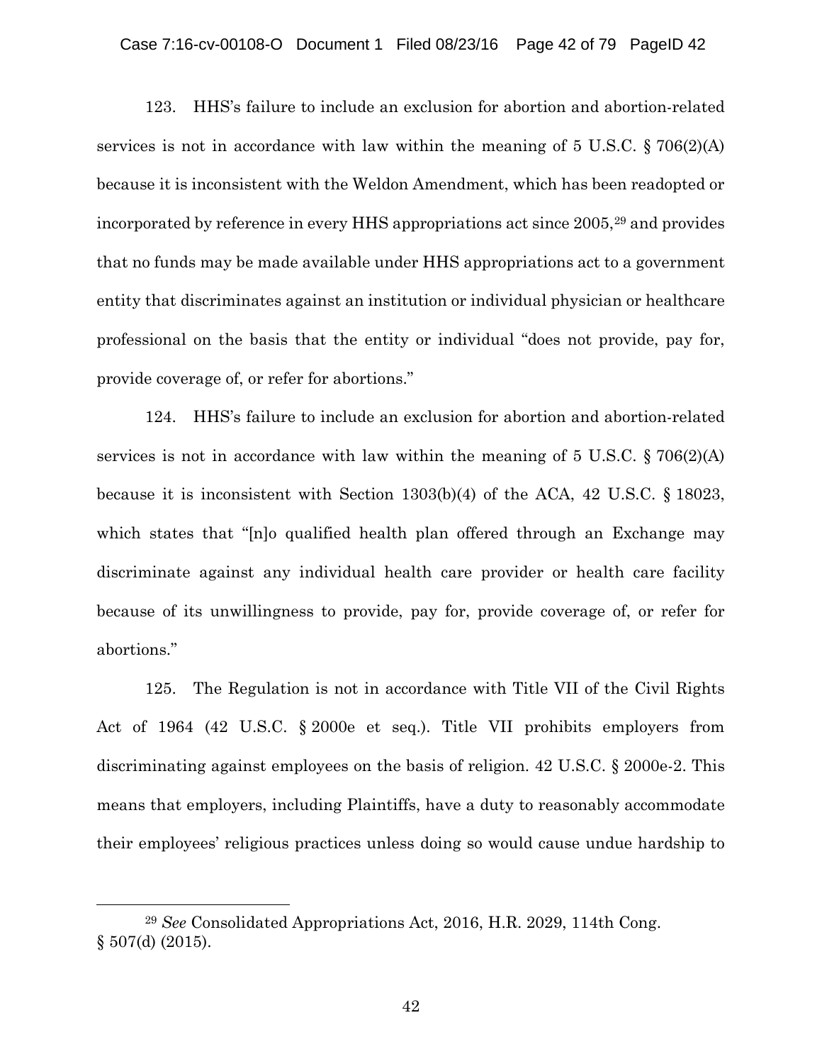123. HHS's failure to include an exclusion for abortion and abortion-related services is not in accordance with law within the meaning of 5 U.S.C. § 706(2)(A) because it is inconsistent with the Weldon Amendment, which has been readopted or incorporated by reference in every HHS appropriations act since 2005,[29] and provides that no funds may be made available under HHS appropriations act to a government entity that discriminates against an institution or individual physician or healthcare professional on the basis that the entity or individual "does not provide, pay for, provide coverage of, or refer for abortions."

124. HHS's failure to include an exclusion for abortion and abortion-related services is not in accordance with law within the meaning of 5 U.S.C. § 706(2)(A) because it is inconsistent with Section 1303(b)(4) of the ACA, 42 U.S.C. § 18023, which states that "[n]o qualified health plan offered through an Exchange may discriminate against any individual health care provider or health care facility because of its unwillingness to provide, pay for, provide coverage of, or refer for abortions."

125. The Regulation is not in accordance with Title VII of the Civil Rights Act of 1964 (42 U.S.C. § 2000e et seq.). Title VII prohibits employers from discriminating against employees on the basis of religion. 42 U.S.C. § 2000e-2. This means that employers, including Plaintiffs, have a duty to reasonably accommodate their employees' religious practices unless doing so would cause undue hardship to

---

[29] *See* Consolidated Appropriations Act, 2016, H.R. 2029, 114th Cong. § 507(d) (2015).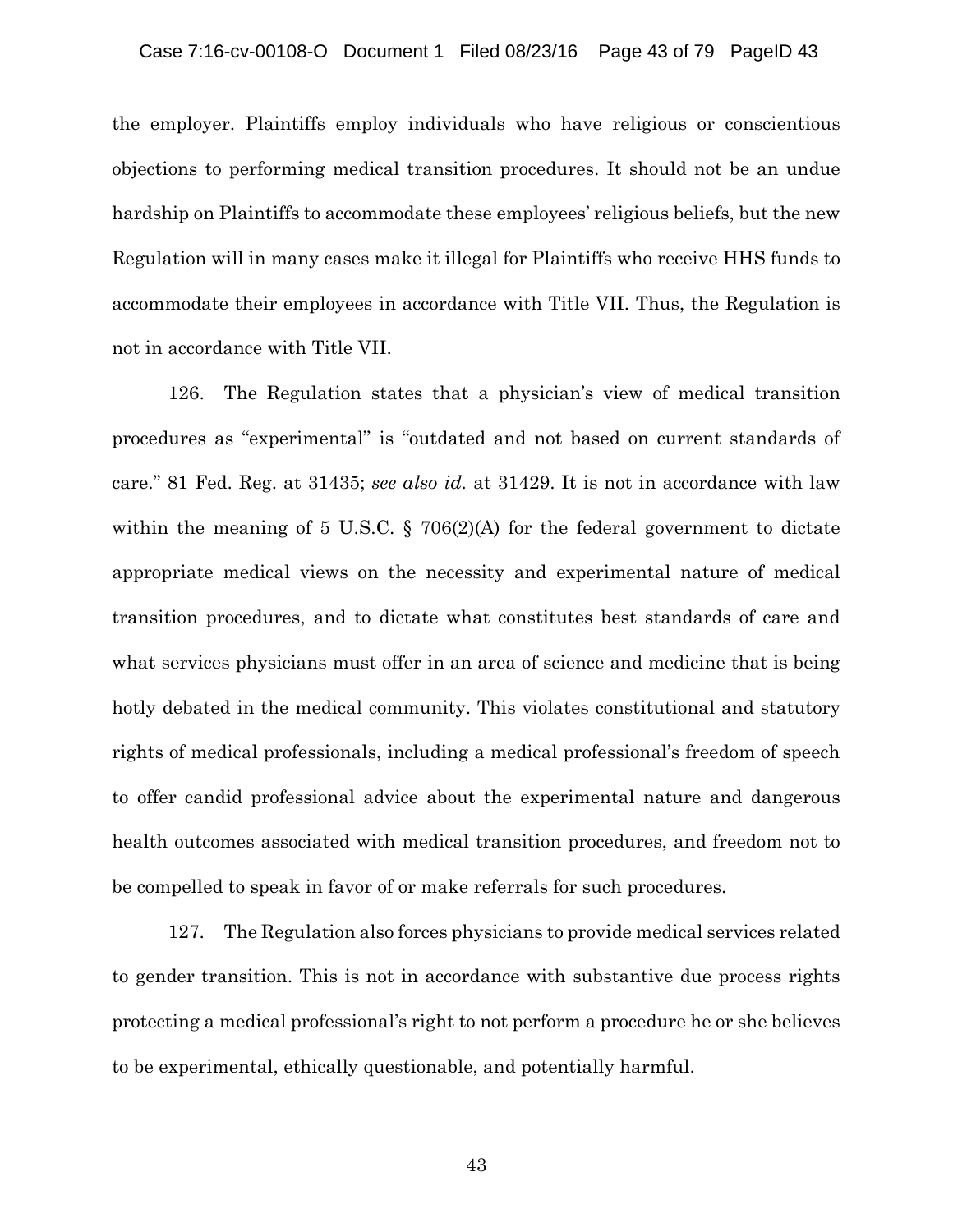the employer. Plaintiffs employ individuals who have religious or conscientious objections to performing medical transition procedures. It should not be an undue hardship on Plaintiffs to accommodate these employees' religious beliefs, but the new Regulation will in many cases make it illegal for Plaintiffs who receive HHS funds to accommodate their employees in accordance with Title VII. Thus, the Regulation is not in accordance with Title VII.

126. The Regulation states that a physician's view of medical transition procedures as "experimental" is "outdated and not based on current standards of care." 81 Fed. Reg. at 31435; *see also id.* at 31429. It is not in accordance with law within the meaning of 5 U.S.C. § 706(2)(A) for the federal government to dictate appropriate medical views on the necessity and experimental nature of medical transition procedures, and to dictate what constitutes best standards of care and what services physicians must offer in an area of science and medicine that is being hotly debated in the medical community. This violates constitutional and statutory rights of medical professionals, including a medical professional's freedom of speech to offer candid professional advice about the experimental nature and dangerous health outcomes associated with medical transition procedures, and freedom not to be compelled to speak in favor of or make referrals for such procedures.

127. The Regulation also forces physicians to provide medical services related to gender transition. This is not in accordance with substantive due process rights protecting a medical professional's right to not perform a procedure he or she believes to be experimental, ethically questionable, and potentially harmful.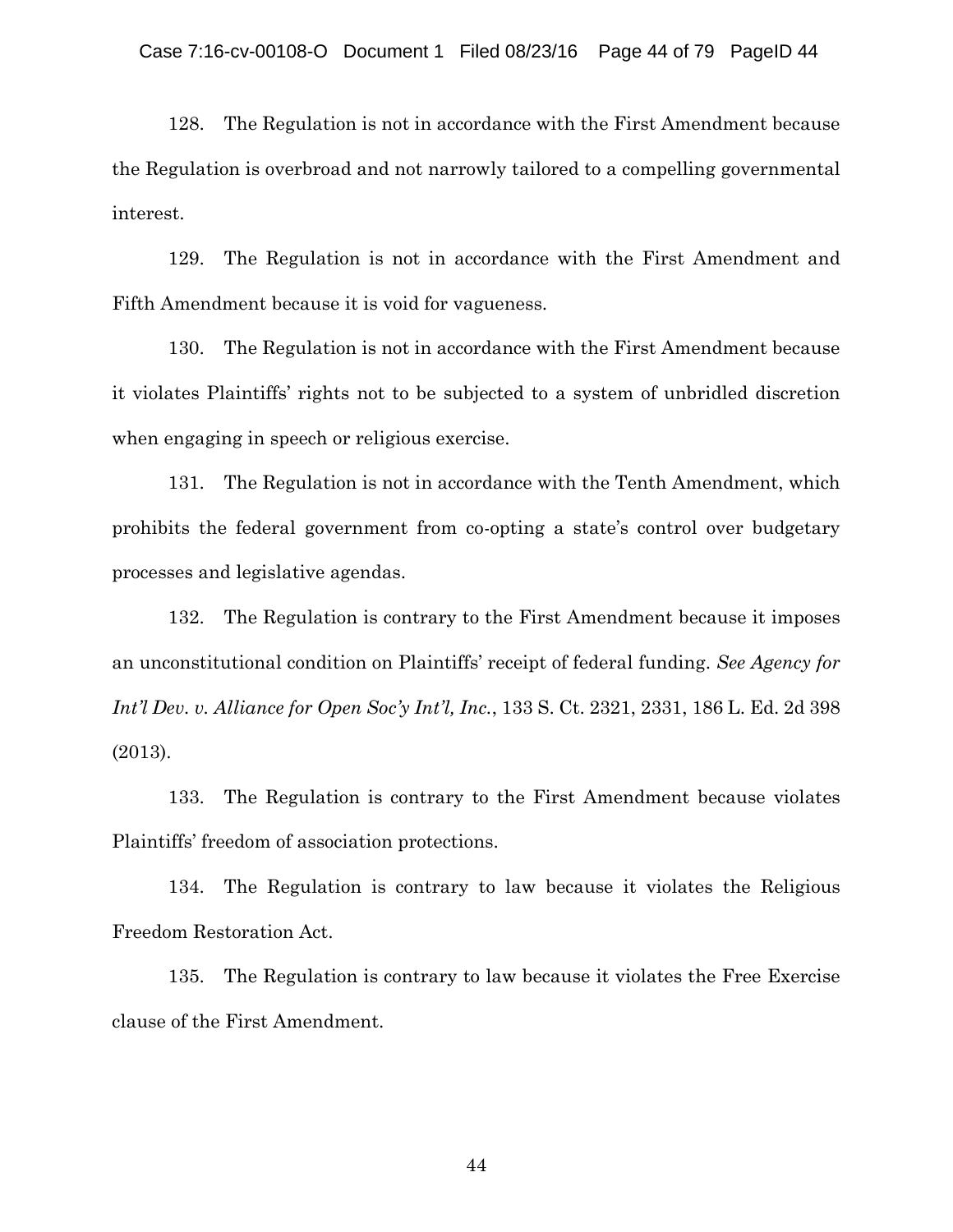128. The Regulation is not in accordance with the First Amendment because the Regulation is overbroad and not narrowly tailored to a compelling governmental interest.

129. The Regulation is not in accordance with the First Amendment and Fifth Amendment because it is void for vagueness.

130. The Regulation is not in accordance with the First Amendment because it violates Plaintiffs' rights not to be subjected to a system of unbridled discretion when engaging in speech or religious exercise.

131. The Regulation is not in accordance with the Tenth Amendment, which prohibits the federal government from co-opting a state's control over budgetary processes and legislative agendas.

132. The Regulation is contrary to the First Amendment because it imposes an unconstitutional condition on Plaintiffs' receipt of federal funding. *See Agency for Int'l Dev. v. Alliance for Open Soc'y Int'l, Inc.*, 133 S. Ct. 2321, 2331, 186 L. Ed. 2d 398 (2013).

133. The Regulation is contrary to the First Amendment because violates Plaintiffs' freedom of association protections.

134. The Regulation is contrary to law because it violates the Religious Freedom Restoration Act.

135. The Regulation is contrary to law because it violates the Free Exercise clause of the First Amendment.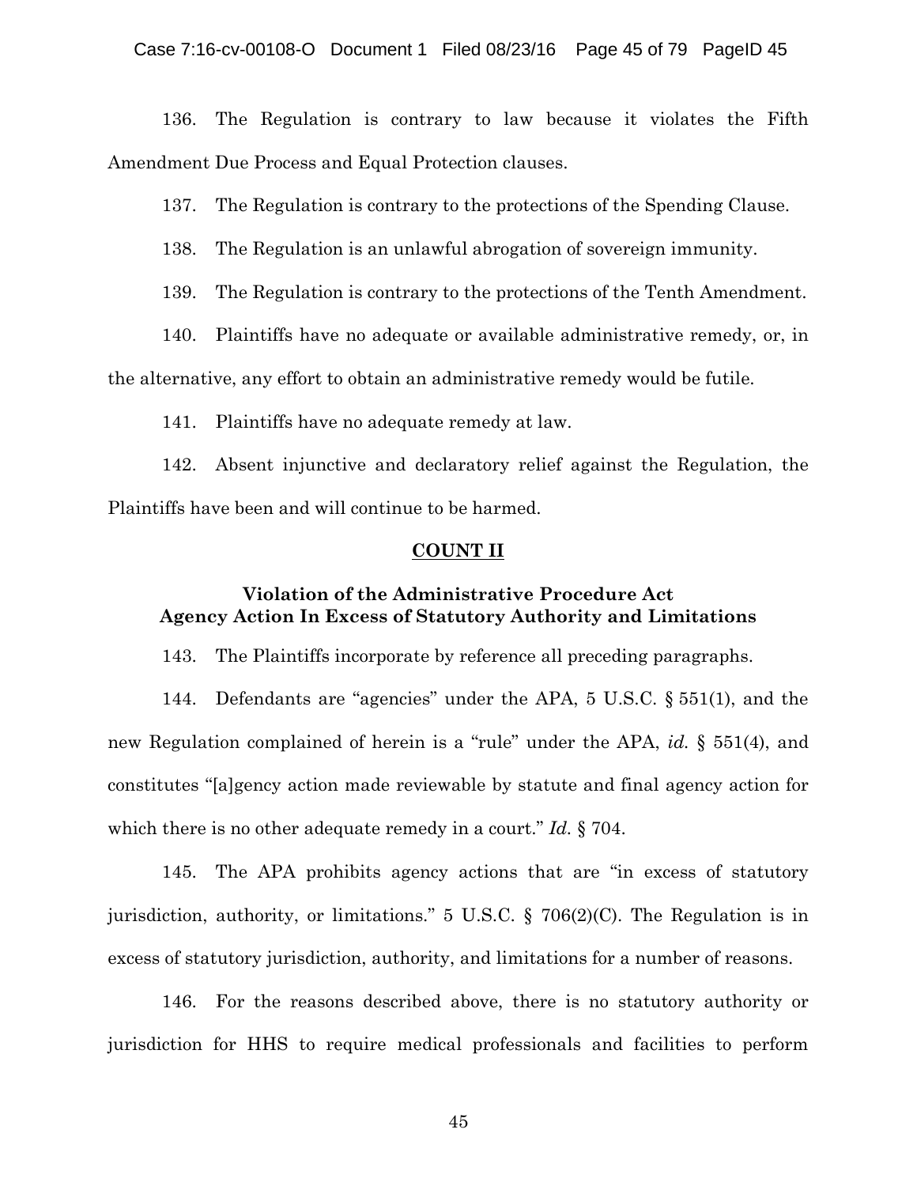136. The Regulation is contrary to law because it violates the Fifth Amendment Due Process and Equal Protection clauses.

137. The Regulation is contrary to the protections of the Spending Clause.

138. The Regulation is an unlawful abrogation of sovereign immunity.

139. The Regulation is contrary to the protections of the Tenth Amendment.

140. Plaintiffs have no adequate or available administrative remedy, or, in the alternative, any effort to obtain an administrative remedy would be futile.

141. Plaintiffs have no adequate remedy at law.

142. Absent injunctive and declaratory relief against the Regulation, the Plaintiffs have been and will continue to be harmed.

## COUNT II

### Violation of the Administrative Procedure Act
### Agency Action In Excess of Statutory Authority and Limitations

143. The Plaintiffs incorporate by reference all preceding paragraphs.

144. Defendants are "agencies" under the APA, 5 U.S.C. § 551(1), and the new Regulation complained of herein is a "rule" under the APA, *id.* § 551(4), and constitutes "[a]gency action made reviewable by statute and final agency action for which there is no other adequate remedy in a court." *Id.* § 704.

145. The APA prohibits agency actions that are "in excess of statutory jurisdiction, authority, or limitations." 5 U.S.C. § 706(2)(C). The Regulation is in excess of statutory jurisdiction, authority, and limitations for a number of reasons.

146. For the reasons described above, there is no statutory authority or jurisdiction for HHS to require medical professionals and facilities to perform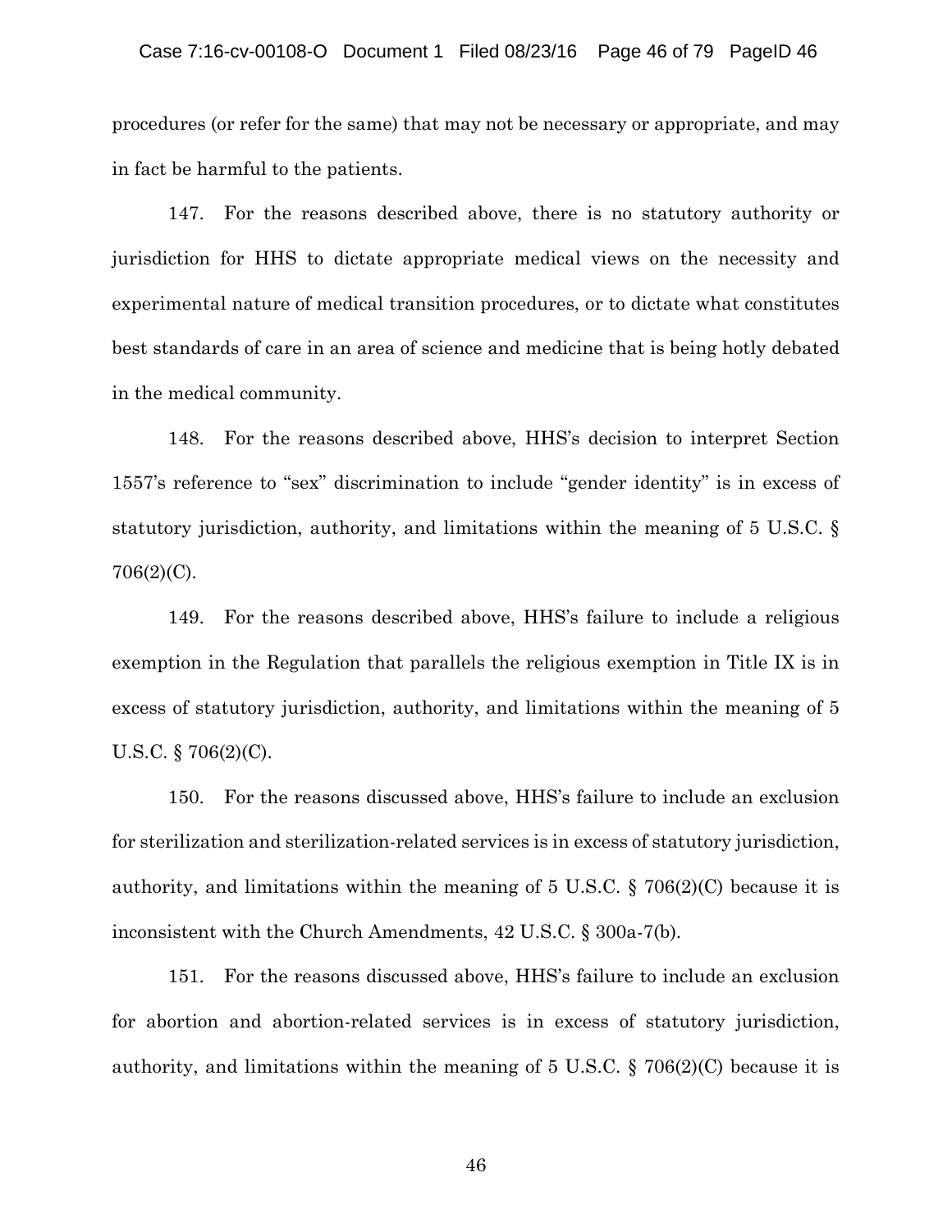procedures (or refer for the same) that may not be necessary or appropriate, and may in fact be harmful to the patients.

147. For the reasons described above, there is no statutory authority or jurisdiction for HHS to dictate appropriate medical views on the necessity and experimental nature of medical transition procedures, or to dictate what constitutes best standards of care in an area of science and medicine that is being hotly debated in the medical community.

148. For the reasons described above, HHS's decision to interpret Section 1557's reference to "sex" discrimination to include "gender identity" is in excess of statutory jurisdiction, authority, and limitations within the meaning of 5 U.S.C. § 706(2)(C).

149. For the reasons described above, HHS's failure to include a religious exemption in the Regulation that parallels the religious exemption in Title IX is in excess of statutory jurisdiction, authority, and limitations within the meaning of 5 U.S.C. § 706(2)(C).

150. For the reasons discussed above, HHS's failure to include an exclusion for sterilization and sterilization-related services is in excess of statutory jurisdiction, authority, and limitations within the meaning of 5 U.S.C. § 706(2)(C) because it is inconsistent with the Church Amendments, 42 U.S.C. § 300a-7(b).

151. For the reasons discussed above, HHS's failure to include an exclusion for abortion and abortion-related services is in excess of statutory jurisdiction, authority, and limitations within the meaning of 5 U.S.C. § 706(2)(C) because it is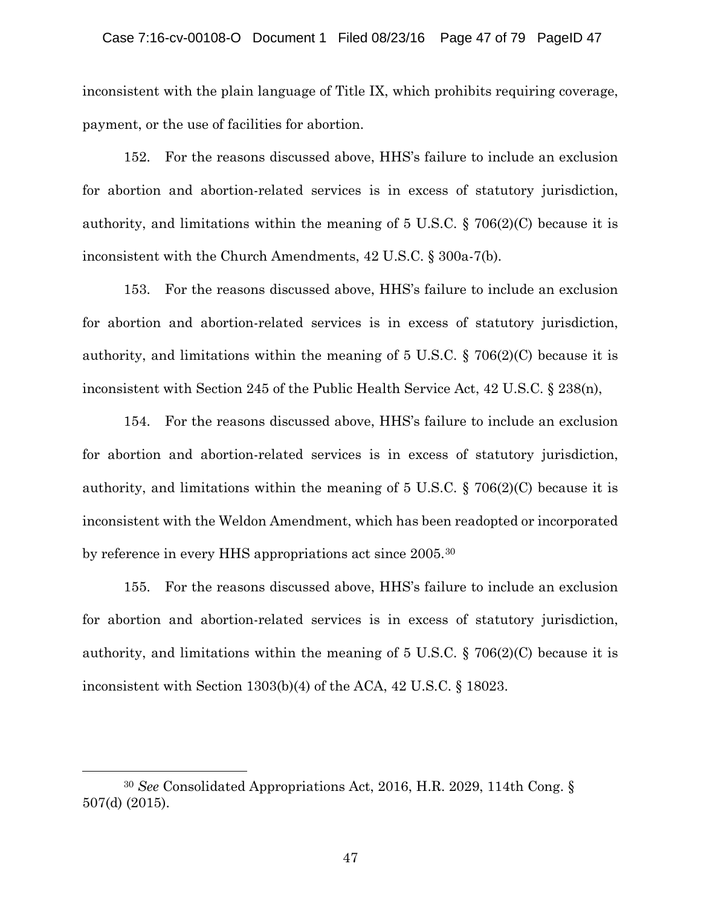inconsistent with the plain language of Title IX, which prohibits requiring coverage, payment, or the use of facilities for abortion.

152. For the reasons discussed above, HHS's failure to include an exclusion for abortion and abortion-related services is in excess of statutory jurisdiction, authority, and limitations within the meaning of 5 U.S.C. § 706(2)(C) because it is inconsistent with the Church Amendments, 42 U.S.C. § 300a-7(b).

153. For the reasons discussed above, HHS's failure to include an exclusion for abortion and abortion-related services is in excess of statutory jurisdiction, authority, and limitations within the meaning of 5 U.S.C. § 706(2)(C) because it is inconsistent with Section 245 of the Public Health Service Act, 42 U.S.C. § 238(n),

154. For the reasons discussed above, HHS's failure to include an exclusion for abortion and abortion-related services is in excess of statutory jurisdiction, authority, and limitations within the meaning of 5 U.S.C. § 706(2)(C) because it is inconsistent with the Weldon Amendment, which has been readopted or incorporated by reference in every HHS appropriations act since 2005.[30]

155. For the reasons discussed above, HHS's failure to include an exclusion for abortion and abortion-related services is in excess of statutory jurisdiction, authority, and limitations within the meaning of 5 U.S.C. § 706(2)(C) because it is inconsistent with Section 1303(b)(4) of the ACA, 42 U.S.C. § 18023.

[30] *See* Consolidated Appropriations Act, 2016, H.R. 2029, 114th Cong. § 507(d) (2015).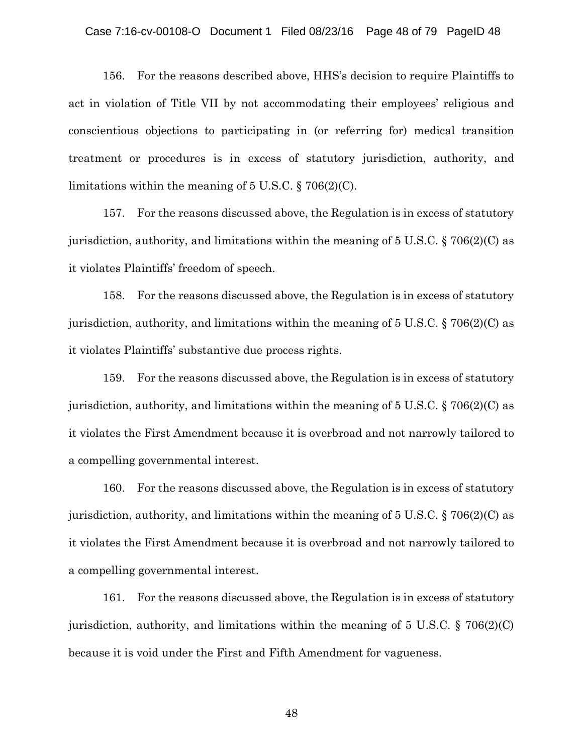156. For the reasons described above, HHS's decision to require Plaintiffs to act in violation of Title VII by not accommodating their employees' religious and conscientious objections to participating in (or referring for) medical transition treatment or procedures is in excess of statutory jurisdiction, authority, and limitations within the meaning of 5 U.S.C. § 706(2)(C).

157. For the reasons discussed above, the Regulation is in excess of statutory jurisdiction, authority, and limitations within the meaning of 5 U.S.C. § 706(2)(C) as it violates Plaintiffs' freedom of speech.

158. For the reasons discussed above, the Regulation is in excess of statutory jurisdiction, authority, and limitations within the meaning of 5 U.S.C. § 706(2)(C) as it violates Plaintiffs' substantive due process rights.

159. For the reasons discussed above, the Regulation is in excess of statutory jurisdiction, authority, and limitations within the meaning of 5 U.S.C. § 706(2)(C) as it violates the First Amendment because it is overbroad and not narrowly tailored to a compelling governmental interest.

160. For the reasons discussed above, the Regulation is in excess of statutory jurisdiction, authority, and limitations within the meaning of 5 U.S.C. § 706(2)(C) as it violates the First Amendment because it is overbroad and not narrowly tailored to a compelling governmental interest.

161. For the reasons discussed above, the Regulation is in excess of statutory jurisdiction, authority, and limitations within the meaning of 5 U.S.C. § 706(2)(C) because it is void under the First and Fifth Amendment for vagueness.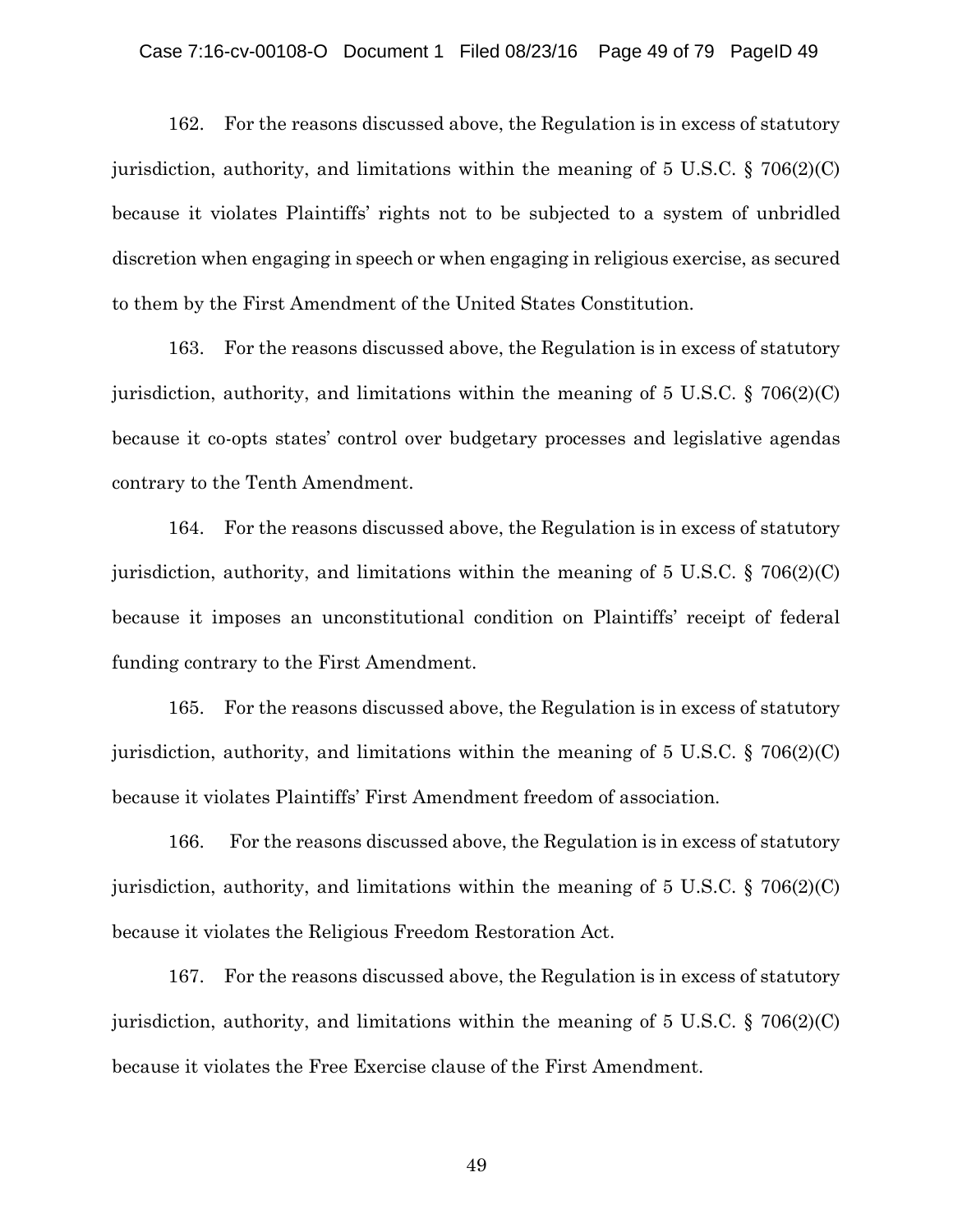162. For the reasons discussed above, the Regulation is in excess of statutory jurisdiction, authority, and limitations within the meaning of 5 U.S.C. § 706(2)(C) because it violates Plaintiffs' rights not to be subjected to a system of unbridled discretion when engaging in speech or when engaging in religious exercise, as secured to them by the First Amendment of the United States Constitution.

163. For the reasons discussed above, the Regulation is in excess of statutory jurisdiction, authority, and limitations within the meaning of 5 U.S.C. § 706(2)(C) because it co-opts states' control over budgetary processes and legislative agendas contrary to the Tenth Amendment.

164. For the reasons discussed above, the Regulation is in excess of statutory jurisdiction, authority, and limitations within the meaning of 5 U.S.C. § 706(2)(C) because it imposes an unconstitutional condition on Plaintiffs' receipt of federal funding contrary to the First Amendment.

165. For the reasons discussed above, the Regulation is in excess of statutory jurisdiction, authority, and limitations within the meaning of 5 U.S.C. § 706(2)(C) because it violates Plaintiffs' First Amendment freedom of association.

166. For the reasons discussed above, the Regulation is in excess of statutory jurisdiction, authority, and limitations within the meaning of 5 U.S.C. § 706(2)(C) because it violates the Religious Freedom Restoration Act.

167. For the reasons discussed above, the Regulation is in excess of statutory jurisdiction, authority, and limitations within the meaning of 5 U.S.C. § 706(2)(C) because it violates the Free Exercise clause of the First Amendment.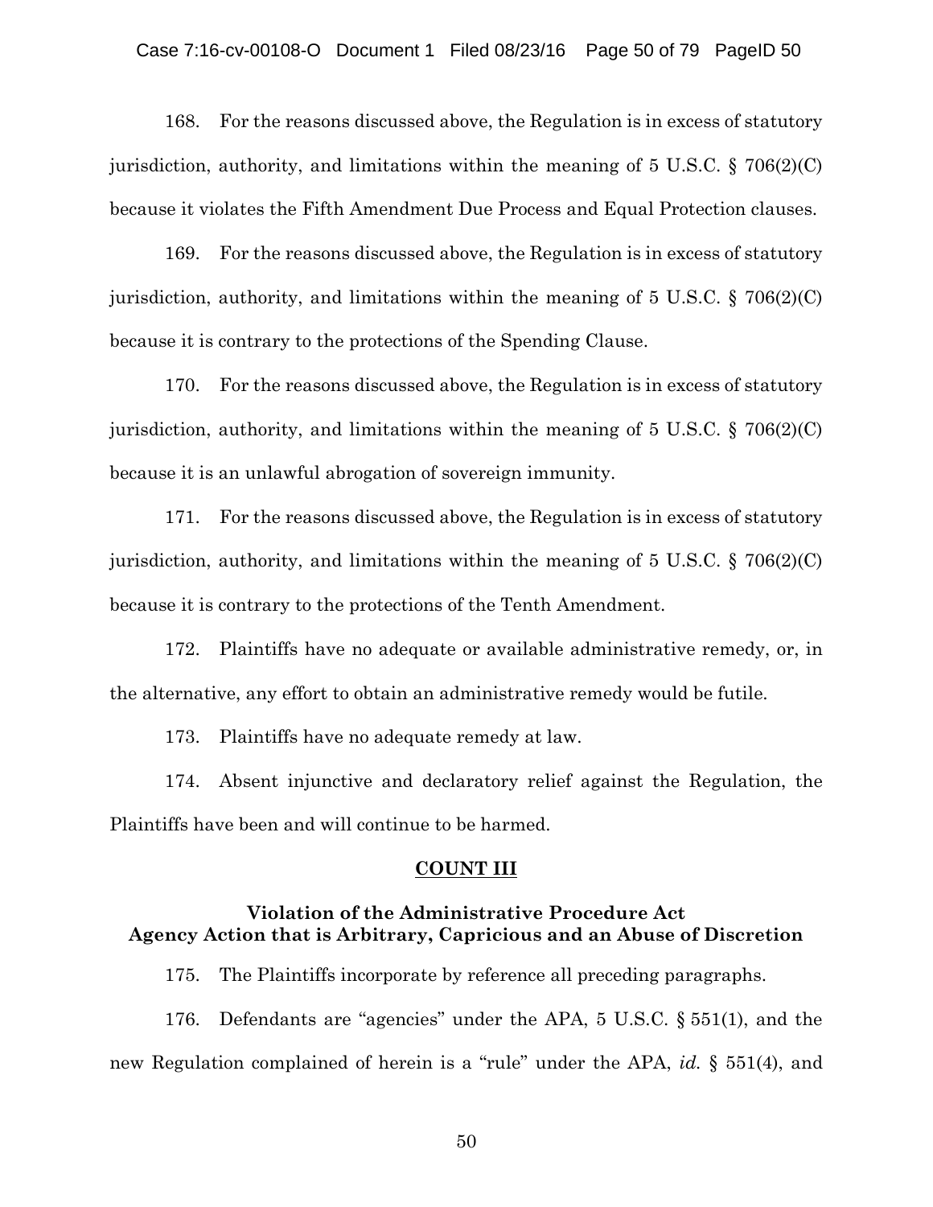168. For the reasons discussed above, the Regulation is in excess of statutory jurisdiction, authority, and limitations within the meaning of 5 U.S.C. § 706(2)(C) because it violates the Fifth Amendment Due Process and Equal Protection clauses.

169. For the reasons discussed above, the Regulation is in excess of statutory jurisdiction, authority, and limitations within the meaning of 5 U.S.C. § 706(2)(C) because it is contrary to the protections of the Spending Clause.

170. For the reasons discussed above, the Regulation is in excess of statutory jurisdiction, authority, and limitations within the meaning of 5 U.S.C. § 706(2)(C) because it is an unlawful abrogation of sovereign immunity.

171. For the reasons discussed above, the Regulation is in excess of statutory jurisdiction, authority, and limitations within the meaning of 5 U.S.C. § 706(2)(C) because it is contrary to the protections of the Tenth Amendment.

172. Plaintiffs have no adequate or available administrative remedy, or, in the alternative, any effort to obtain an administrative remedy would be futile.

173. Plaintiffs have no adequate remedy at law.

174. Absent injunctive and declaratory relief against the Regulation, the Plaintiffs have been and will continue to be harmed.

## COUNT III

### Violation of the Administrative Procedure Act
### Agency Action that is Arbitrary, Capricious and an Abuse of Discretion

175. The Plaintiffs incorporate by reference all preceding paragraphs.

176. Defendants are "agencies" under the APA, 5 U.S.C. § 551(1), and the new Regulation complained of herein is a "rule" under the APA, *id.* § 551(4), and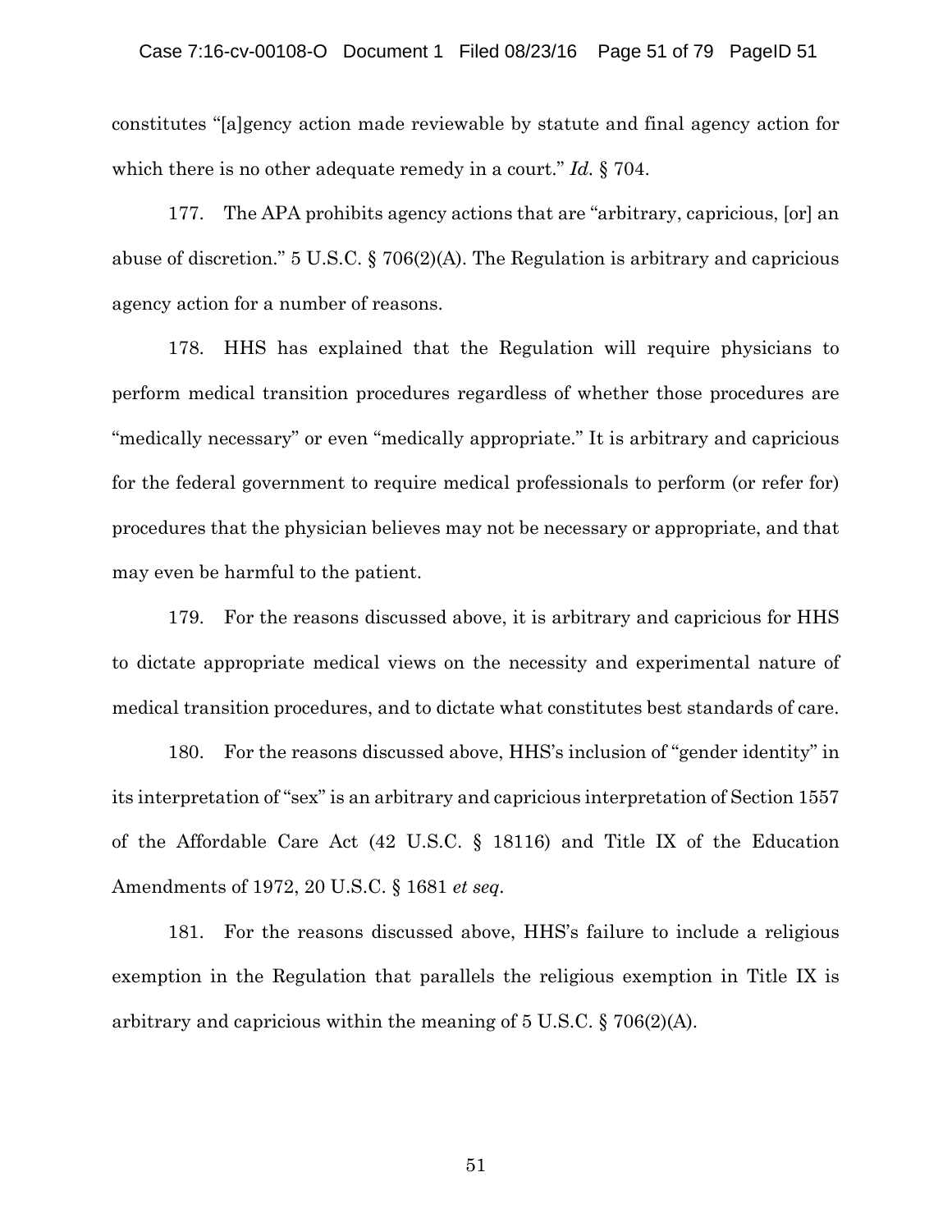constitutes "[a]gency action made reviewable by statute and final agency action for which there is no other adequate remedy in a court." *Id.* § 704.

177. The APA prohibits agency actions that are "arbitrary, capricious, [or] an abuse of discretion." 5 U.S.C. § 706(2)(A). The Regulation is arbitrary and capricious agency action for a number of reasons.

178. HHS has explained that the Regulation will require physicians to perform medical transition procedures regardless of whether those procedures are "medically necessary" or even "medically appropriate." It is arbitrary and capricious for the federal government to require medical professionals to perform (or refer for) procedures that the physician believes may not be necessary or appropriate, and that may even be harmful to the patient.

179. For the reasons discussed above, it is arbitrary and capricious for HHS to dictate appropriate medical views on the necessity and experimental nature of medical transition procedures, and to dictate what constitutes best standards of care.

180. For the reasons discussed above, HHS's inclusion of "gender identity" in its interpretation of "sex" is an arbitrary and capricious interpretation of Section 1557 of the Affordable Care Act (42 U.S.C. § 18116) and Title IX of the Education Amendments of 1972, 20 U.S.C. § 1681 *et seq*.

181. For the reasons discussed above, HHS's failure to include a religious exemption in the Regulation that parallels the religious exemption in Title IX is arbitrary and capricious within the meaning of 5 U.S.C. § 706(2)(A).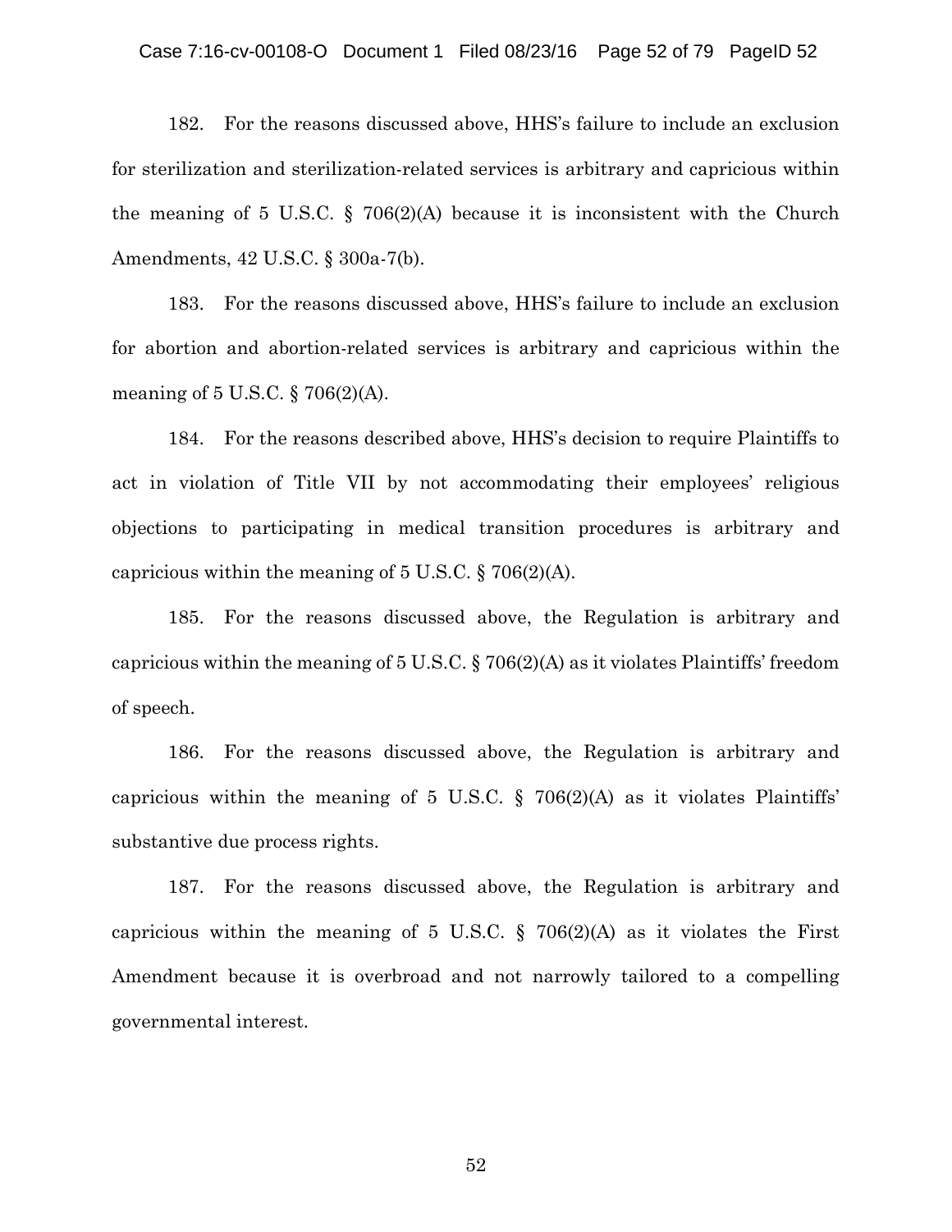182. For the reasons discussed above, HHS's failure to include an exclusion for sterilization and sterilization-related services is arbitrary and capricious within the meaning of 5 U.S.C. § 706(2)(A) because it is inconsistent with the Church Amendments, 42 U.S.C. § 300a-7(b).

183. For the reasons discussed above, HHS's failure to include an exclusion for abortion and abortion-related services is arbitrary and capricious within the meaning of 5 U.S.C. § 706(2)(A).

184. For the reasons described above, HHS's decision to require Plaintiffs to act in violation of Title VII by not accommodating their employees' religious objections to participating in medical transition procedures is arbitrary and capricious within the meaning of 5 U.S.C. § 706(2)(A).

185. For the reasons discussed above, the Regulation is arbitrary and capricious within the meaning of 5 U.S.C. § 706(2)(A) as it violates Plaintiffs' freedom of speech.

186. For the reasons discussed above, the Regulation is arbitrary and capricious within the meaning of 5 U.S.C. § 706(2)(A) as it violates Plaintiffs' substantive due process rights.

187. For the reasons discussed above, the Regulation is arbitrary and capricious within the meaning of 5 U.S.C. § 706(2)(A) as it violates the First Amendment because it is overbroad and not narrowly tailored to a compelling governmental interest.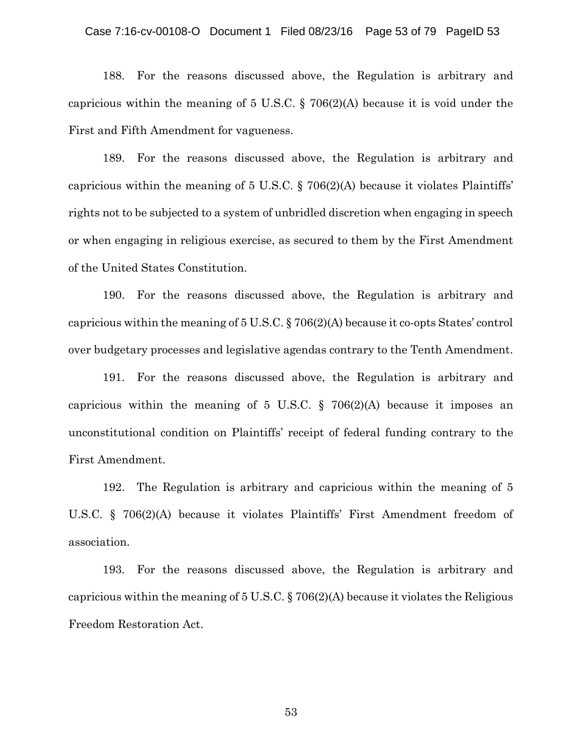188. For the reasons discussed above, the Regulation is arbitrary and capricious within the meaning of 5 U.S.C. § 706(2)(A) because it is void under the First and Fifth Amendment for vagueness.

189. For the reasons discussed above, the Regulation is arbitrary and capricious within the meaning of 5 U.S.C. § 706(2)(A) because it violates Plaintiffs' rights not to be subjected to a system of unbridled discretion when engaging in speech or when engaging in religious exercise, as secured to them by the First Amendment of the United States Constitution.

190. For the reasons discussed above, the Regulation is arbitrary and capricious within the meaning of 5 U.S.C. § 706(2)(A) because it co-opts States' control over budgetary processes and legislative agendas contrary to the Tenth Amendment.

191. For the reasons discussed above, the Regulation is arbitrary and capricious within the meaning of 5 U.S.C. § 706(2)(A) because it imposes an unconstitutional condition on Plaintiffs' receipt of federal funding contrary to the First Amendment.

192. The Regulation is arbitrary and capricious within the meaning of 5 U.S.C. § 706(2)(A) because it violates Plaintiffs' First Amendment freedom of association.

193. For the reasons discussed above, the Regulation is arbitrary and capricious within the meaning of 5 U.S.C. § 706(2)(A) because it violates the Religious Freedom Restoration Act.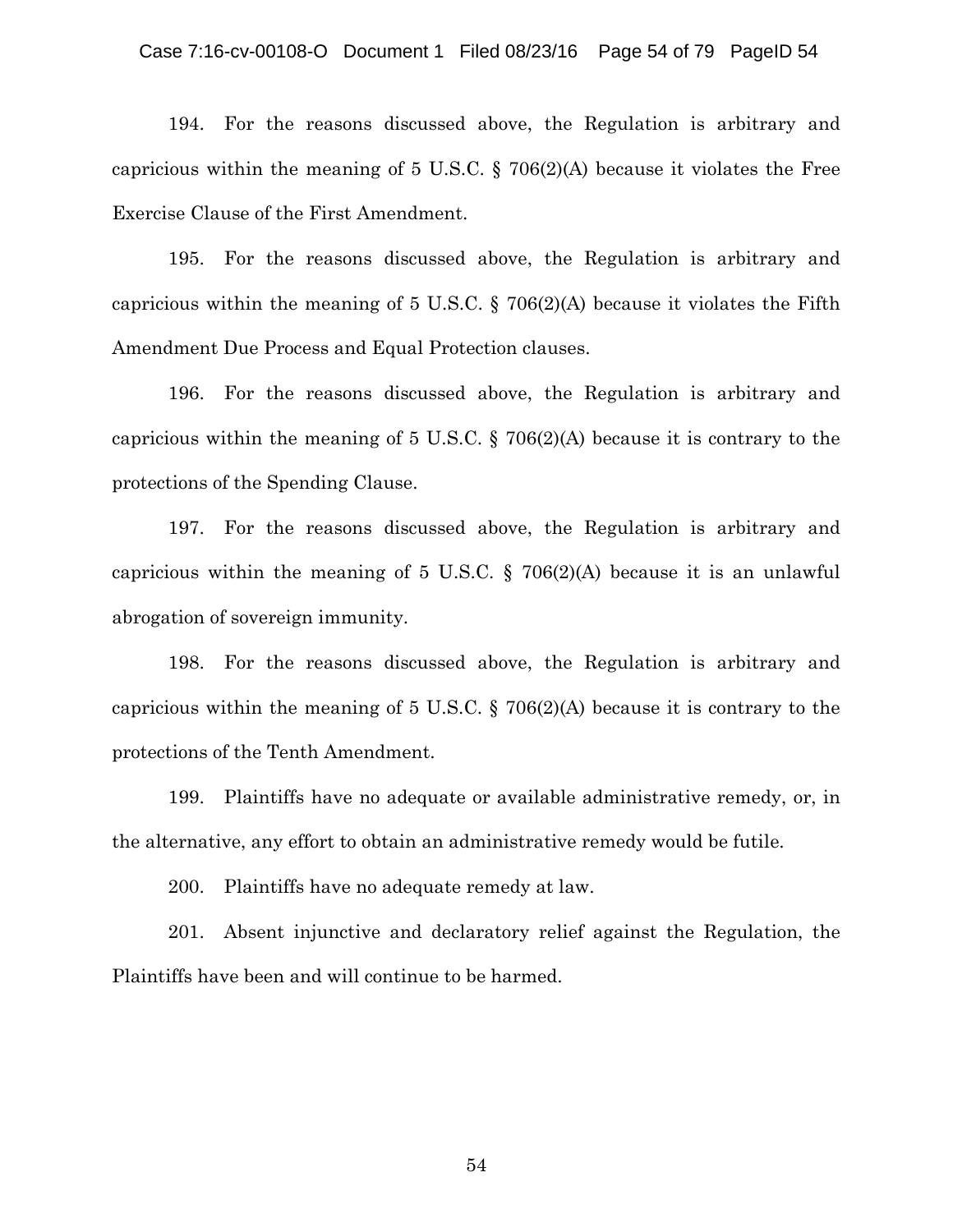194. For the reasons discussed above, the Regulation is arbitrary and capricious within the meaning of 5 U.S.C. § 706(2)(A) because it violates the Free Exercise Clause of the First Amendment.

195. For the reasons discussed above, the Regulation is arbitrary and capricious within the meaning of 5 U.S.C. § 706(2)(A) because it violates the Fifth Amendment Due Process and Equal Protection clauses.

196. For the reasons discussed above, the Regulation is arbitrary and capricious within the meaning of 5 U.S.C. § 706(2)(A) because it is contrary to the protections of the Spending Clause.

197. For the reasons discussed above, the Regulation is arbitrary and capricious within the meaning of 5 U.S.C. § 706(2)(A) because it is an unlawful abrogation of sovereign immunity.

198. For the reasons discussed above, the Regulation is arbitrary and capricious within the meaning of 5 U.S.C. § 706(2)(A) because it is contrary to the protections of the Tenth Amendment.

199. Plaintiffs have no adequate or available administrative remedy, or, in the alternative, any effort to obtain an administrative remedy would be futile.

200. Plaintiffs have no adequate remedy at law.

201. Absent injunctive and declaratory relief against the Regulation, the Plaintiffs have been and will continue to be harmed.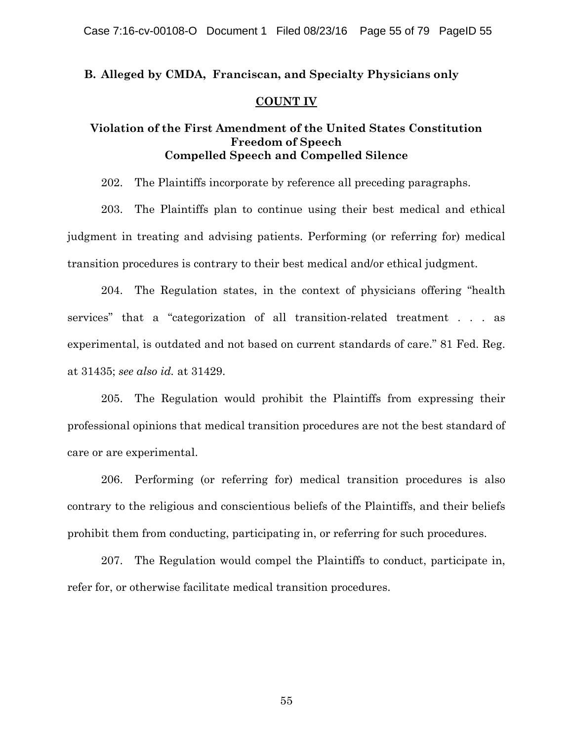## B. Alleged by CMDA, Franciscan, and Specialty Physicians only

### COUNT IV

### Violation of the First Amendment of the United States Constitution Freedom of Speech Compelled Speech and Compelled Silence

202. The Plaintiffs incorporate by reference all preceding paragraphs.

203. The Plaintiffs plan to continue using their best medical and ethical judgment in treating and advising patients. Performing (or referring for) medical transition procedures is contrary to their best medical and/or ethical judgment.

204. The Regulation states, in the context of physicians offering "health services" that a "categorization of all transition-related treatment . . . as experimental, is outdated and not based on current standards of care." 81 Fed. Reg. at 31435; *see also id.* at 31429.

205. The Regulation would prohibit the Plaintiffs from expressing their professional opinions that medical transition procedures are not the best standard of care or are experimental.

206. Performing (or referring for) medical transition procedures is also contrary to the religious and conscientious beliefs of the Plaintiffs, and their beliefs prohibit them from conducting, participating in, or referring for such procedures.

207. The Regulation would compel the Plaintiffs to conduct, participate in, refer for, or otherwise facilitate medical transition procedures.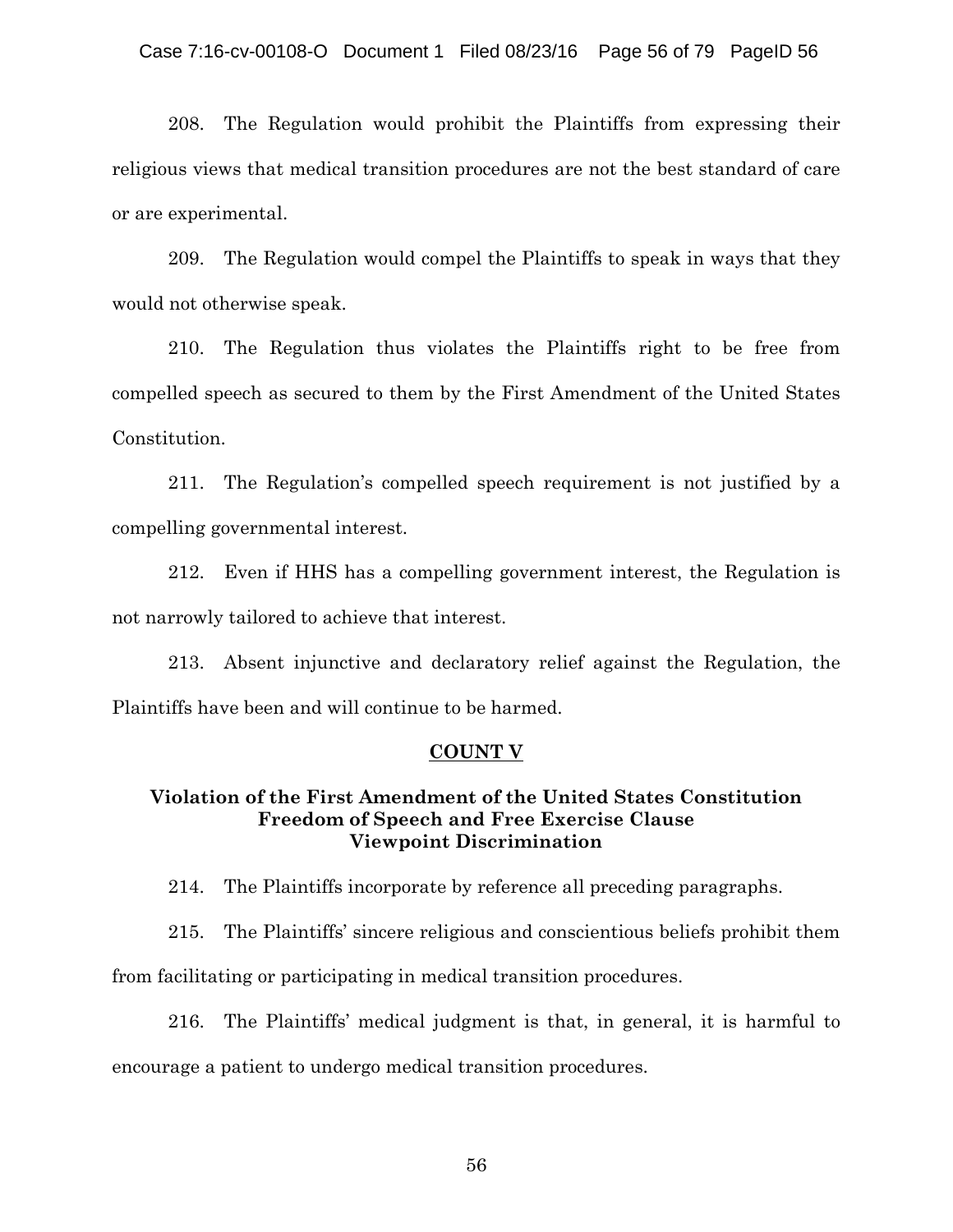208. The Regulation would prohibit the Plaintiffs from expressing their religious views that medical transition procedures are not the best standard of care or are experimental.

209. The Regulation would compel the Plaintiffs to speak in ways that they would not otherwise speak.

210. The Regulation thus violates the Plaintiffs right to be free from compelled speech as secured to them by the First Amendment of the United States Constitution.

211. The Regulation's compelled speech requirement is not justified by a compelling governmental interest.

212. Even if HHS has a compelling government interest, the Regulation is not narrowly tailored to achieve that interest.

213. Absent injunctive and declaratory relief against the Regulation, the Plaintiffs have been and will continue to be harmed.

## COUNT V

### Violation of the First Amendment of the United States Constitution Freedom of Speech and Free Exercise Clause Viewpoint Discrimination

214. The Plaintiffs incorporate by reference all preceding paragraphs.

215. The Plaintiffs' sincere religious and conscientious beliefs prohibit them from facilitating or participating in medical transition procedures.

216. The Plaintiffs' medical judgment is that, in general, it is harmful to encourage a patient to undergo medical transition procedures.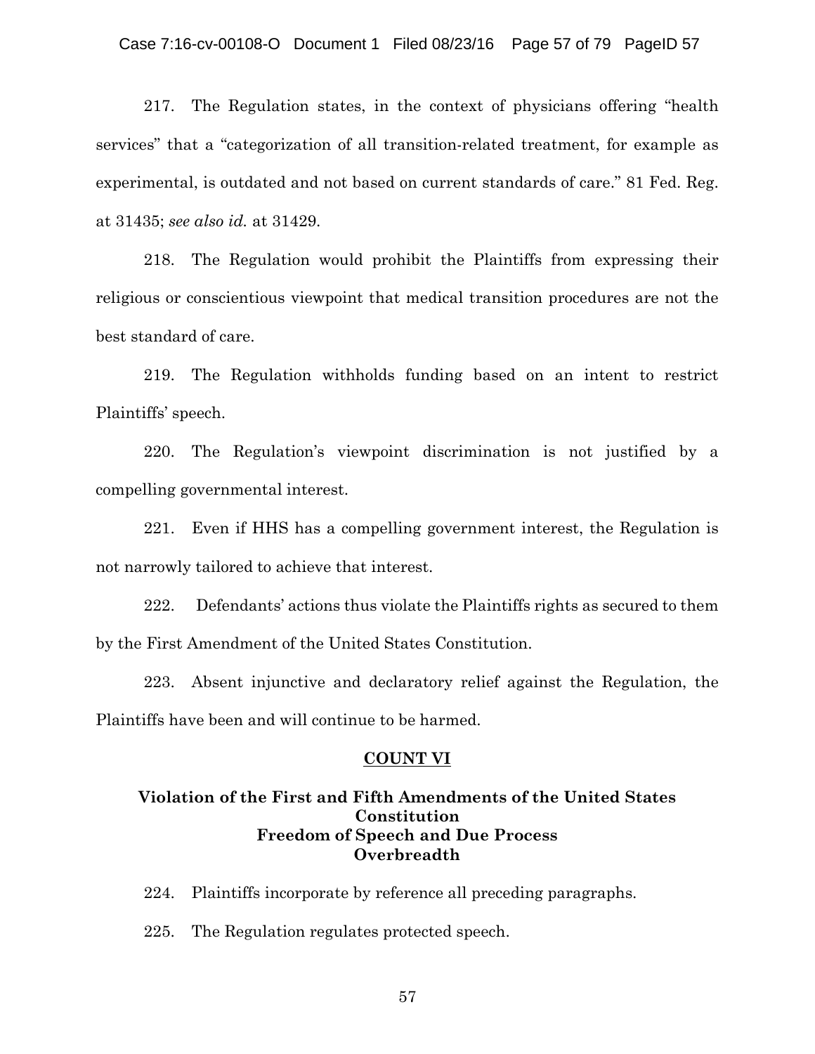217. The Regulation states, in the context of physicians offering "health services" that a "categorization of all transition-related treatment, for example as experimental, is outdated and not based on current standards of care." 81 Fed. Reg. at 31435; *see also id.* at 31429.

218. The Regulation would prohibit the Plaintiffs from expressing their religious or conscientious viewpoint that medical transition procedures are not the best standard of care.

219. The Regulation withholds funding based on an intent to restrict Plaintiffs' speech.

220. The Regulation's viewpoint discrimination is not justified by a compelling governmental interest.

221. Even if HHS has a compelling government interest, the Regulation is not narrowly tailored to achieve that interest.

222. Defendants' actions thus violate the Plaintiffs rights as secured to them by the First Amendment of the United States Constitution.

223. Absent injunctive and declaratory relief against the Regulation, the Plaintiffs have been and will continue to be harmed.

## COUNT VI

### Violation of the First and Fifth Amendments of the United States Constitution
### Freedom of Speech and Due Process
### Overbreadth

224. Plaintiffs incorporate by reference all preceding paragraphs.

225. The Regulation regulates protected speech.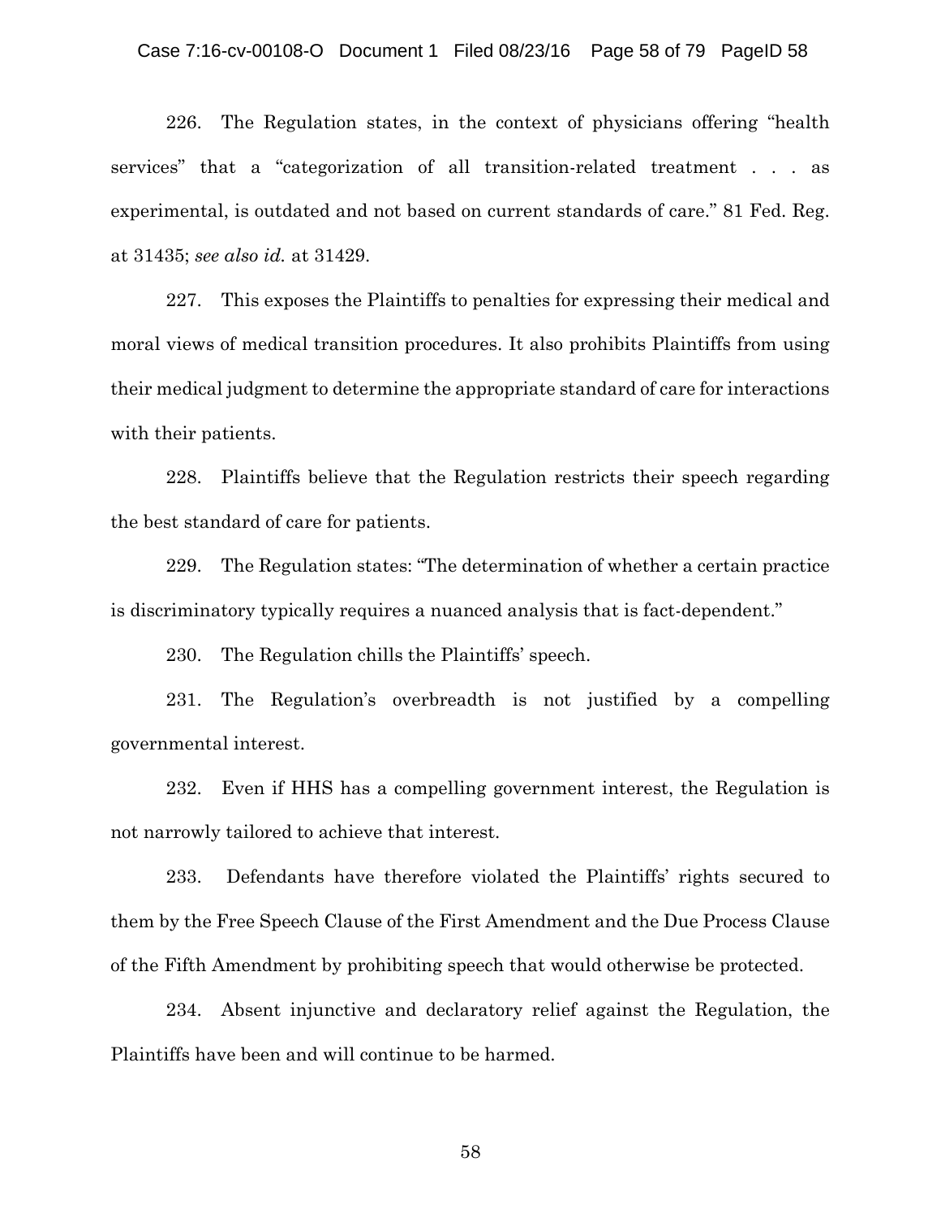226. The Regulation states, in the context of physicians offering "health services" that a "categorization of all transition-related treatment . . . as experimental, is outdated and not based on current standards of care." 81 Fed. Reg. at 31435; *see also id.* at 31429.

227. This exposes the Plaintiffs to penalties for expressing their medical and moral views of medical transition procedures. It also prohibits Plaintiffs from using their medical judgment to determine the appropriate standard of care for interactions with their patients.

228. Plaintiffs believe that the Regulation restricts their speech regarding the best standard of care for patients.

229. The Regulation states: "The determination of whether a certain practice is discriminatory typically requires a nuanced analysis that is fact-dependent."

230. The Regulation chills the Plaintiffs' speech.

231. The Regulation's overbreadth is not justified by a compelling governmental interest.

232. Even if HHS has a compelling government interest, the Regulation is not narrowly tailored to achieve that interest.

233. Defendants have therefore violated the Plaintiffs' rights secured to them by the Free Speech Clause of the First Amendment and the Due Process Clause of the Fifth Amendment by prohibiting speech that would otherwise be protected.

234. Absent injunctive and declaratory relief against the Regulation, the Plaintiffs have been and will continue to be harmed.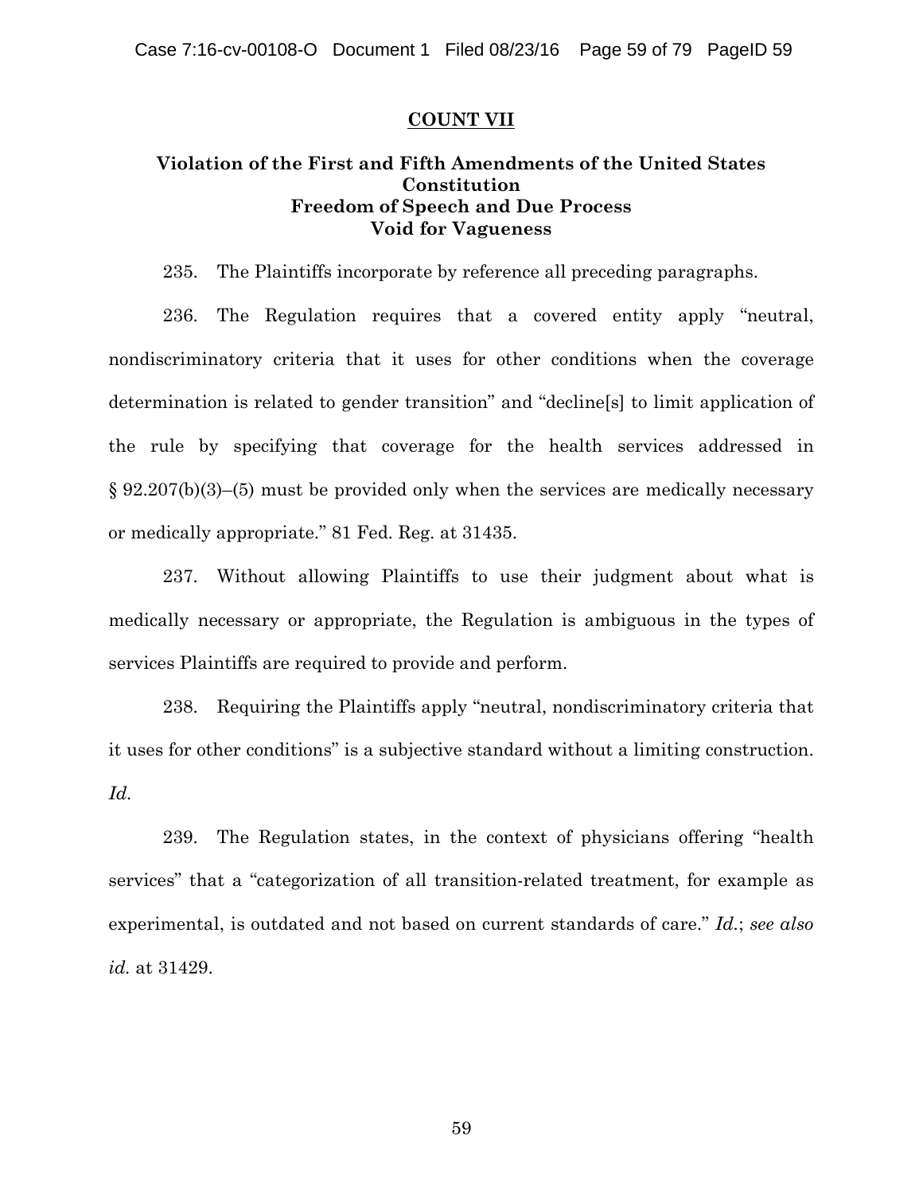## COUNT VII

### Violation of the First and Fifth Amendments of the United States Constitution
### Freedom of Speech and Due Process
### Void for Vagueness

235. The Plaintiffs incorporate by reference all preceding paragraphs.

236. The Regulation requires that a covered entity apply "neutral, nondiscriminatory criteria that it uses for other conditions when the coverage determination is related to gender transition" and "decline[s] to limit application of the rule by specifying that coverage for the health services addressed in § 92.207(b)(3)–(5) must be provided only when the services are medically necessary or medically appropriate." 81 Fed. Reg. at 31435.

237. Without allowing Plaintiffs to use their judgment about what is medically necessary or appropriate, the Regulation is ambiguous in the types of services Plaintiffs are required to provide and perform.

238. Requiring the Plaintiffs apply "neutral, nondiscriminatory criteria that it uses for other conditions" is a subjective standard without a limiting construction. *Id.*

239. The Regulation states, in the context of physicians offering "health services" that a "categorization of all transition-related treatment, for example as experimental, is outdated and not based on current standards of care." *Id.*; *see also id.* at 31429.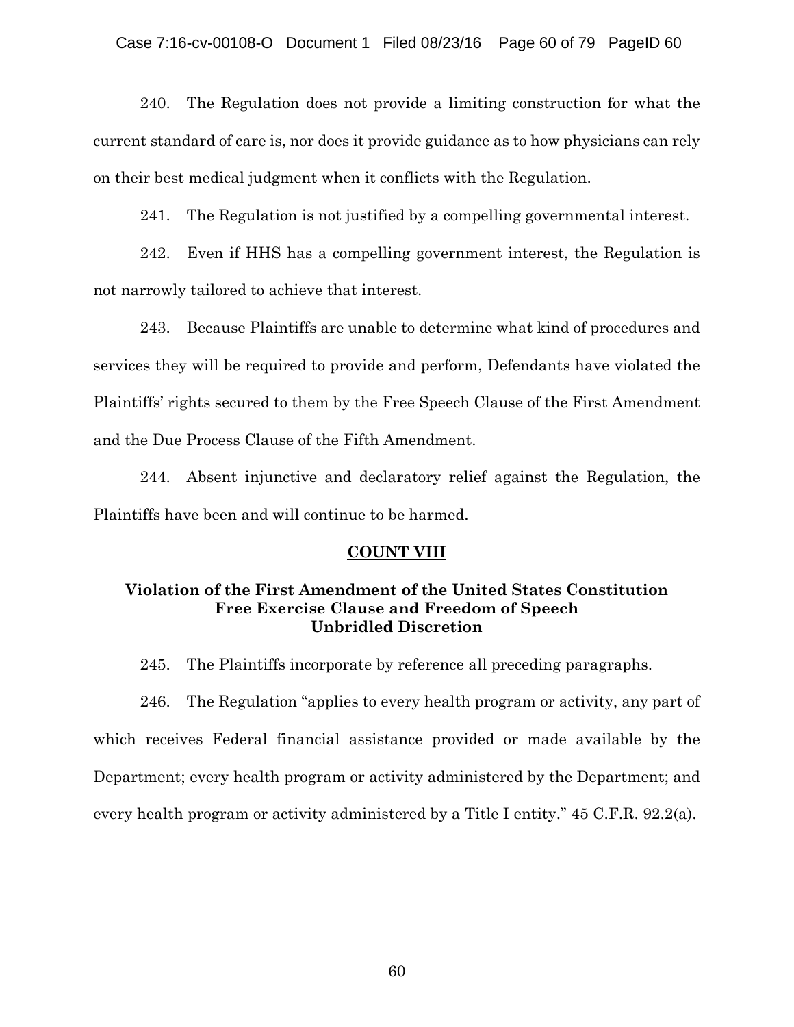240. The Regulation does not provide a limiting construction for what the current standard of care is, nor does it provide guidance as to how physicians can rely on their best medical judgment when it conflicts with the Regulation.

241. The Regulation is not justified by a compelling governmental interest.

242. Even if HHS has a compelling government interest, the Regulation is not narrowly tailored to achieve that interest.

243. Because Plaintiffs are unable to determine what kind of procedures and services they will be required to provide and perform, Defendants have violated the Plaintiffs' rights secured to them by the Free Speech Clause of the First Amendment and the Due Process Clause of the Fifth Amendment.

244. Absent injunctive and declaratory relief against the Regulation, the Plaintiffs have been and will continue to be harmed.

## COUNT VIII

### Violation of the First Amendment of the United States Constitution Free Exercise Clause and Freedom of Speech Unbridled Discretion

245. The Plaintiffs incorporate by reference all preceding paragraphs.

246. The Regulation "applies to every health program or activity, any part of which receives Federal financial assistance provided or made available by the Department; every health program or activity administered by the Department; and every health program or activity administered by a Title I entity." 45 C.F.R. 92.2(a).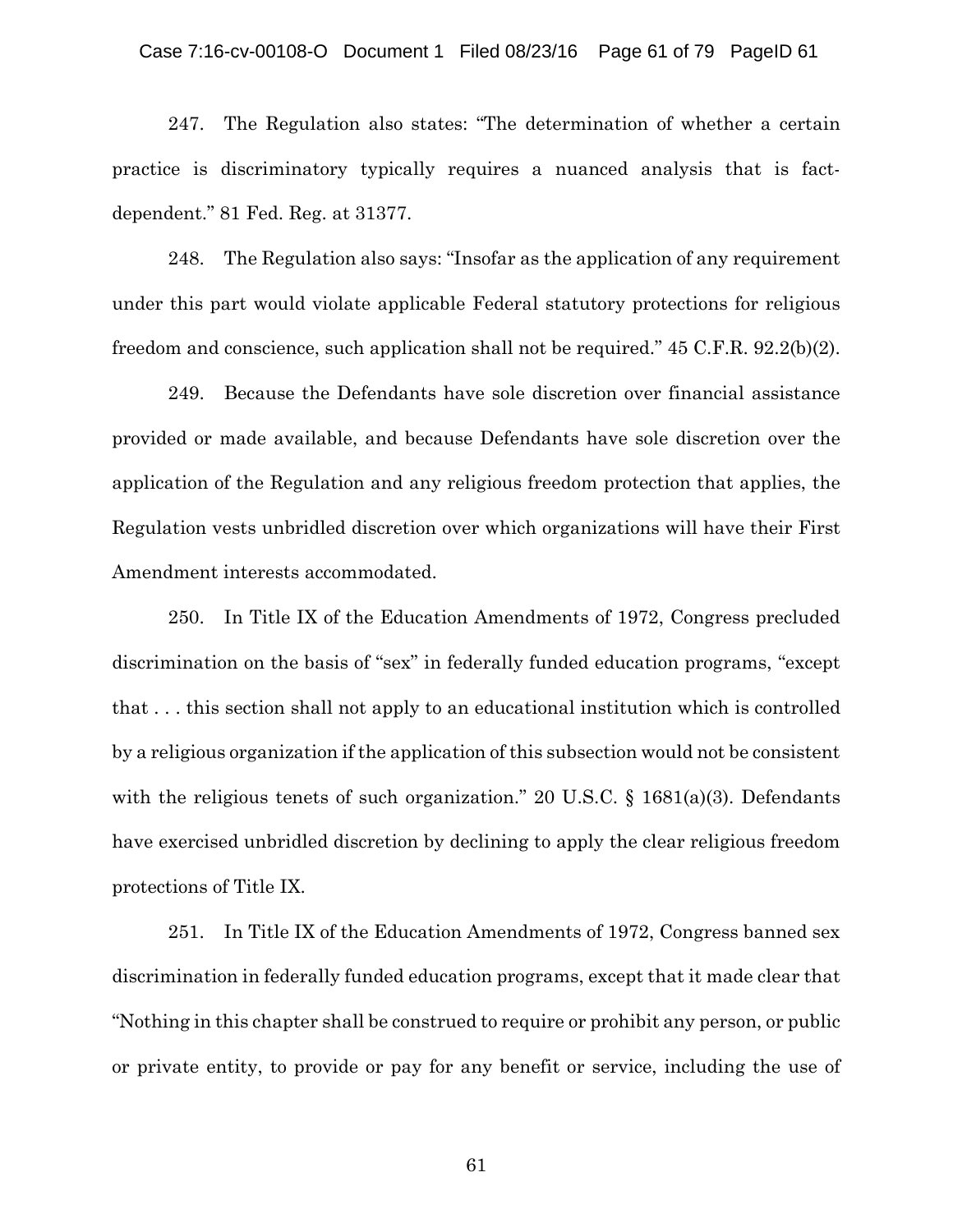247. The Regulation also states: "The determination of whether a certain practice is discriminatory typically requires a nuanced analysis that is fact-dependent." 81 Fed. Reg. at 31377.

248. The Regulation also says: "Insofar as the application of any requirement under this part would violate applicable Federal statutory protections for religious freedom and conscience, such application shall not be required." 45 C.F.R. 92.2(b)(2).

249. Because the Defendants have sole discretion over financial assistance provided or made available, and because Defendants have sole discretion over the application of the Regulation and any religious freedom protection that applies, the Regulation vests unbridled discretion over which organizations will have their First Amendment interests accommodated.

250. In Title IX of the Education Amendments of 1972, Congress precluded discrimination on the basis of "sex" in federally funded education programs, "except that . . . this section shall not apply to an educational institution which is controlled by a religious organization if the application of this subsection would not be consistent with the religious tenets of such organization." 20 U.S.C. § 1681(a)(3). Defendants have exercised unbridled discretion by declining to apply the clear religious freedom protections of Title IX.

251. In Title IX of the Education Amendments of 1972, Congress banned sex discrimination in federally funded education programs, except that it made clear that "Nothing in this chapter shall be construed to require or prohibit any person, or public or private entity, to provide or pay for any benefit or service, including the use of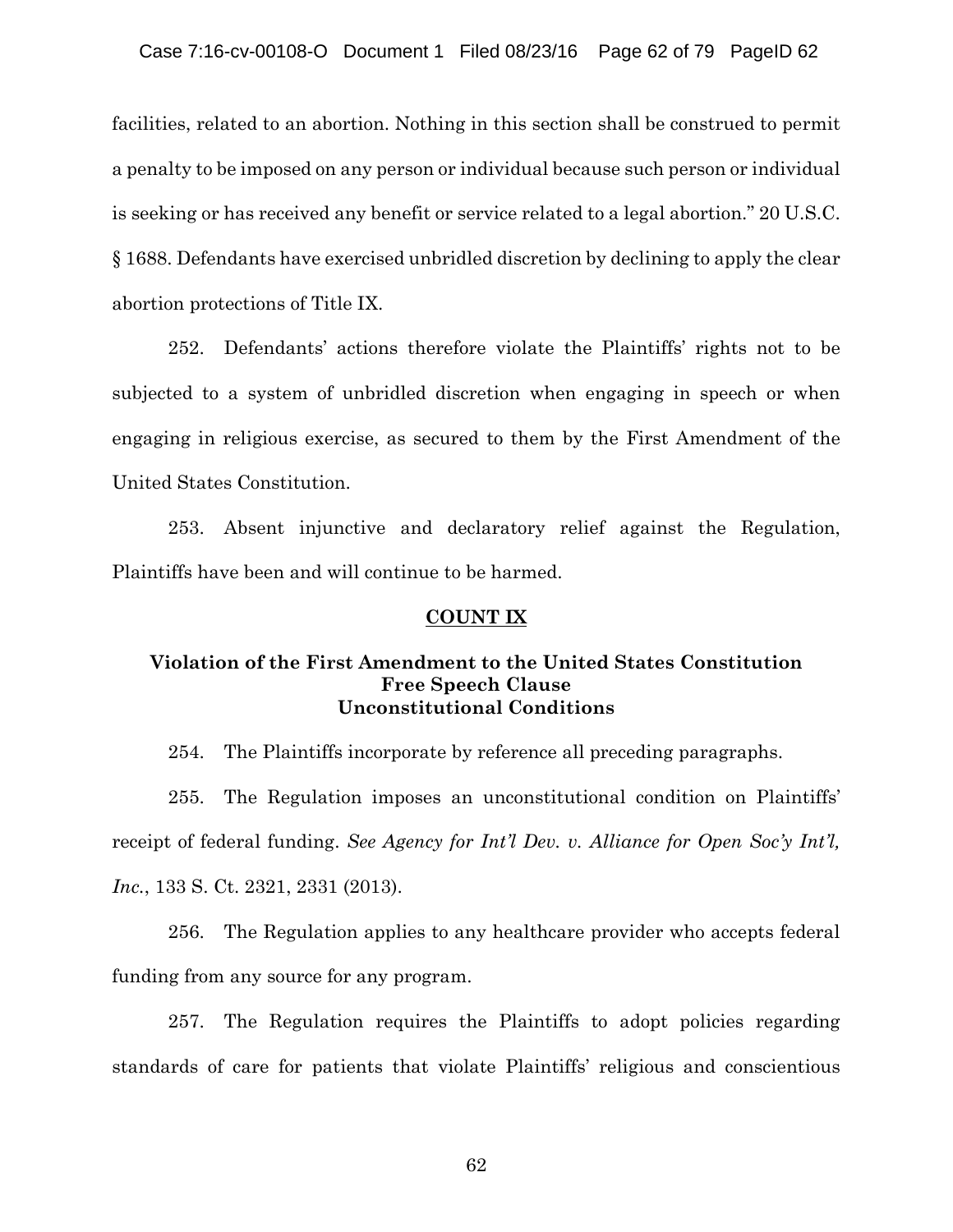facilities, related to an abortion. Nothing in this section shall be construed to permit a penalty to be imposed on any person or individual because such person or individual is seeking or has received any benefit or service related to a legal abortion." 20 U.S.C. § 1688. Defendants have exercised unbridled discretion by declining to apply the clear abortion protections of Title IX.

252. Defendants' actions therefore violate the Plaintiffs' rights not to be subjected to a system of unbridled discretion when engaging in speech or when engaging in religious exercise, as secured to them by the First Amendment of the United States Constitution.

253. Absent injunctive and declaratory relief against the Regulation, Plaintiffs have been and will continue to be harmed.

## COUNT IX

### Violation of the First Amendment to the United States Constitution
### Free Speech Clause
### Unconstitutional Conditions

254. The Plaintiffs incorporate by reference all preceding paragraphs.

255. The Regulation imposes an unconstitutional condition on Plaintiffs' receipt of federal funding. *See Agency for Int'l Dev. v. Alliance for Open Soc'y Int'l, Inc.*, 133 S. Ct. 2321, 2331 (2013).

256. The Regulation applies to any healthcare provider who accepts federal funding from any source for any program.

257. The Regulation requires the Plaintiffs to adopt policies regarding standards of care for patients that violate Plaintiffs' religious and conscientious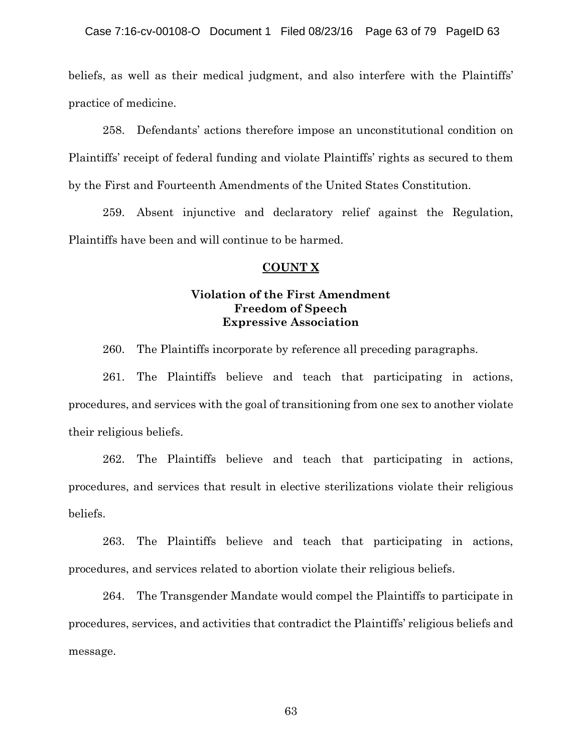beliefs, as well as their medical judgment, and also interfere with the Plaintiffs' practice of medicine.

258. Defendants' actions therefore impose an unconstitutional condition on Plaintiffs' receipt of federal funding and violate Plaintiffs' rights as secured to them by the First and Fourteenth Amendments of the United States Constitution.

259. Absent injunctive and declaratory relief against the Regulation, Plaintiffs have been and will continue to be harmed.

## COUNT X

### Violation of the First Amendment
### Freedom of Speech
### Expressive Association

260. The Plaintiffs incorporate by reference all preceding paragraphs.

261. The Plaintiffs believe and teach that participating in actions, procedures, and services with the goal of transitioning from one sex to another violate their religious beliefs.

262. The Plaintiffs believe and teach that participating in actions, procedures, and services that result in elective sterilizations violate their religious beliefs.

263. The Plaintiffs believe and teach that participating in actions, procedures, and services related to abortion violate their religious beliefs.

264. The Transgender Mandate would compel the Plaintiffs to participate in procedures, services, and activities that contradict the Plaintiffs' religious beliefs and message.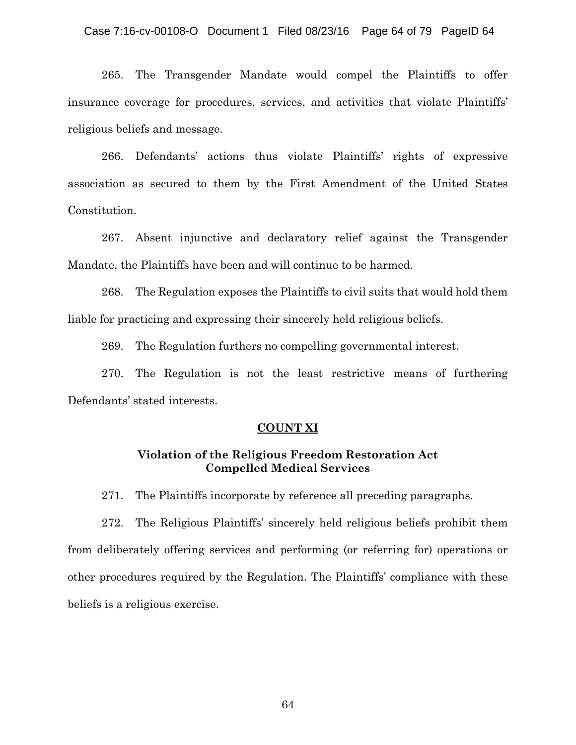265. The Transgender Mandate would compel the Plaintiffs to offer insurance coverage for procedures, services, and activities that violate Plaintiffs' religious beliefs and message.

266. Defendants' actions thus violate Plaintiffs' rights of expressive association as secured to them by the First Amendment of the United States Constitution.

267. Absent injunctive and declaratory relief against the Transgender Mandate, the Plaintiffs have been and will continue to be harmed.

268. The Regulation exposes the Plaintiffs to civil suits that would hold them liable for practicing and expressing their sincerely held religious beliefs.

269. The Regulation furthers no compelling governmental interest.

270. The Regulation is not the least restrictive means of furthering Defendants' stated interests.

## COUNT XI

### Violation of the Religious Freedom Restoration Act Compelled Medical Services

271. The Plaintiffs incorporate by reference all preceding paragraphs.

272. The Religious Plaintiffs' sincerely held religious beliefs prohibit them from deliberately offering services and performing (or referring for) operations or other procedures required by the Regulation. The Plaintiffs' compliance with these beliefs is a religious exercise.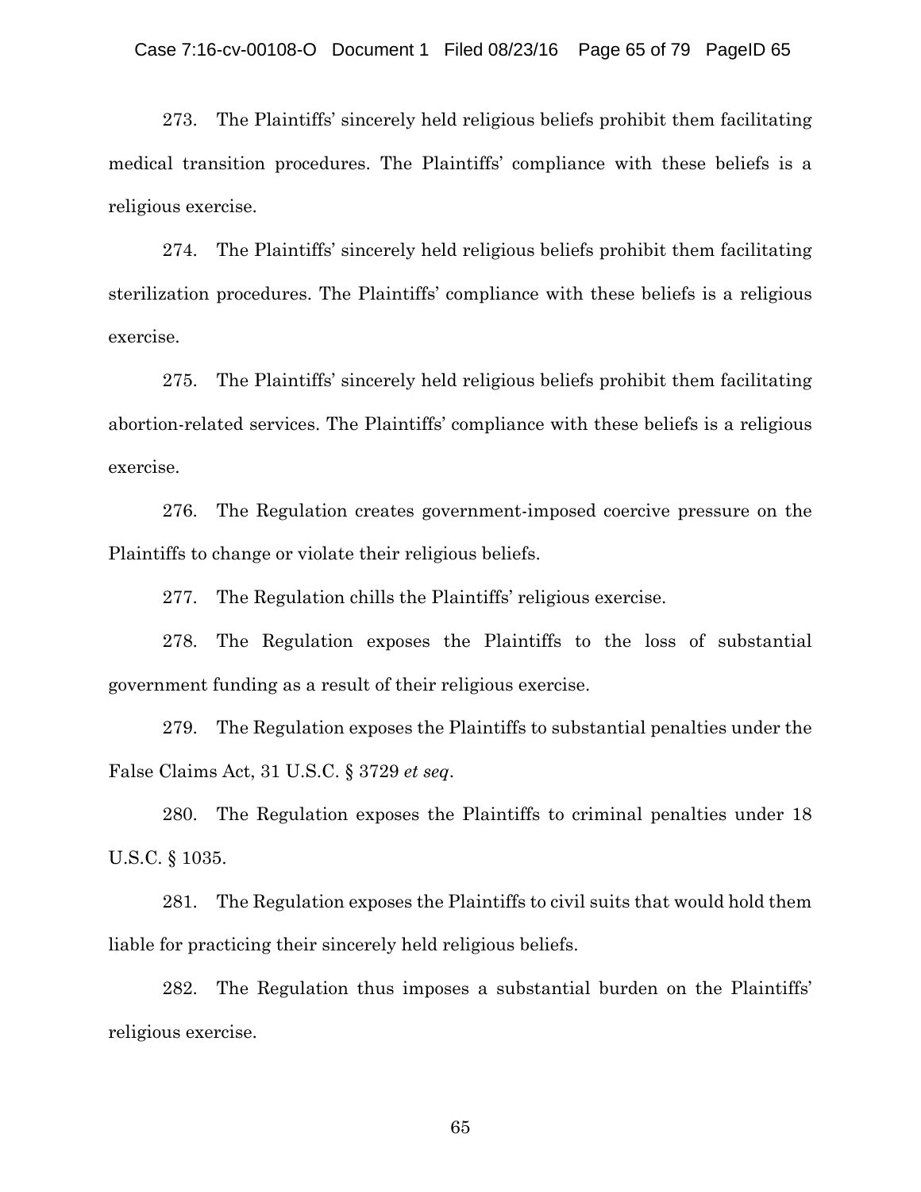273. The Plaintiffs' sincerely held religious beliefs prohibit them facilitating medical transition procedures. The Plaintiffs' compliance with these beliefs is a religious exercise.

274. The Plaintiffs' sincerely held religious beliefs prohibit them facilitating sterilization procedures. The Plaintiffs' compliance with these beliefs is a religious exercise.

275. The Plaintiffs' sincerely held religious beliefs prohibit them facilitating abortion-related services. The Plaintiffs' compliance with these beliefs is a religious exercise.

276. The Regulation creates government-imposed coercive pressure on the Plaintiffs to change or violate their religious beliefs.

277. The Regulation chills the Plaintiffs' religious exercise.

278. The Regulation exposes the Plaintiffs to the loss of substantial government funding as a result of their religious exercise.

279. The Regulation exposes the Plaintiffs to substantial penalties under the False Claims Act, 31 U.S.C. § 3729 *et seq*.

280. The Regulation exposes the Plaintiffs to criminal penalties under 18 U.S.C. § 1035.

281. The Regulation exposes the Plaintiffs to civil suits that would hold them liable for practicing their sincerely held religious beliefs.

282. The Regulation thus imposes a substantial burden on the Plaintiffs' religious exercise.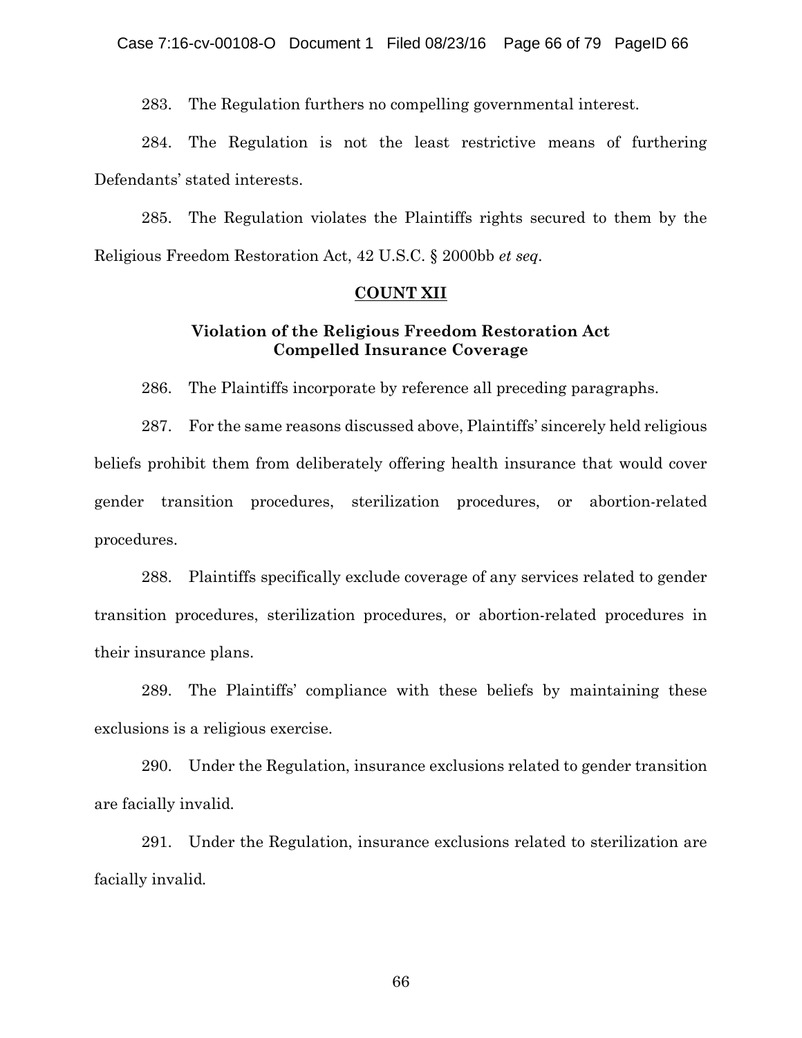283. The Regulation furthers no compelling governmental interest.

284. The Regulation is not the least restrictive means of furthering Defendants' stated interests.

285. The Regulation violates the Plaintiffs rights secured to them by the Religious Freedom Restoration Act, 42 U.S.C. § 2000bb *et seq*.

## COUNT XII

### Violation of the Religious Freedom Restoration Act Compelled Insurance Coverage

286. The Plaintiffs incorporate by reference all preceding paragraphs.

287. For the same reasons discussed above, Plaintiffs' sincerely held religious beliefs prohibit them from deliberately offering health insurance that would cover gender transition procedures, sterilization procedures, or abortion-related procedures.

288. Plaintiffs specifically exclude coverage of any services related to gender transition procedures, sterilization procedures, or abortion-related procedures in their insurance plans.

289. The Plaintiffs' compliance with these beliefs by maintaining these exclusions is a religious exercise.

290. Under the Regulation, insurance exclusions related to gender transition are facially invalid.

291. Under the Regulation, insurance exclusions related to sterilization are facially invalid.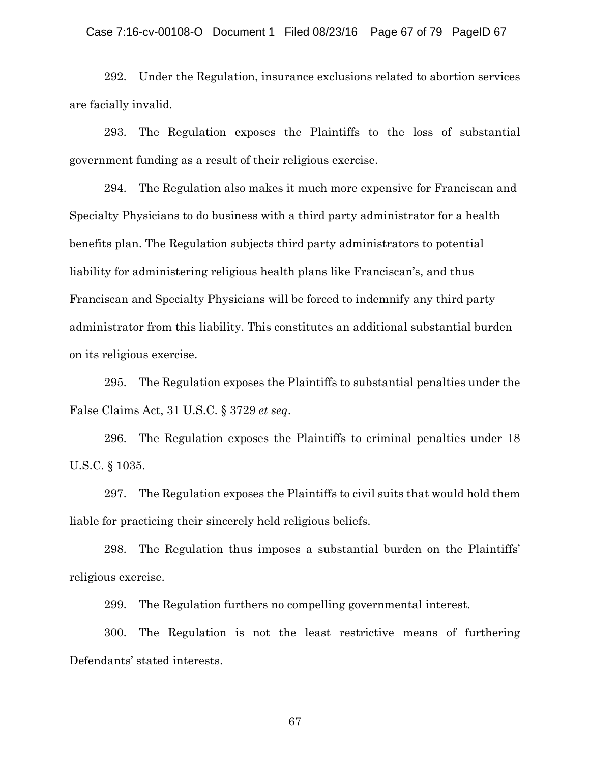292. Under the Regulation, insurance exclusions related to abortion services are facially invalid.

293. The Regulation exposes the Plaintiffs to the loss of substantial government funding as a result of their religious exercise.

294. The Regulation also makes it much more expensive for Franciscan and Specialty Physicians to do business with a third party administrator for a health benefits plan. The Regulation subjects third party administrators to potential liability for administering religious health plans like Franciscan's, and thus Franciscan and Specialty Physicians will be forced to indemnify any third party administrator from this liability. This constitutes an additional substantial burden on its religious exercise.

295. The Regulation exposes the Plaintiffs to substantial penalties under the False Claims Act, 31 U.S.C. § 3729 *et seq*.

296. The Regulation exposes the Plaintiffs to criminal penalties under 18 U.S.C. § 1035.

297. The Regulation exposes the Plaintiffs to civil suits that would hold them liable for practicing their sincerely held religious beliefs.

298. The Regulation thus imposes a substantial burden on the Plaintiffs' religious exercise.

299. The Regulation furthers no compelling governmental interest.

300. The Regulation is not the least restrictive means of furthering Defendants' stated interests.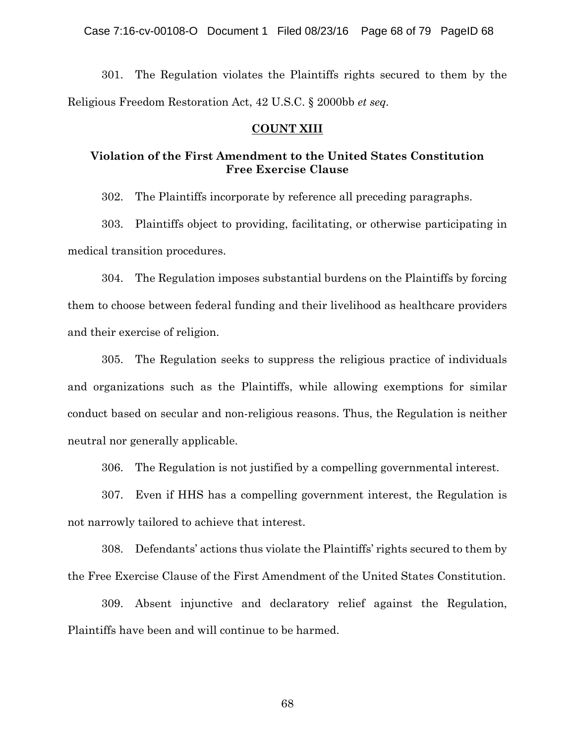301. The Regulation violates the Plaintiffs rights secured to them by the Religious Freedom Restoration Act, 42 U.S.C. § 2000bb *et seq*.

## COUNT XIII

### Violation of the First Amendment to the United States Constitution Free Exercise Clause

302. The Plaintiffs incorporate by reference all preceding paragraphs.

303. Plaintiffs object to providing, facilitating, or otherwise participating in medical transition procedures.

304. The Regulation imposes substantial burdens on the Plaintiffs by forcing them to choose between federal funding and their livelihood as healthcare providers and their exercise of religion.

305. The Regulation seeks to suppress the religious practice of individuals and organizations such as the Plaintiffs, while allowing exemptions for similar conduct based on secular and non-religious reasons. Thus, the Regulation is neither neutral nor generally applicable.

306. The Regulation is not justified by a compelling governmental interest.

307. Even if HHS has a compelling government interest, the Regulation is not narrowly tailored to achieve that interest.

308. Defendants' actions thus violate the Plaintiffs' rights secured to them by the Free Exercise Clause of the First Amendment of the United States Constitution.

309. Absent injunctive and declaratory relief against the Regulation, Plaintiffs have been and will continue to be harmed.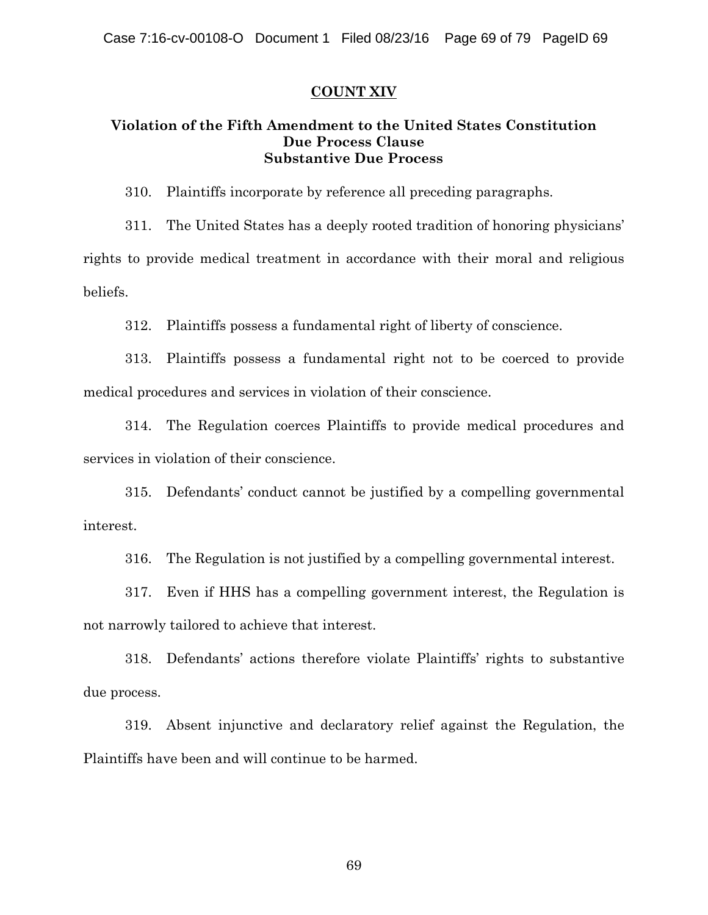## COUNT XIV

### Violation of the Fifth Amendment to the United States Constitution
### Due Process Clause
### Substantive Due Process

310. Plaintiffs incorporate by reference all preceding paragraphs.

311. The United States has a deeply rooted tradition of honoring physicians' rights to provide medical treatment in accordance with their moral and religious beliefs.

312. Plaintiffs possess a fundamental right of liberty of conscience.

313. Plaintiffs possess a fundamental right not to be coerced to provide medical procedures and services in violation of their conscience.

314. The Regulation coerces Plaintiffs to provide medical procedures and services in violation of their conscience.

315. Defendants' conduct cannot be justified by a compelling governmental interest.

316. The Regulation is not justified by a compelling governmental interest.

317. Even if HHS has a compelling government interest, the Regulation is not narrowly tailored to achieve that interest.

318. Defendants' actions therefore violate Plaintiffs' rights to substantive due process.

319. Absent injunctive and declaratory relief against the Regulation, the Plaintiffs have been and will continue to be harmed.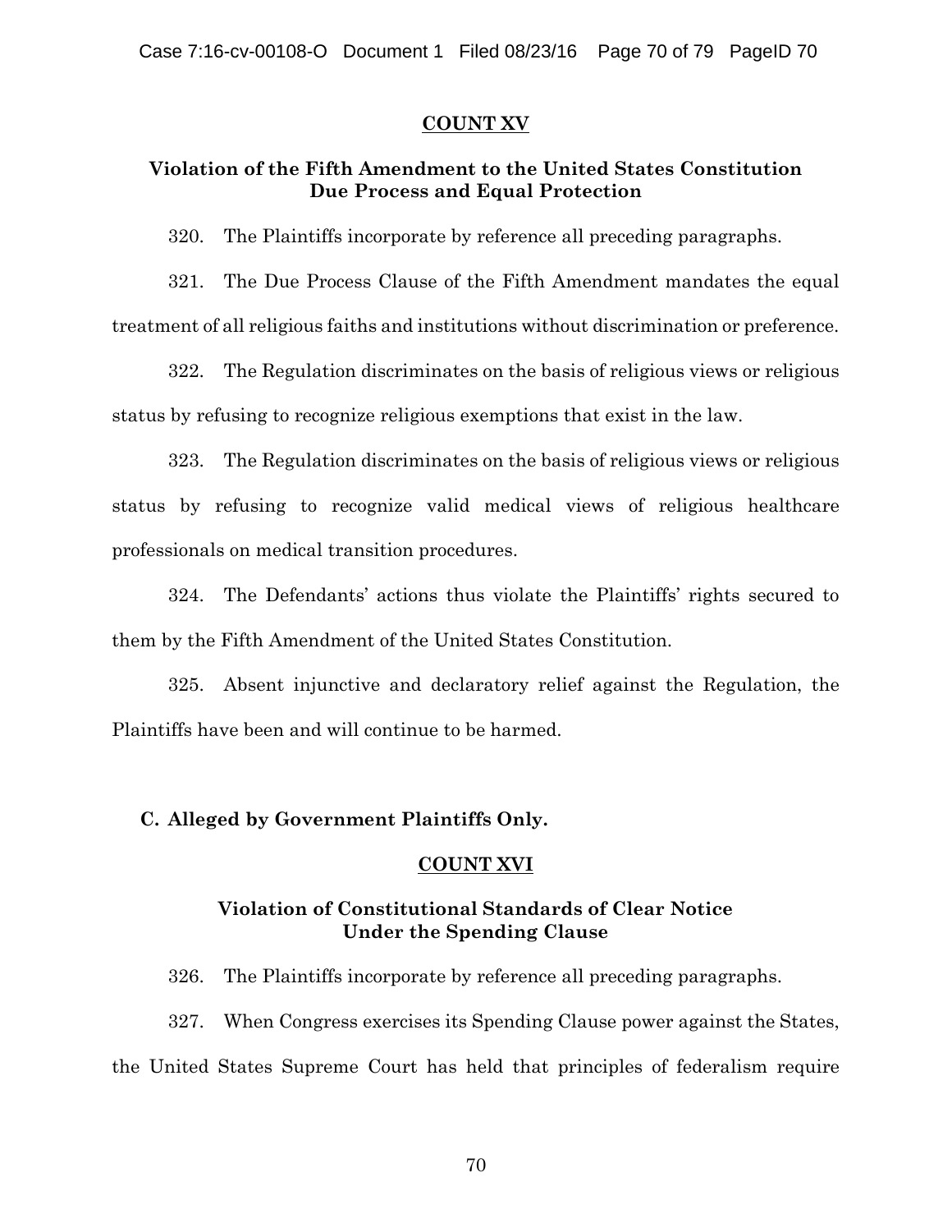## COUNT XV

### Violation of the Fifth Amendment to the United States Constitution Due Process and Equal Protection

320. The Plaintiffs incorporate by reference all preceding paragraphs.

321. The Due Process Clause of the Fifth Amendment mandates the equal treatment of all religious faiths and institutions without discrimination or preference.

322. The Regulation discriminates on the basis of religious views or religious status by refusing to recognize religious exemptions that exist in the law.

323. The Regulation discriminates on the basis of religious views or religious status by refusing to recognize valid medical views of religious healthcare professionals on medical transition procedures.

324. The Defendants' actions thus violate the Plaintiffs' rights secured to them by the Fifth Amendment of the United States Constitution.

325. Absent injunctive and declaratory relief against the Regulation, the Plaintiffs have been and will continue to be harmed.

## C. Alleged by Government Plaintiffs Only.

## COUNT XVI

### Violation of Constitutional Standards of Clear Notice Under the Spending Clause

326. The Plaintiffs incorporate by reference all preceding paragraphs.

327. When Congress exercises its Spending Clause power against the States, the United States Supreme Court has held that principles of federalism require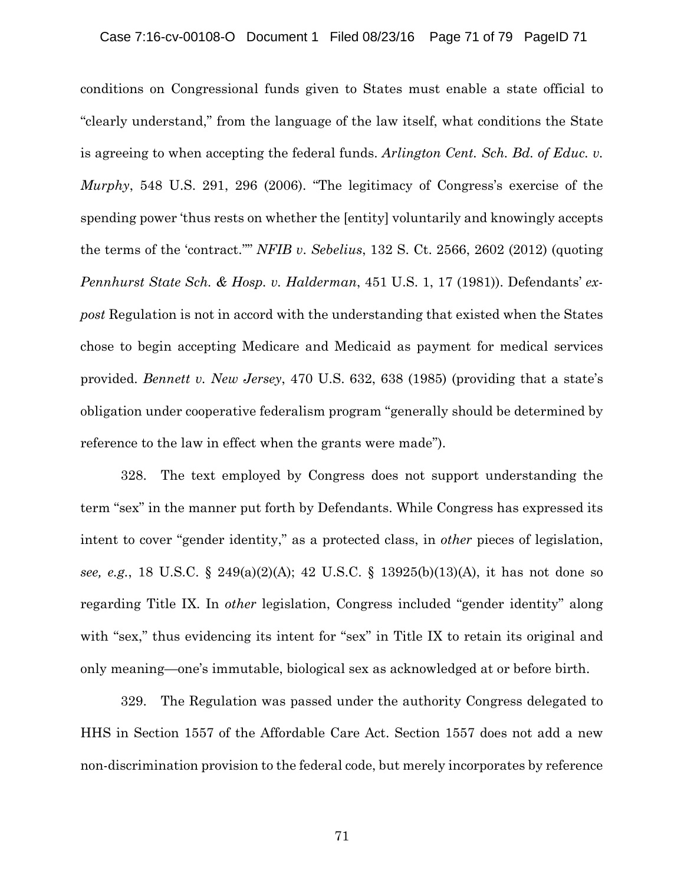conditions on Congressional funds given to States must enable a state official to "clearly understand," from the language of the law itself, what conditions the State is agreeing to when accepting the federal funds. *Arlington Cent. Sch. Bd. of Educ. v. Murphy*, 548 U.S. 291, 296 (2006). "The legitimacy of Congress's exercise of the spending power 'thus rests on whether the [entity] voluntarily and knowingly accepts the terms of the 'contract.''" *NFIB v. Sebelius*, 132 S. Ct. 2566, 2602 (2012) (quoting *Pennhurst State Sch. & Hosp. v. Halderman*, 451 U.S. 1, 17 (1981)). Defendants' *ex-post* Regulation is not in accord with the understanding that existed when the States chose to begin accepting Medicare and Medicaid as payment for medical services provided. *Bennett v. New Jersey*, 470 U.S. 632, 638 (1985) (providing that a state's obligation under cooperative federalism program "generally should be determined by reference to the law in effect when the grants were made").

328. The text employed by Congress does not support understanding the term "sex" in the manner put forth by Defendants. While Congress has expressed its intent to cover "gender identity," as a protected class, in *other* pieces of legislation, *see, e.g.*, 18 U.S.C. § 249(a)(2)(A); 42 U.S.C. § 13925(b)(13)(A), it has not done so regarding Title IX. In *other* legislation, Congress included "gender identity" along with "sex," thus evidencing its intent for "sex" in Title IX to retain its original and only meaning—one's immutable, biological sex as acknowledged at or before birth.

329. The Regulation was passed under the authority Congress delegated to HHS in Section 1557 of the Affordable Care Act. Section 1557 does not add a new non-discrimination provision to the federal code, but merely incorporates by reference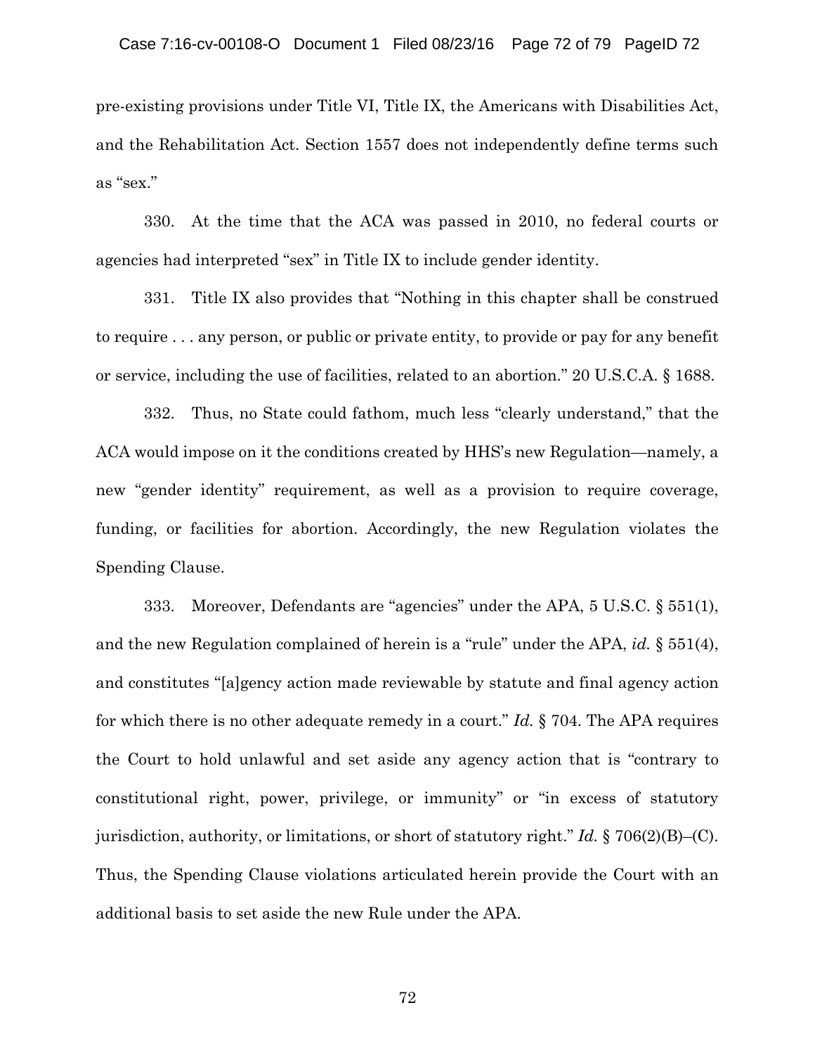pre-existing provisions under Title VI, Title IX, the Americans with Disabilities Act, and the Rehabilitation Act. Section 1557 does not independently define terms such as "sex."

330. At the time that the ACA was passed in 2010, no federal courts or agencies had interpreted "sex" in Title IX to include gender identity.

331. Title IX also provides that "Nothing in this chapter shall be construed to require . . . any person, or public or private entity, to provide or pay for any benefit or service, including the use of facilities, related to an abortion." 20 U.S.C.A. § 1688.

332. Thus, no State could fathom, much less "clearly understand," that the ACA would impose on it the conditions created by HHS's new Regulation—namely, a new "gender identity" requirement, as well as a provision to require coverage, funding, or facilities for abortion. Accordingly, the new Regulation violates the Spending Clause.

333. Moreover, Defendants are "agencies" under the APA, 5 U.S.C. § 551(1), and the new Regulation complained of herein is a "rule" under the APA, *id.* § 551(4), and constitutes "[a]gency action made reviewable by statute and final agency action for which there is no other adequate remedy in a court." *Id.* § 704. The APA requires the Court to hold unlawful and set aside any agency action that is "contrary to constitutional right, power, privilege, or immunity" or "in excess of statutory jurisdiction, authority, or limitations, or short of statutory right." *Id.* § 706(2)(B)–(C). Thus, the Spending Clause violations articulated herein provide the Court with an additional basis to set aside the new Rule under the APA.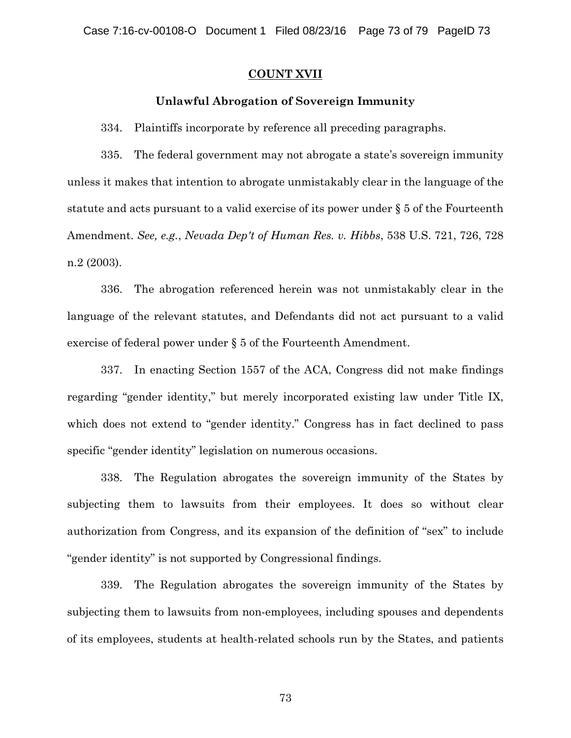**COUNT XVII**

**Unlawful Abrogation of Sovereign Immunity**

334. Plaintiffs incorporate by reference all preceding paragraphs.

335. The federal government may not abrogate a state's sovereign immunity unless it makes that intention to abrogate unmistakably clear in the language of the statute and acts pursuant to a valid exercise of its power under § 5 of the Fourteenth Amendment. *See, e.g.*, *Nevada Dep't of Human Res. v. Hibbs*, 538 U.S. 721, 726, 728 n.2 (2003).

336. The abrogation referenced herein was not unmistakably clear in the language of the relevant statutes, and Defendants did not act pursuant to a valid exercise of federal power under § 5 of the Fourteenth Amendment.

337. In enacting Section 1557 of the ACA, Congress did not make findings regarding "gender identity," but merely incorporated existing law under Title IX, which does not extend to "gender identity." Congress has in fact declined to pass specific "gender identity" legislation on numerous occasions.

338. The Regulation abrogates the sovereign immunity of the States by subjecting them to lawsuits from their employees. It does so without clear authorization from Congress, and its expansion of the definition of "sex" to include "gender identity" is not supported by Congressional findings.

339. The Regulation abrogates the sovereign immunity of the States by subjecting them to lawsuits from non-employees, including spouses and dependents of its employees, students at health-related schools run by the States, and patients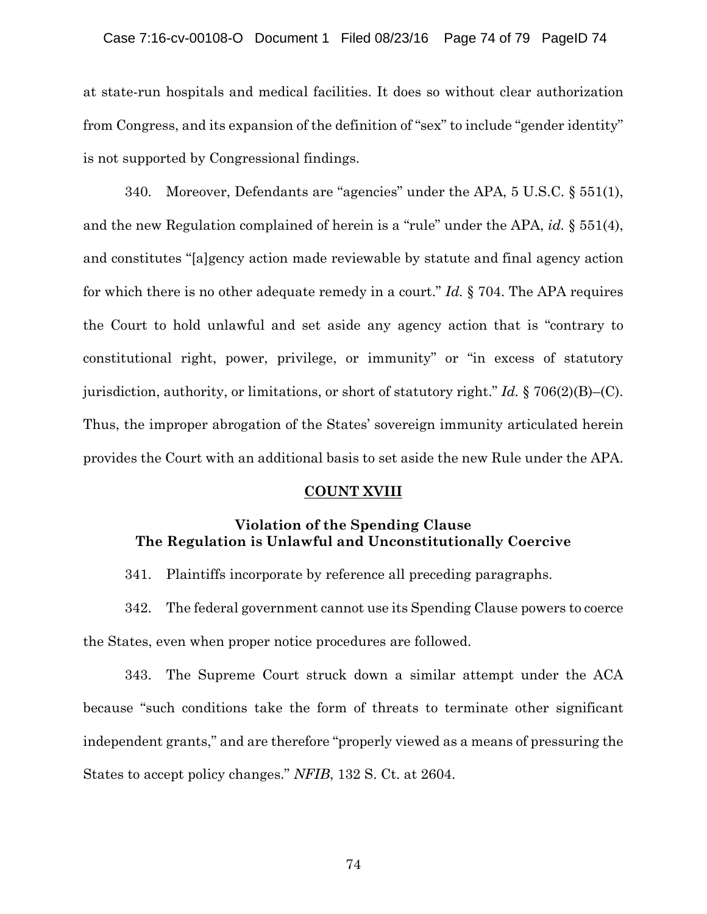at state-run hospitals and medical facilities. It does so without clear authorization from Congress, and its expansion of the definition of "sex" to include "gender identity" is not supported by Congressional findings.

340. Moreover, Defendants are "agencies" under the APA, 5 U.S.C. § 551(1), and the new Regulation complained of herein is a "rule" under the APA, *id.* § 551(4), and constitutes "[a]gency action made reviewable by statute and final agency action for which there is no other adequate remedy in a court." *Id.* § 704. The APA requires the Court to hold unlawful and set aside any agency action that is "contrary to constitutional right, power, privilege, or immunity" or "in excess of statutory jurisdiction, authority, or limitations, or short of statutory right." *Id.* § 706(2)(B)–(C). Thus, the improper abrogation of the States' sovereign immunity articulated herein provides the Court with an additional basis to set aside the new Rule under the APA.

## COUNT XVIII

### Violation of the Spending Clause
### The Regulation is Unlawful and Unconstitutionally Coercive

341. Plaintiffs incorporate by reference all preceding paragraphs.

342. The federal government cannot use its Spending Clause powers to coerce the States, even when proper notice procedures are followed.

343. The Supreme Court struck down a similar attempt under the ACA because "such conditions take the form of threats to terminate other significant independent grants," and are therefore "properly viewed as a means of pressuring the States to accept policy changes." *NFIB*, 132 S. Ct. at 2604.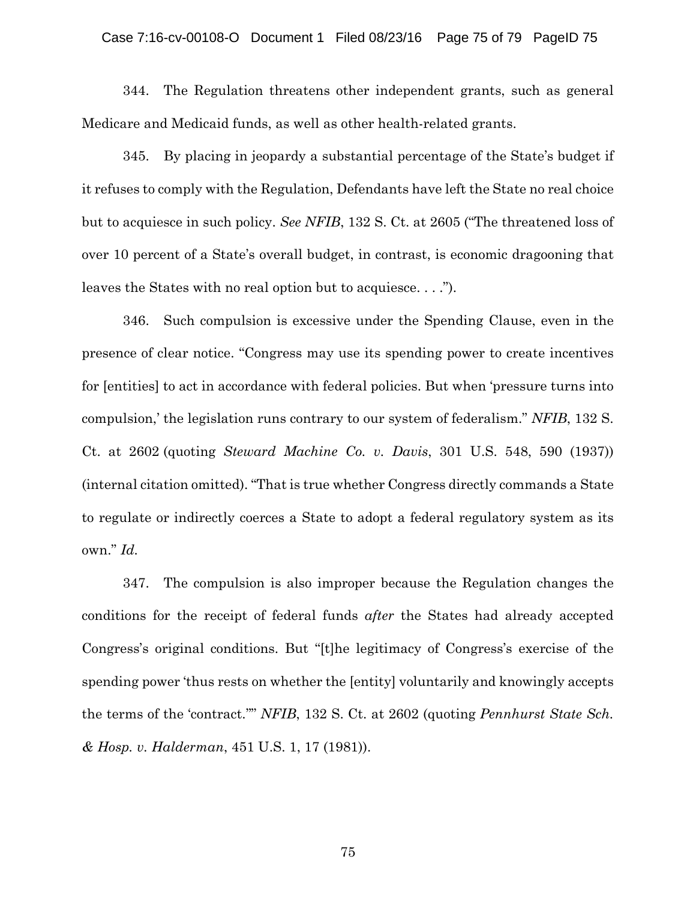344. The Regulation threatens other independent grants, such as general Medicare and Medicaid funds, as well as other health-related grants.

345. By placing in jeopardy a substantial percentage of the State's budget if it refuses to comply with the Regulation, Defendants have left the State no real choice but to acquiesce in such policy. *See NFIB*, 132 S. Ct. at 2605 ("The threatened loss of over 10 percent of a State's overall budget, in contrast, is economic dragooning that leaves the States with no real option but to acquiesce. . . .").

346. Such compulsion is excessive under the Spending Clause, even in the presence of clear notice. "Congress may use its spending power to create incentives for [entities] to act in accordance with federal policies. But when 'pressure turns into compulsion,' the legislation runs contrary to our system of federalism." *NFIB*, 132 S. Ct. at 2602 (quoting *Steward Machine Co. v. Davis*, 301 U.S. 548, 590 (1937)) (internal citation omitted). "That is true whether Congress directly commands a State to regulate or indirectly coerces a State to adopt a federal regulatory system as its own." *Id.*

347. The compulsion is also improper because the Regulation changes the conditions for the receipt of federal funds *after* the States had already accepted Congress's original conditions. But "[t]he legitimacy of Congress's exercise of the spending power 'thus rests on whether the [entity] voluntarily and knowingly accepts the terms of the 'contract.''" *NFIB*, 132 S. Ct. at 2602 (quoting *Pennhurst State Sch. & Hosp. v. Halderman*, 451 U.S. 1, 17 (1981)).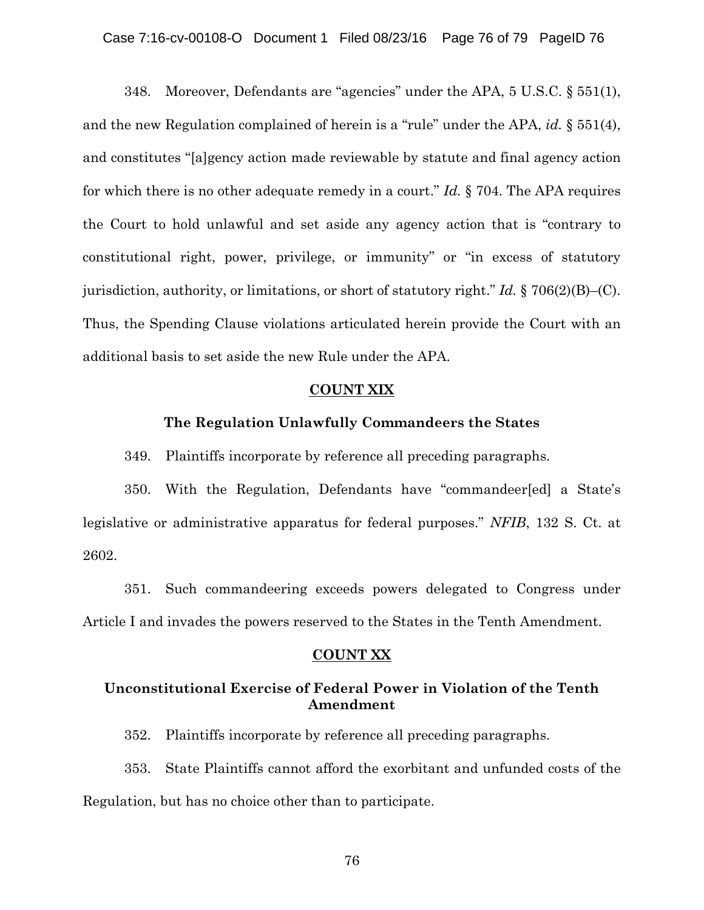348. Moreover, Defendants are "agencies" under the APA, 5 U.S.C. § 551(1), and the new Regulation complained of herein is a "rule" under the APA, *id.* § 551(4), and constitutes "[a]gency action made reviewable by statute and final agency action for which there is no other adequate remedy in a court." *Id.* § 704. The APA requires the Court to hold unlawful and set aside any agency action that is "contrary to constitutional right, power, privilege, or immunity" or "in excess of statutory jurisdiction, authority, or limitations, or short of statutory right." *Id.* § 706(2)(B)–(C). Thus, the Spending Clause violations articulated herein provide the Court with an additional basis to set aside the new Rule under the APA.

## COUNT XIX

### The Regulation Unlawfully Commandeers the States

349. Plaintiffs incorporate by reference all preceding paragraphs.

350. With the Regulation, Defendants have "commandeer[ed] a State's legislative or administrative apparatus for federal purposes." *NFIB*, 132 S. Ct. at 2602.

351. Such commandeering exceeds powers delegated to Congress under Article I and invades the powers reserved to the States in the Tenth Amendment.

## COUNT XX

### Unconstitutional Exercise of Federal Power in Violation of the Tenth Amendment

352. Plaintiffs incorporate by reference all preceding paragraphs.

353. State Plaintiffs cannot afford the exorbitant and unfunded costs of the Regulation, but has no choice other than to participate.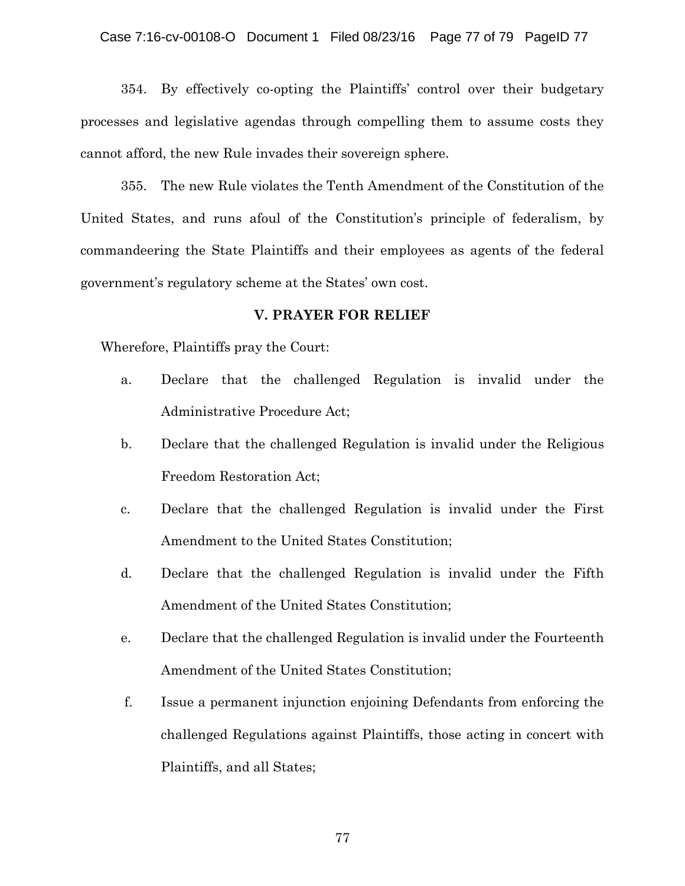354. By effectively co-opting the Plaintiffs' control over their budgetary processes and legislative agendas through compelling them to assume costs they cannot afford, the new Rule invades their sovereign sphere.

355. The new Rule violates the Tenth Amendment of the Constitution of the United States, and runs afoul of the Constitution's principle of federalism, by commandeering the State Plaintiffs and their employees as agents of the federal government's regulatory scheme at the States' own cost.

## V. PRAYER FOR RELIEF

Wherefore, Plaintiffs pray the Court:

a. Declare that the challenged Regulation is invalid under the Administrative Procedure Act;

b. Declare that the challenged Regulation is invalid under the Religious Freedom Restoration Act;

c. Declare that the challenged Regulation is invalid under the First Amendment to the United States Constitution;

d. Declare that the challenged Regulation is invalid under the Fifth Amendment of the United States Constitution;

e. Declare that the challenged Regulation is invalid under the Fourteenth Amendment of the United States Constitution;

f. Issue a permanent injunction enjoining Defendants from enforcing the challenged Regulations against Plaintiffs, those acting in concert with Plaintiffs, and all States;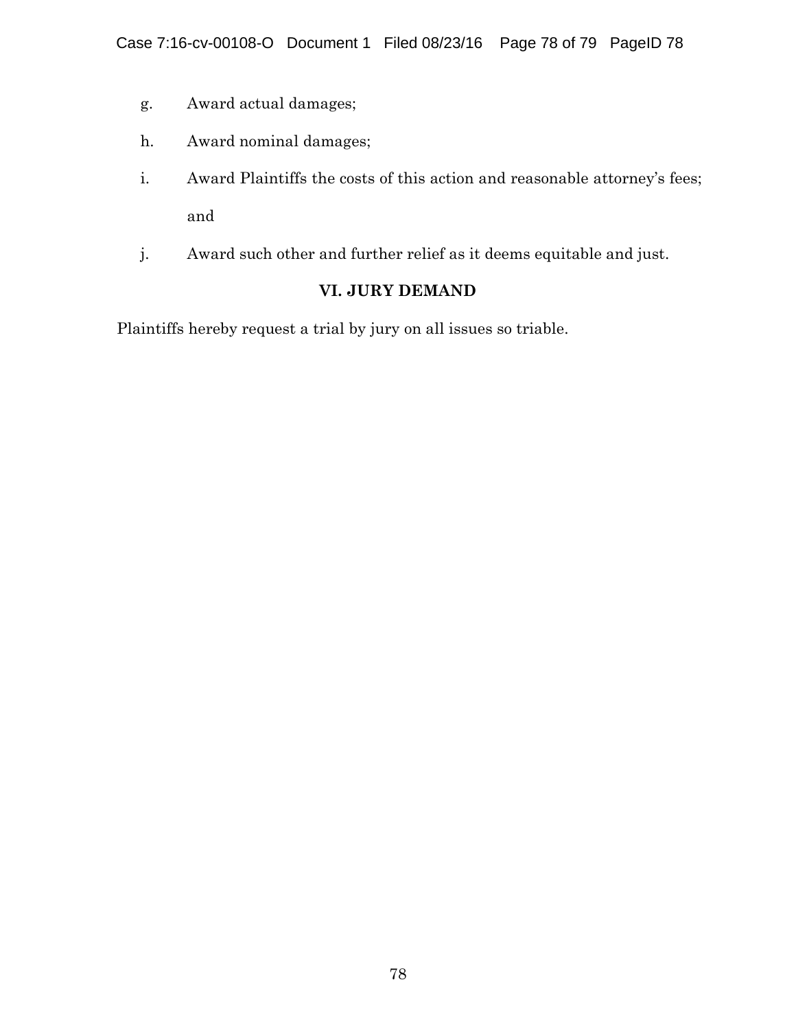g. Award actual damages;

h. Award nominal damages;

i. Award Plaintiffs the costs of this action and reasonable attorney's fees; and

j. Award such other and further relief as it deems equitable and just.

## VI. JURY DEMAND

Plaintiffs hereby request a trial by jury on all issues so triable.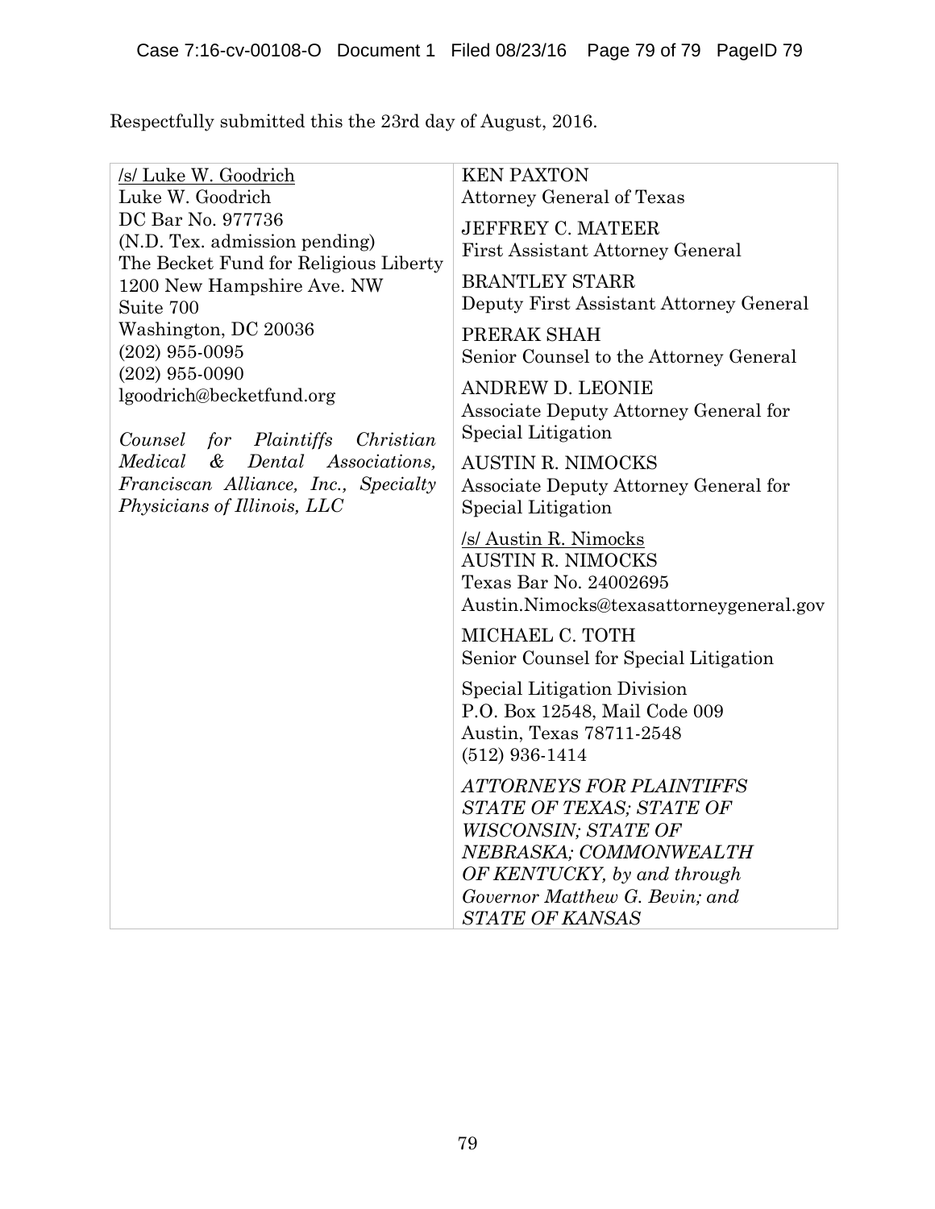Respectfully submitted this the 23rd day of August, 2016.

| | |
|---|---|
| /s/ Luke W. Goodrich<br>Luke W. Goodrich<br>DC Bar No. 977736<br>(N.D. Tex. admission pending)<br>The Becket Fund for Religious Liberty<br>1200 New Hampshire Ave. NW<br>Suite 700<br>Washington, DC 20036<br>(202) 955-0095<br>(202) 955-0090<br>lgoodrich@becketfund.org<br><br>*Counsel for Plaintiffs Christian Medical & Dental Associations, Franciscan Alliance, Inc., Specialty Physicians of Illinois, LLC* | KEN PAXTON<br>Attorney General of Texas<br><br>JEFFREY C. MATEER<br>First Assistant Attorney General<br><br>BRANTLEY STARR<br>Deputy First Assistant Attorney General<br><br>PRERAK SHAH<br>Senior Counsel to the Attorney General<br><br>ANDREW D. LEONIE<br>Associate Deputy Attorney General for Special Litigation<br><br>AUSTIN R. NIMOCKS<br>Associate Deputy Attorney General for Special Litigation<br><br>/s/ Austin R. Nimocks<br>AUSTIN R. NIMOCKS<br>Texas Bar No. 24002695<br>Austin.Nimocks@texasattorneygeneral.gov<br><br>MICHAEL C. TOTH<br>Senior Counsel for Special Litigation<br><br>Special Litigation Division<br>P.O. Box 12548, Mail Code 009<br>Austin, Texas 78711-2548<br>(512) 936-1414<br><br>*ATTORNEYS FOR PLAINTIFFS STATE OF TEXAS; STATE OF WISCONSIN; STATE OF NEBRASKA; COMMONWEALTH OF KENTUCKY, by and through Governor Matthew G. Bevin; and STATE OF KANSAS* |